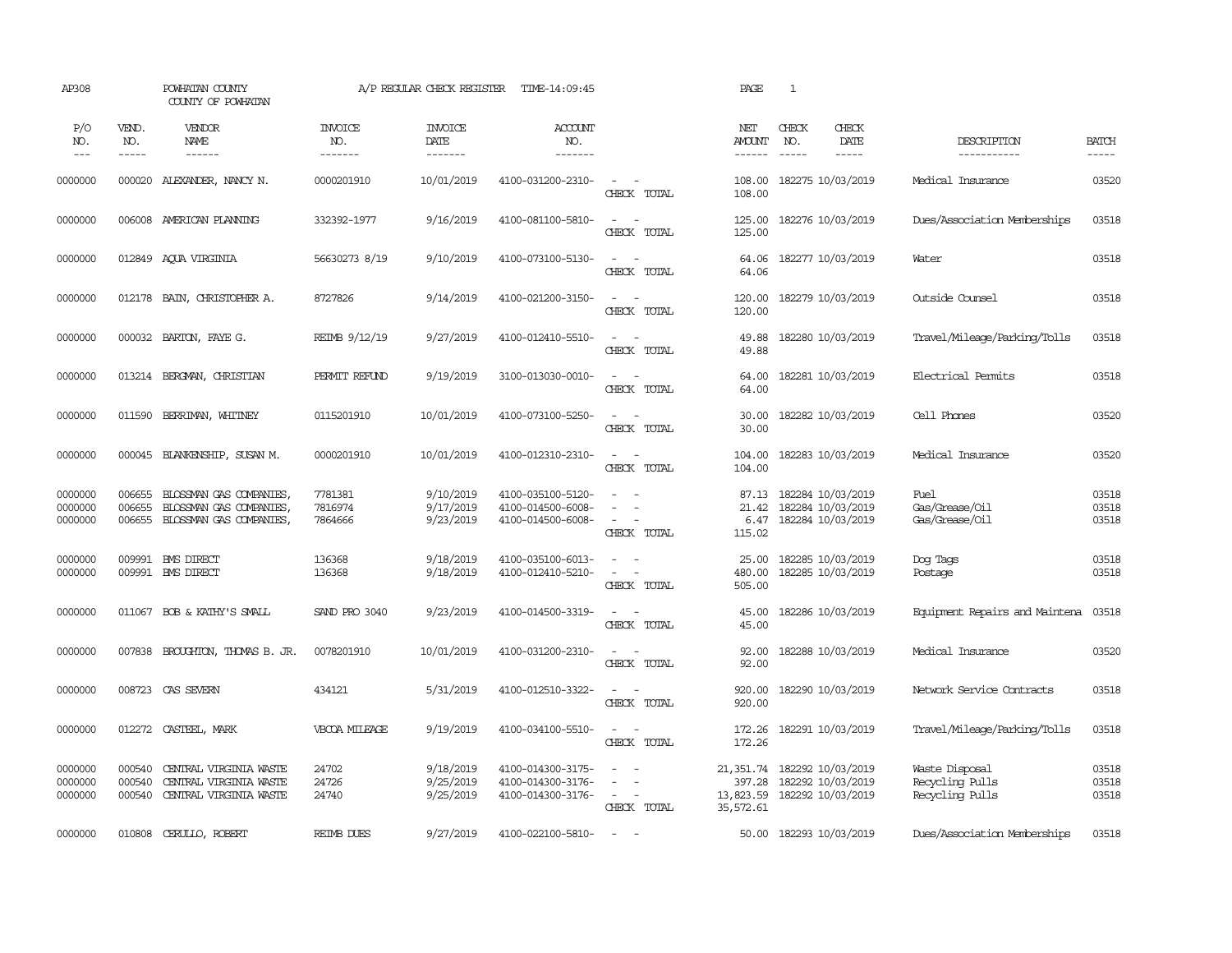AP308 POWHATAN COUNTY COUNTY OF POWHATAN A/P REGULAR CHECK REGISTER TIME-14:09:45 PAGE 1

| P/O NO. | VEND. NO. | VENDOR NAME | INVOICE NO. | INVOICE DATE | ACCOUNT NO. | | NET AMOUNT | CHECK NO. | CHECK DATE | DESCRIPTION | BATCH |
|---|---|---|---|---|---|---|---|---|---|---|---|
| 0000000 | 000020 | ALEXANDER, NANCY N. | 0000201910 | 10/01/2019 | 4100-031200-2310- | - - | 108.00 | 182275 | 10/03/2019 | Medical Insurance | 03520 |
| | | | | | | CHECK TOTAL | 108.00 | | | | |
| 0000000 | 006008 | AMERICAN PLANNING | 332392-1977 | 9/16/2019 | 4100-081100-5810- | - - | 125.00 | 182276 | 10/03/2019 | Dues/Association Memberships | 03518 |
| | | | | | | CHECK TOTAL | 125.00 | | | | |
| 0000000 | 012849 | AQUA VIRGINIA | 56630273 8/19 | 9/10/2019 | 4100-073100-5130- | - - | 64.06 | 182277 | 10/03/2019 | Water | 03518 |
| | | | | | | CHECK TOTAL | 64.06 | | | | |
| 0000000 | 012178 | BAIN, CHRISTOPHER A. | 8727826 | 9/14/2019 | 4100-021200-3150- | - - | 120.00 | 182279 | 10/03/2019 | Outside Counsel | 03518 |
| | | | | | | CHECK TOTAL | 120.00 | | | | |
| 0000000 | 000032 | BARTON, FAYE G. | REIMB 9/12/19 | 9/27/2019 | 4100-012410-5510- | - - | 49.88 | 182280 | 10/03/2019 | Travel/Mileage/Parking/Tolls | 03518 |
| | | | | | | CHECK TOTAL | 49.88 | | | | |
| 0000000 | 013214 | BERGMAN, CHRISTIAN | PERMIT REFUND | 9/19/2019 | 3100-013030-0010- | - - | 64.00 | 182281 | 10/03/2019 | Electrical Permits | 03518 |
| | | | | | | CHECK TOTAL | 64.00 | | | | |
| 0000000 | 011590 | BERRIMAN, WHITNEY | 0115201910 | 10/01/2019 | 4100-073100-5250- | - - | 30.00 | 182282 | 10/03/2019 | Cell Phones | 03520 |
| | | | | | | CHECK TOTAL | 30.00 | | | | |
| 0000000 | 000045 | BLANKENSHIP, SUSAN M. | 0000201910 | 10/01/2019 | 4100-012310-2310- | - - | 104.00 | 182283 | 10/03/2019 | Medical Insurance | 03520 |
| | | | | | | CHECK TOTAL | 104.00 | | | | |
| 0000000 | 006655 | BLOSSMAN GAS COMPANIES, | 7781381 | 9/10/2019 | 4100-035100-5120- | - - | 87.13 | 182284 | 10/03/2019 | Fuel | 03518 |
| 0000000 | 006655 | BLOSSMAN GAS COMPANIES, | 7816974 | 9/17/2019 | 4100-014500-6008- | - - | 21.42 | 182284 | 10/03/2019 | Gas/Grease/Oil | 03518 |
| 0000000 | 006655 | BLOSSMAN GAS COMPANIES, | 7864666 | 9/23/2019 | 4100-014500-6008- | - - | 6.47 | 182284 | 10/03/2019 | Gas/Grease/Oil | 03518 |
| | | | | | | CHECK TOTAL | 115.02 | | | | |
| 0000000 | 009991 | BMS DIRECT | 136368 | 9/18/2019 | 4100-035100-6013- | - - | 25.00 | 182285 | 10/03/2019 | Dog Tags | 03518 |
| 0000000 | 009991 | BMS DIRECT | 136368 | 9/18/2019 | 4100-012410-5210- | - - | 480.00 | 182285 | 10/03/2019 | Postage | 03518 |
| | | | | | | CHECK TOTAL | 505.00 | | | | |
| 0000000 | 011067 | BOB & KATHY'S SMALL | SAND PRO 3040 | 9/23/2019 | 4100-014500-3319- | - - | 45.00 | 182286 | 10/03/2019 | Equipment Repairs and Maintena | 03518 |
| | | | | | | CHECK TOTAL | 45.00 | | | | |
| 0000000 | 007838 | BROUGHTON, THOMAS B. JR. | 0078201910 | 10/01/2019 | 4100-031200-2310- | - - | 92.00 | 182288 | 10/03/2019 | Medical Insurance | 03520 |
| | | | | | | CHECK TOTAL | 92.00 | | | | |
| 0000000 | 008723 | CAS SEVERN | 434121 | 5/31/2019 | 4100-012510-3322- | - - | 920.00 | 182290 | 10/03/2019 | Network Service Contracts | 03518 |
| | | | | | | CHECK TOTAL | 920.00 | | | | |
| 0000000 | 012272 | CASTEEL, MARK | VBCOA MILEAGE | 9/19/2019 | 4100-034100-5510- | - - | 172.26 | 182291 | 10/03/2019 | Travel/Mileage/Parking/Tolls | 03518 |
| | | | | | | CHECK TOTAL | 172.26 | | | | |
| 0000000 | 000540 | CENTRAL VIRGINIA WASTE | 24702 | 9/18/2019 | 4100-014300-3175- | - - | 21,351.74 | 182292 | 10/03/2019 | Waste Disposal | 03518 |
| 0000000 | 000540 | CENTRAL VIRGINIA WASTE | 24726 | 9/25/2019 | 4100-014300-3176- | - - | 397.28 | 182292 | 10/03/2019 | Recycling Pulls | 03518 |
| 0000000 | 000540 | CENTRAL VIRGINIA WASTE | 24740 | 9/25/2019 | 4100-014300-3176- | - - | 13,823.59 | 182292 | 10/03/2019 | Recycling Pulls | 03518 |
| | | | | | | CHECK TOTAL | 35,572.61 | | | | |
| 0000000 | 010808 | CERULLO, ROBERT | REIMB DUES | 9/27/2019 | 4100-022100-5810- | - - | 50.00 | 182293 | 10/03/2019 | Dues/Association Memberships | 03518 |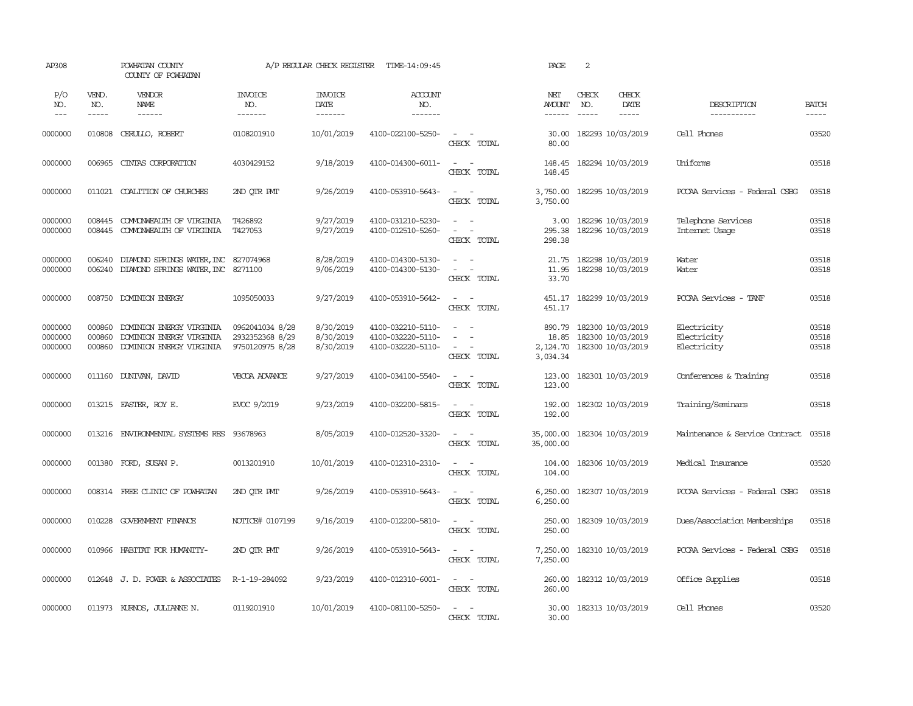AP308 POWHATAN COUNTY A/P REGULAR CHECK REGISTER TIME-14:09:45 PAGE 2

COUNTY OF POWHATAN

| P/O NO. | VEND. NO. | VENDOR NAME | INVOICE NO. | INVOICE DATE | ACCOUNT NO. | | NET AMOUNT | CHECK NO. | CHECK DATE | DESCRIPTION | BATCH |
|---|---|---|---|---|---|---|---|---|---|---|---|
| 0000000 | 010808 | CERULLO, ROBERT | 0108201910 | 10/01/2019 | 4100-022100-5250- | - - | 30.00 | 182293 | 10/03/2019 | Cell Phones | 03520 |
| | | | | | | CHECK TOTAL | 80.00 | | | | |
| 0000000 | 006965 | CINTAS CORPORATION | 4030429152 | 9/18/2019 | 4100-014300-6011- | - - | 148.45 | 182294 | 10/03/2019 | Uniforms | 03518 |
| | | | | | | CHECK TOTAL | 148.45 | | | | |
| 0000000 | 011021 | COALITION OF CHURCHES | 2ND QTR PMT | 9/26/2019 | 4100-053910-5643- | - - | 3,750.00 | 182295 | 10/03/2019 | PCCAA Services - Federal CSBG | 03518 |
| | | | | | | CHECK TOTAL | 3,750.00 | | | | |
| 0000000 | 008445 | COMMONWEALTH OF VIRGINIA | T426892 | 9/27/2019 | 4100-031210-5230- | - - | 3.00 | 182296 | 10/03/2019 | Telephone Services | 03518 |
| 0000000 | 008445 | COMMONWEALTH OF VIRGINIA | T427053 | 9/27/2019 | 4100-012510-5260- | - - | 295.38 | 182296 | 10/03/2019 | Internet Usage | 03518 |
| | | | | | | CHECK TOTAL | 298.38 | | | | |
| 0000000 | 006240 | DIAMOND SPRINGS WATER,INC | 827074968 | 8/28/2019 | 4100-014300-5130- | - - | 21.75 | 182298 | 10/03/2019 | Water | 03518 |
| 0000000 | 006240 | DIAMOND SPRINGS WATER,INC | 8271100 | 9/06/2019 | 4100-014300-5130- | - - | 11.95 | 182298 | 10/03/2019 | Water | 03518 |
| | | | | | | CHECK TOTAL | 33.70 | | | | |
| 0000000 | 008750 | DOMINION ENERGY | 1095050033 | 9/27/2019 | 4100-053910-5642- | - - | 451.17 | 182299 | 10/03/2019 | PCCAA Services - TANF | 03518 |
| | | | | | | CHECK TOTAL | 451.17 | | | | |
| 0000000 | 000860 | DOMINION ENERGY VIRGINIA | 0962041034 8/28 | 8/30/2019 | 4100-032210-5110- | - - | 890.79 | 182300 | 10/03/2019 | Electricity | 03518 |
| 0000000 | 000860 | DOMINION ENERGY VIRGINIA | 2932352368 8/29 | 8/30/2019 | 4100-032220-5110- | - - | 18.85 | 182300 | 10/03/2019 | Electricity | 03518 |
| 0000000 | 000860 | DOMINION ENERGY VIRGINIA | 9750120975 8/28 | 8/30/2019 | 4100-032220-5110- | - - | 2,124.70 | 182300 | 10/03/2019 | Electricity | 03518 |
| | | | | | | CHECK TOTAL | 3,034.34 | | | | |
| 0000000 | 011160 | DUNIVAN, DAVID | VBCOA ADVANCE | 9/27/2019 | 4100-034100-5540- | - - | 123.00 | 182301 | 10/03/2019 | Conferences & Training | 03518 |
| | | | | | | CHECK TOTAL | 123.00 | | | | |
| 0000000 | 013215 | EASTER, ROY E. | EVOC 9/2019 | 9/23/2019 | 4100-032200-5815- | - - | 192.00 | 182302 | 10/03/2019 | Training/Seminars | 03518 |
| | | | | | | CHECK TOTAL | 192.00 | | | | |
| 0000000 | 013216 | ENVIRONMENTAL SYSTEMS RES | 93678963 | 8/05/2019 | 4100-012520-3320- | - - | 35,000.00 | 182304 | 10/03/2019 | Maintenance & Service Contract | 03518 |
| | | | | | | CHECK TOTAL | 35,000.00 | | | | |
| 0000000 | 001380 | FORD, SUSAN P. | 0013201910 | 10/01/2019 | 4100-012310-2310- | - - | 104.00 | 182306 | 10/03/2019 | Medical Insurance | 03520 |
| | | | | | | CHECK TOTAL | 104.00 | | | | |
| 0000000 | 008314 | FREE CLINIC OF POWHATAN | 2ND QTR PMT | 9/26/2019 | 4100-053910-5643- | - - | 6,250.00 | 182307 | 10/03/2019 | PCCAA Services - Federal CSBG | 03518 |
| | | | | | | CHECK TOTAL | 6,250.00 | | | | |
| 0000000 | 010228 | GOVERNMENT FINANCE | NOTICE# 0107199 | 9/16/2019 | 4100-012200-5810- | - - | 250.00 | 182309 | 10/03/2019 | Dues/Association Memberships | 03518 |
| | | | | | | CHECK TOTAL | 250.00 | | | | |
| 0000000 | 010966 | HABITAT FOR HUMANITY- | 2ND QTR PMT | 9/26/2019 | 4100-053910-5643- | - - | 7,250.00 | 182310 | 10/03/2019 | PCCAA Services - Federal CSBG | 03518 |
| | | | | | | CHECK TOTAL | 7,250.00 | | | | |
| 0000000 | 012648 | J. D. POWER & ASSOCIATES | R-1-19-284092 | 9/23/2019 | 4100-012310-6001- | - - | 260.00 | 182312 | 10/03/2019 | Office Supplies | 03518 |
| | | | | | | CHECK TOTAL | 260.00 | | | | |
| 0000000 | 011973 | KURNOS, JULIANNE N. | 0119201910 | 10/01/2019 | 4100-081100-5250- | - - | 30.00 | 182313 | 10/03/2019 | Cell Phones | 03520 |
| | | | | | | CHECK TOTAL | 30.00 | | | | |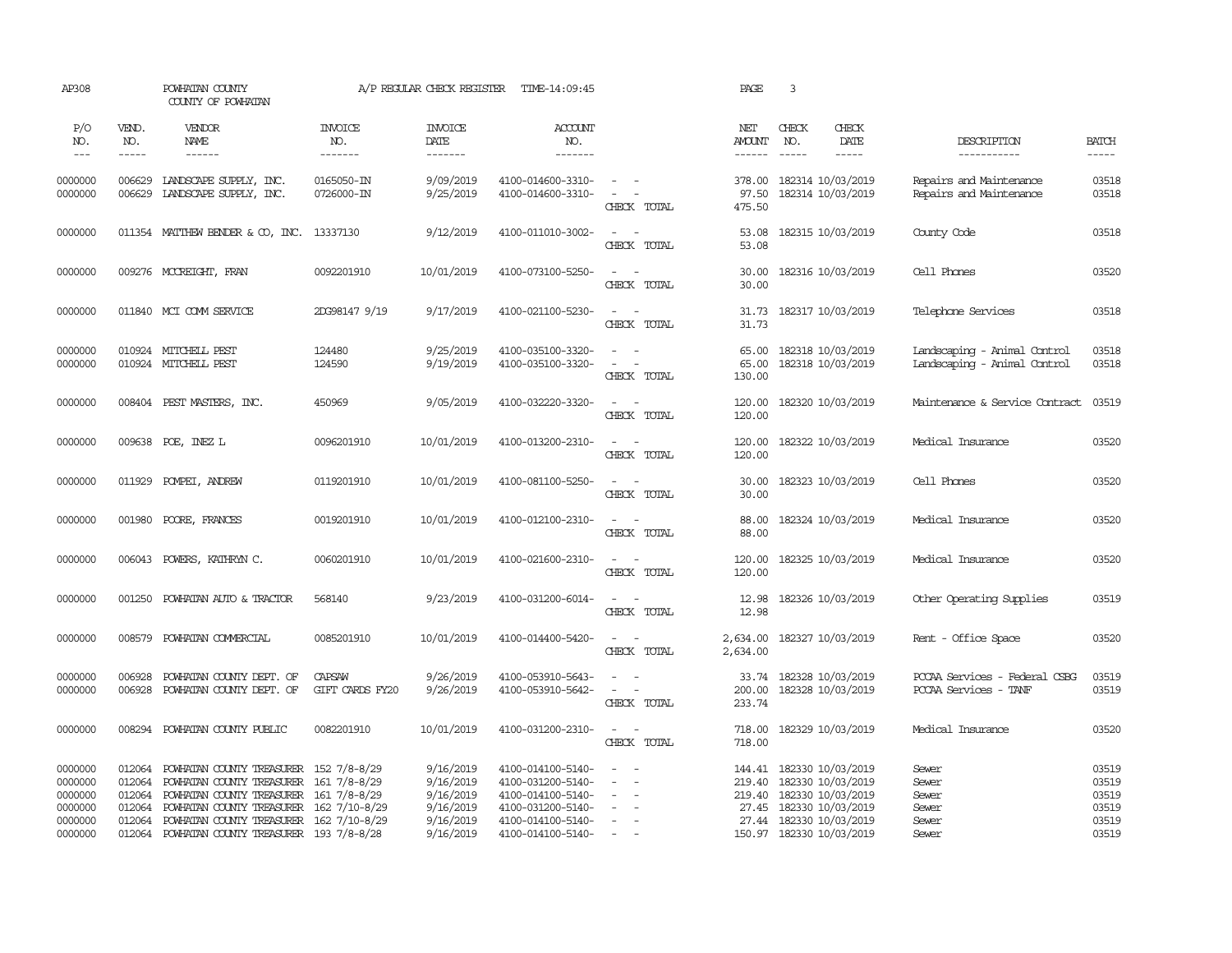AP308 POWHATAN COUNTY A/P REGULAR CHECK REGISTER TIME-14:09:45 PAGE 3

COUNTY OF POWHATAN

| P/O NO. | VEND. NO. | VENDOR NAME | INVOICE NO. | INVOICE DATE | ACCOUNT NO. | | NET AMOUNT | CHECK NO. | CHECK DATE | DESCRIPTION | BATCH |
|---|---|---|---|---|---|---|---|---|---|---|---|
| 0000000 | 006629 | LANDSCAPE SUPPLY, INC. | 0165050-IN | 9/09/2019 | 4100-014600-3310- | - - | 378.00 | 182314 | 10/03/2019 | Repairs and Maintenance | 03518 |
| 0000000 | 006629 | LANDSCAPE SUPPLY, INC. | 0726000-IN | 9/25/2019 | 4100-014600-3310- | - - | 97.50 | 182314 | 10/03/2019 | Repairs and Maintenance | 03518 |
| | | | | | | CHECK TOTAL | 475.50 | | | | |
| 0000000 | 011354 | MATTHEW BENDER & CO, INC. | 13337130 | 9/12/2019 | 4100-011010-3002- | - - | 53.08 | 182315 | 10/03/2019 | County Code | 03518 |
| | | | | | | CHECK TOTAL | 53.08 | | | | |
| 0000000 | 009276 | MCCREIGHT, FRAN | 0092201910 | 10/01/2019 | 4100-073100-5250- | - - | 30.00 | 182316 | 10/03/2019 | Cell Phones | 03520 |
| | | | | | | CHECK TOTAL | 30.00 | | | | |
| 0000000 | 011840 | MCI COMM SERVICE | 2DG98147 9/19 | 9/17/2019 | 4100-021100-5230- | - - | 31.73 | 182317 | 10/03/2019 | Telephone Services | 03518 |
| | | | | | | CHECK TOTAL | 31.73 | | | | |
| 0000000 | 010924 | MITCHELL PEST | 124480 | 9/25/2019 | 4100-035100-3320- | - - | 65.00 | 182318 | 10/03/2019 | Landscaping - Animal Control | 03518 |
| 0000000 | 010924 | MITCHELL PEST | 124590 | 9/19/2019 | 4100-035100-3320- | - - | 65.00 | 182318 | 10/03/2019 | Landscaping - Animal Control | 03518 |
| | | | | | | CHECK TOTAL | 130.00 | | | | |
| 0000000 | 008404 | PEST MASTERS, INC. | 450969 | 9/05/2019 | 4100-032220-3320- | - - | 120.00 | 182320 | 10/03/2019 | Maintenance & Service Contract | 03519 |
| | | | | | | CHECK TOTAL | 120.00 | | | | |
| 0000000 | 009638 | POE, INEZ L | 0096201910 | 10/01/2019 | 4100-013200-2310- | - - | 120.00 | 182322 | 10/03/2019 | Medical Insurance | 03520 |
| | | | | | | CHECK TOTAL | 120.00 | | | | |
| 0000000 | 011929 | POMPEI, ANDREW | 0119201910 | 10/01/2019 | 4100-081100-5250- | - - | 30.00 | 182323 | 10/03/2019 | Cell Phones | 03520 |
| | | | | | | CHECK TOTAL | 30.00 | | | | |
| 0000000 | 001980 | POORE, FRANCES | 0019201910 | 10/01/2019 | 4100-012100-2310- | - - | 88.00 | 182324 | 10/03/2019 | Medical Insurance | 03520 |
| | | | | | | CHECK TOTAL | 88.00 | | | | |
| 0000000 | 006043 | POWERS, KATHRYN C. | 0060201910 | 10/01/2019 | 4100-021600-2310- | - - | 120.00 | 182325 | 10/03/2019 | Medical Insurance | 03520 |
| | | | | | | CHECK TOTAL | 120.00 | | | | |
| 0000000 | 001250 | POWHATAN AUTO & TRACTOR | 568140 | 9/23/2019 | 4100-031200-6014- | - - | 12.98 | 182326 | 10/03/2019 | Other Operating Supplies | 03519 |
| | | | | | | CHECK TOTAL | 12.98 | | | | |
| 0000000 | 008579 | POWHATAN COMMERCIAL | 0085201910 | 10/01/2019 | 4100-014400-5420- | - - | 2,634.00 | 182327 | 10/03/2019 | Rent - Office Space | 03520 |
| | | | | | | CHECK TOTAL | 2,634.00 | | | | |
| 0000000 | 006928 | POWHATAN COUNTY DEPT. OF | CAPSAW | 9/26/2019 | 4100-053910-5643- | - - | 33.74 | 182328 | 10/03/2019 | PCCAA Services - Federal CSBG | 03519 |
| 0000000 | 006928 | POWHATAN COUNTY DEPT. OF | GIFT CARDS FY20 | 9/26/2019 | 4100-053910-5642- | - - | 200.00 | 182328 | 10/03/2019 | PCCAA Services - TANF | 03519 |
| | | | | | | CHECK TOTAL | 233.74 | | | | |
| 0000000 | 008294 | POWHATAN COUNTY PUBLIC | 0082201910 | 10/01/2019 | 4100-031200-2310- | - - | 718.00 | 182329 | 10/03/2019 | Medical Insurance | 03520 |
| | | | | | | CHECK TOTAL | 718.00 | | | | |
| 0000000 | 012064 | POWHATAN COUNTY TREASURER | 152 7/8-8/29 | 9/16/2019 | 4100-014100-5140- | - - | 144.41 | 182330 | 10/03/2019 | Sewer | 03519 |
| 0000000 | 012064 | POWHATAN COUNTY TREASURER | 161 7/8-8/29 | 9/16/2019 | 4100-031200-5140- | - - | 219.40 | 182330 | 10/03/2019 | Sewer | 03519 |
| 0000000 | 012064 | POWHATAN COUNTY TREASURER | 161 7/8-8/29 | 9/16/2019 | 4100-014100-5140- | - - | 219.40 | 182330 | 10/03/2019 | Sewer | 03519 |
| 0000000 | 012064 | POWHATAN COUNTY TREASURER | 162 7/10-8/29 | 9/16/2019 | 4100-031200-5140- | - - | 27.45 | 182330 | 10/03/2019 | Sewer | 03519 |
| 0000000 | 012064 | POWHATAN COUNTY TREASURER | 162 7/10-8/29 | 9/16/2019 | 4100-014100-5140- | - - | 27.44 | 182330 | 10/03/2019 | Sewer | 03519 |
| 0000000 | 012064 | POWHATAN COUNTY TREASURER | 193 7/8-8/28 | 9/16/2019 | 4100-014100-5140- | - - | 150.97 | 182330 | 10/03/2019 | Sewer | 03519 |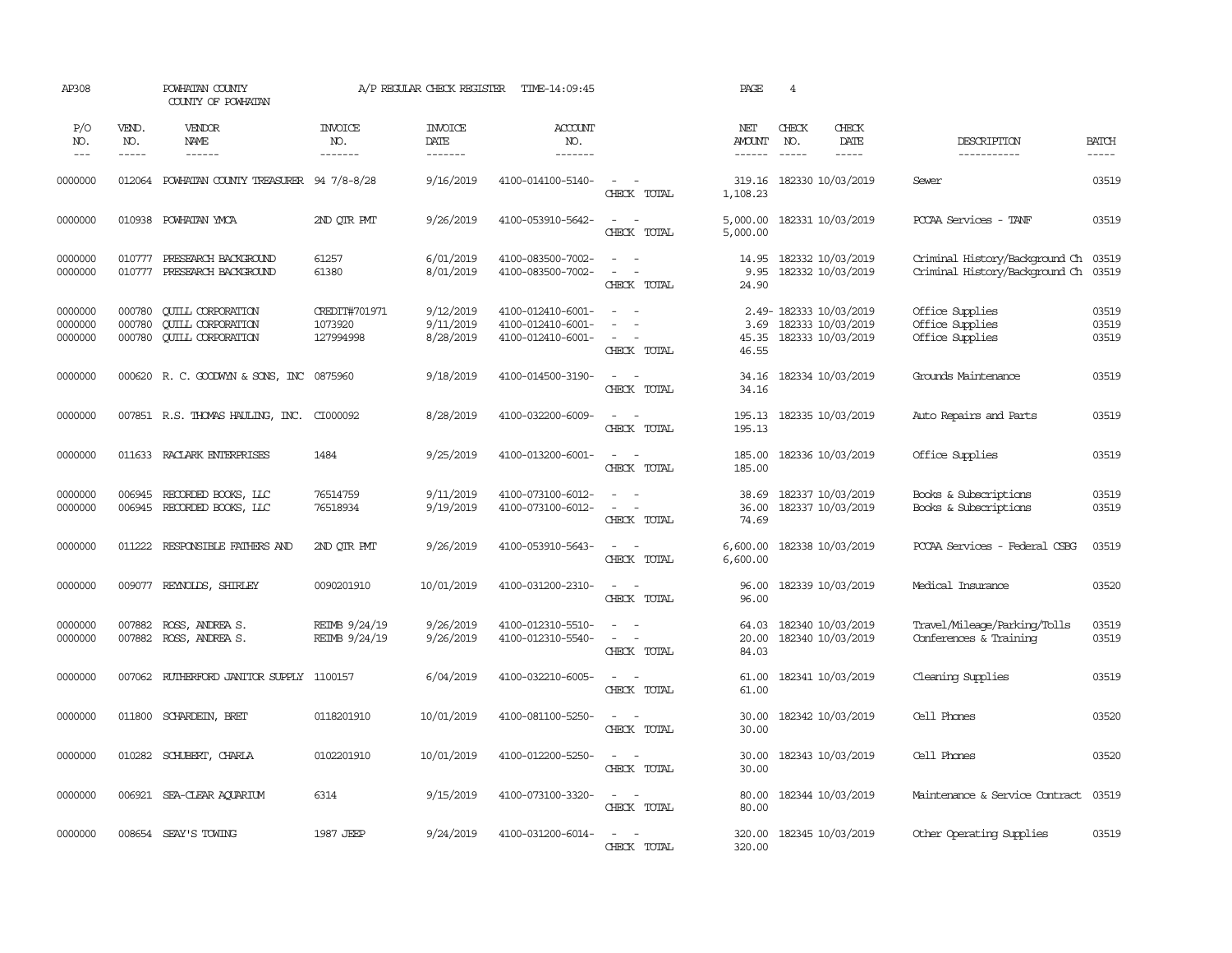AP308 POWHATAN COUNTY A/P REGULAR CHECK REGISTER TIME-14:09:45 PAGE 4

COUNTY OF POWHATAN

| P/O NO. | VEND. NO. | VENDOR NAME | INVOICE NO. | INVOICE DATE | ACCOUNT NO. | | NET AMOUNT | CHECK NO. | CHECK DATE | DESCRIPTION | BATCH |
|---|---|---|---|---|---|---|---|---|---|---|---|
| --- | ----- | ------ | ------- | ------- | ------- | | ------ | ----- | ----- | ----------- | ----- |
| 0000000 | 012064 | POWHATAN COUNTY TREASURER | 94 7/8-8/28 | 9/16/2019 | 4100-014100-5140- | - - | 319.16 | 182330 | 10/03/2019 | Sewer | 03519 |
| | | | | | | CHECK TOTAL | 1,108.23 | | | | |
| 0000000 | 010938 | POWHATAN YMCA | 2ND QTR PMT | 9/26/2019 | 4100-053910-5642- | - - | 5,000.00 | 182331 | 10/03/2019 | PCCAA Services - TANF | 03519 |
| | | | | | | CHECK TOTAL | 5,000.00 | | | | |
| 0000000 | 010777 | PRESEARCH BACKGROUND | 61257 | 6/01/2019 | 4100-083500-7002- | - - | 14.95 | 182332 | 10/03/2019 | Criminal History/Background Ch | 03519 |
| 0000000 | 010777 | PRESEARCH BACKGROUND | 61380 | 8/01/2019 | 4100-083500-7002- | - - | 9.95 | 182332 | 10/03/2019 | Criminal History/Background Ch | 03519 |
| | | | | | | CHECK TOTAL | 24.90 | | | | |
| 0000000 | 000780 | QUILL CORPORATION | CREDIT#701971 | 9/12/2019 | 4100-012410-6001- | - - | 2.49- | 182333 | 10/03/2019 | Office Supplies | 03519 |
| 0000000 | 000780 | QUILL CORPORATION | 1073920 | 9/11/2019 | 4100-012410-6001- | - - | 3.69 | 182333 | 10/03/2019 | Office Supplies | 03519 |
| 0000000 | 000780 | QUILL CORPORATION | 127994998 | 8/28/2019 | 4100-012410-6001- | - - | 45.35 | 182333 | 10/03/2019 | Office Supplies | 03519 |
| | | | | | | CHECK TOTAL | 46.55 | | | | |
| 0000000 | 000620 | R. C. GOODWYN & SONS, INC | 0875960 | 9/18/2019 | 4100-014500-3190- | - - | 34.16 | 182334 | 10/03/2019 | Grounds Maintenance | 03519 |
| | | | | | | CHECK TOTAL | 34.16 | | | | |
| 0000000 | 007851 | R.S. THOMAS HAULING, INC. | CI000092 | 8/28/2019 | 4100-032200-6009- | - - | 195.13 | 182335 | 10/03/2019 | Auto Repairs and Parts | 03519 |
| | | | | | | CHECK TOTAL | 195.13 | | | | |
| 0000000 | 011633 | RACLARK ENTERPRISES | 1484 | 9/25/2019 | 4100-013200-6001- | - - | 185.00 | 182336 | 10/03/2019 | Office Supplies | 03519 |
| | | | | | | CHECK TOTAL | 185.00 | | | | |
| 0000000 | 006945 | RECORDED BOOKS, LLC | 76514759 | 9/11/2019 | 4100-073100-6012- | - - | 38.69 | 182337 | 10/03/2019 | Books & Subscriptions | 03519 |
| 0000000 | 006945 | RECORDED BOOKS, LLC | 76518934 | 9/19/2019 | 4100-073100-6012- | - - | 36.00 | 182337 | 10/03/2019 | Books & Subscriptions | 03519 |
| | | | | | | CHECK TOTAL | 74.69 | | | | |
| 0000000 | 011222 | RESPONSIBLE FATHERS AND | 2ND QTR PMT | 9/26/2019 | 4100-053910-5643- | - - | 6,600.00 | 182338 | 10/03/2019 | PCCAA Services - Federal CSBG | 03519 |
| | | | | | | CHECK TOTAL | 6,600.00 | | | | |
| 0000000 | 009077 | REYNOLDS, SHIRLEY | 0090201910 | 10/01/2019 | 4100-031200-2310- | - - | 96.00 | 182339 | 10/03/2019 | Medical Insurance | 03520 |
| | | | | | | CHECK TOTAL | 96.00 | | | | |
| 0000000 | 007882 | ROSS, ANDREA S. | REIMB 9/24/19 | 9/26/2019 | 4100-012310-5510- | - - | 64.03 | 182340 | 10/03/2019 | Travel/Mileage/Parking/Tolls | 03519 |
| 0000000 | 007882 | ROSS, ANDREA S. | REIMB 9/24/19 | 9/26/2019 | 4100-012310-5540- | - - | 20.00 | 182340 | 10/03/2019 | Conferences & Training | 03519 |
| | | | | | | CHECK TOTAL | 84.03 | | | | |
| 0000000 | 007062 | RUTHERFORD JANITOR SUPPLY | 1100157 | 6/04/2019 | 4100-032210-6005- | - - | 61.00 | 182341 | 10/03/2019 | Cleaning Supplies | 03519 |
| | | | | | | CHECK TOTAL | 61.00 | | | | |
| 0000000 | 011800 | SCHARDEIN, BRET | 0118201910 | 10/01/2019 | 4100-081100-5250- | - - | 30.00 | 182342 | 10/03/2019 | Cell Phones | 03520 |
| | | | | | | CHECK TOTAL | 30.00 | | | | |
| 0000000 | 010282 | SCHUBERT, CHARLA | 0102201910 | 10/01/2019 | 4100-012200-5250- | - - | 30.00 | 182343 | 10/03/2019 | Cell Phones | 03520 |
| | | | | | | CHECK TOTAL | 30.00 | | | | |
| 0000000 | 006921 | SEA-CLEAR AQUARIUM | 6314 | 9/15/2019 | 4100-073100-3320- | - - | 80.00 | 182344 | 10/03/2019 | Maintenance & Service Contract | 03519 |
| | | | | | | CHECK TOTAL | 80.00 | | | | |
| 0000000 | 008654 | SEAY'S TOWING | 1987 JEEP | 9/24/2019 | 4100-031200-6014- | - - | 320.00 | 182345 | 10/03/2019 | Other Operating Supplies | 03519 |
| | | | | | | CHECK TOTAL | 320.00 | | | | |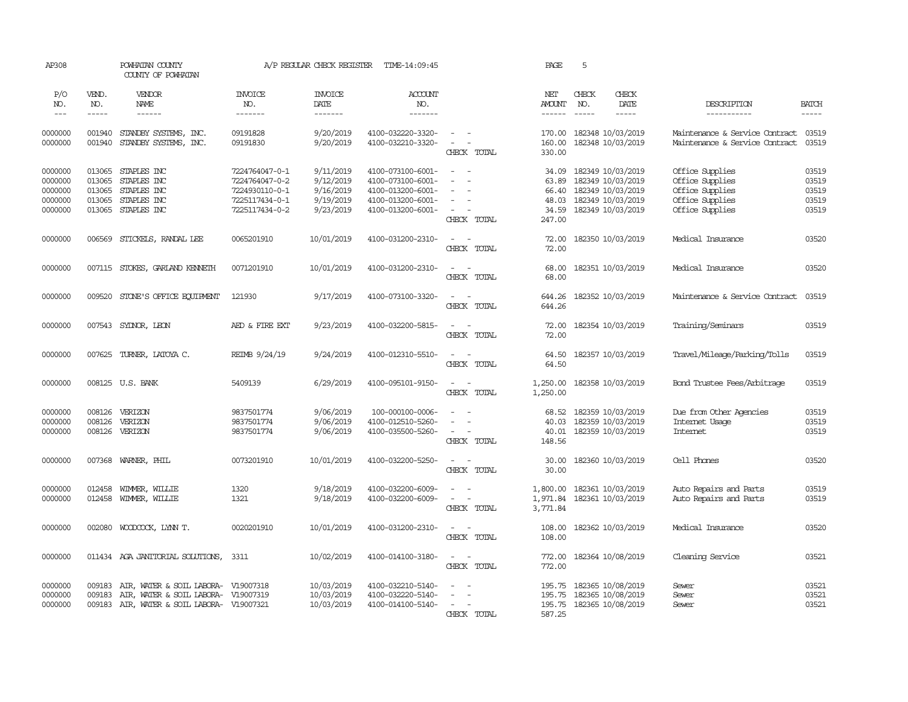AP308 POWHATAN COUNTY A/P REGULAR CHECK REGISTER TIME-14:09:45 PAGE 5

COUNTY OF POWHATAN

| P/O NO. | VEND. NO. | VENDOR NAME | INVOICE NO. | INVOICE DATE | ACCOUNT NO. | | NET AMOUNT | CHECK NO. | CHECK DATE | DESCRIPTION | BATCH |
|---|---|---|---|---|---|---|---|---|---|---|---|
| 0000000 | 001940 | STANDBY SYSTEMS, INC. | 09191828 | 9/20/2019 | 4100-032220-3320- | - - | 170.00 | 182348 | 10/03/2019 | Maintenance & Service Contract | 03519 |
| 0000000 | 001940 | STANDBY SYSTEMS, INC. | 09191830 | 9/20/2019 | 4100-032210-3320- | - - | 160.00 | 182348 | 10/03/2019 | Maintenance & Service Contract | 03519 |
| | | | | | | CHECK TOTAL | 330.00 | | | | |
| 0000000 | 013065 | STAPLES INC | 7224764047-0-1 | 9/11/2019 | 4100-073100-6001- | - - | 34.09 | 182349 | 10/03/2019 | Office Supplies | 03519 |
| 0000000 | 013065 | STAPLES INC | 7224764047-0-2 | 9/12/2019 | 4100-073100-6001- | - - | 63.89 | 182349 | 10/03/2019 | Office Supplies | 03519 |
| 0000000 | 013065 | STAPLES INC | 7224930110-0-1 | 9/16/2019 | 4100-013200-6001- | - - | 66.40 | 182349 | 10/03/2019 | Office Supplies | 03519 |
| 0000000 | 013065 | STAPLES INC | 7225117434-0-1 | 9/19/2019 | 4100-013200-6001- | - - | 48.03 | 182349 | 10/03/2019 | Office Supplies | 03519 |
| 0000000 | 013065 | STAPLES INC | 7225117434-0-2 | 9/23/2019 | 4100-013200-6001- | - - | 34.59 | 182349 | 10/03/2019 | Office Supplies | 03519 |
| | | | | | | CHECK TOTAL | 247.00 | | | | |
| 0000000 | 006569 | STICKELS, RANDAL LEE | 0065201910 | 10/01/2019 | 4100-031200-2310- | - - | 72.00 | 182350 | 10/03/2019 | Medical Insurance | 03520 |
| | | | | | | CHECK TOTAL | 72.00 | | | | |
| 0000000 | 007115 | STOKES, GARLAND KENNETH | 0071201910 | 10/01/2019 | 4100-031200-2310- | - - | 68.00 | 182351 | 10/03/2019 | Medical Insurance | 03520 |
| | | | | | | CHECK TOTAL | 68.00 | | | | |
| 0000000 | 009520 | STONE'S OFFICE EQUIPMENT | 121930 | 9/17/2019 | 4100-073100-3320- | - - | 644.26 | 182352 | 10/03/2019 | Maintenance & Service Contract | 03519 |
| | | | | | | CHECK TOTAL | 644.26 | | | | |
| 0000000 | 007543 | SYDNOR, LEON | AED & FIRE EXT | 9/23/2019 | 4100-032200-5815- | - - | 72.00 | 182354 | 10/03/2019 | Training/Seminars | 03519 |
| | | | | | | CHECK TOTAL | 72.00 | | | | |
| 0000000 | 007625 | TURNER, LATOYA C. | REIMB 9/24/19 | 9/24/2019 | 4100-012310-5510- | - - | 64.50 | 182357 | 10/03/2019 | Travel/Mileage/Parking/Tolls | 03519 |
| | | | | | | CHECK TOTAL | 64.50 | | | | |
| 0000000 | 008125 | U.S. BANK | 5409139 | 6/29/2019 | 4100-095101-9150- | - - | 1,250.00 | 182358 | 10/03/2019 | Bond Trustee Fees/Arbitrage | 03519 |
| | | | | | | CHECK TOTAL | 1,250.00 | | | | |
| 0000000 | 008126 | VERIZON | 9837501774 | 9/06/2019 | 100-000100-0006- | - - | 68.52 | 182359 | 10/03/2019 | Due from Other Agencies | 03519 |
| 0000000 | 008126 | VERIZON | 9837501774 | 9/06/2019 | 4100-012510-5260- | - - | 40.03 | 182359 | 10/03/2019 | Internet Usage | 03519 |
| 0000000 | 008126 | VERIZON | 9837501774 | 9/06/2019 | 4100-035500-5260- | - - | 40.01 | 182359 | 10/03/2019 | Internet | 03519 |
| | | | | | | CHECK TOTAL | 148.56 | | | | |
| 0000000 | 007368 | WARNER, PHIL | 0073201910 | 10/01/2019 | 4100-032200-5250- | - - | 30.00 | 182360 | 10/03/2019 | Cell Phones | 03520 |
| | | | | | | CHECK TOTAL | 30.00 | | | | |
| 0000000 | 012458 | WIMMER, WILLIE | 1320 | 9/18/2019 | 4100-032200-6009- | - - | 1,800.00 | 182361 | 10/03/2019 | Auto Repairs and Parts | 03519 |
| 0000000 | 012458 | WIMMER, WILLIE | 1321 | 9/18/2019 | 4100-032200-6009- | - - | 1,971.84 | 182361 | 10/03/2019 | Auto Repairs and Parts | 03519 |
| | | | | | | CHECK TOTAL | 3,771.84 | | | | |
| 0000000 | 002080 | WOODCOCK, LYNN T. | 0020201910 | 10/01/2019 | 4100-031200-2310- | - - | 108.00 | 182362 | 10/03/2019 | Medical Insurance | 03520 |
| | | | | | | CHECK TOTAL | 108.00 | | | | |
| 0000000 | 011434 | AGA JANITORIAL SOLUTIONS, | 3311 | 10/02/2019 | 4100-014100-3180- | - - | 772.00 | 182364 | 10/08/2019 | Cleaning Service | 03521 |
| | | | | | | CHECK TOTAL | 772.00 | | | | |
| 0000000 | 009183 | AIR, WATER & SOIL LABORA- | V19007318 | 10/03/2019 | 4100-032210-5140- | - - | 195.75 | 182365 | 10/08/2019 | Sewer | 03521 |
| 0000000 | 009183 | AIR, WATER & SOIL LABORA- | V19007319 | 10/03/2019 | 4100-032220-5140- | - - | 195.75 | 182365 | 10/08/2019 | Sewer | 03521 |
| 0000000 | 009183 | AIR, WATER & SOIL LABORA- | V19007321 | 10/03/2019 | 4100-014100-5140- | - - | 195.75 | 182365 | 10/08/2019 | Sewer | 03521 |
| | | | | | | CHECK TOTAL | 587.25 | | | | |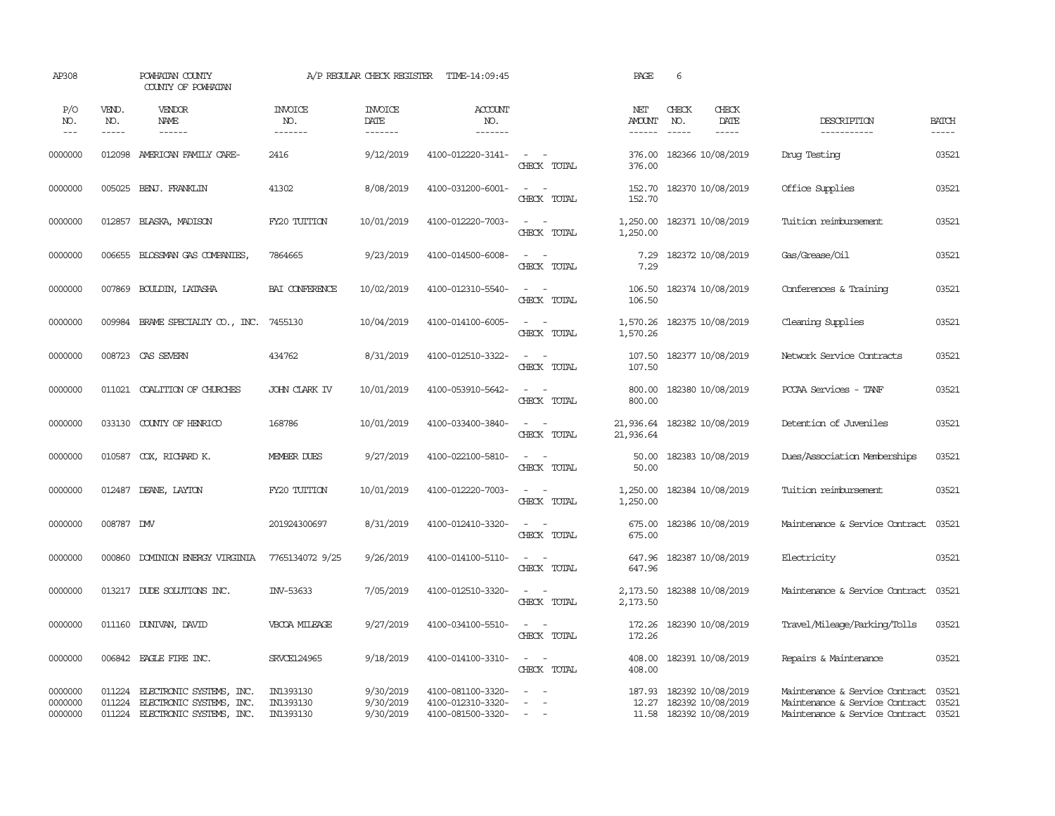AP308 POWHATAN COUNTY A/P REGULAR CHECK REGISTER TIME-14:09:45 PAGE 6
COUNTY OF POWHATAN

| P/O NO. | VEND. NO. | VENDOR NAME | INVOICE NO. | INVOICE DATE | ACCOUNT NO. | | NET AMOUNT | CHECK NO. | CHECK DATE | DESCRIPTION | BATCH |
|---|---|---|---|---|---|---|---|---|---|---|---|
| 0000000 | 012098 | AMERICAN FAMILY CARE- | 2416 | 9/12/2019 | 4100-012220-3141- | - - | 376.00 | 182366 | 10/08/2019 | Drug Testing | 03521 |
| | | | | | | CHECK TOTAL | 376.00 | | | | |
| 0000000 | 005025 | BENJ. FRANKLIN | 41302 | 8/08/2019 | 4100-031200-6001- | - - | 152.70 | 182370 | 10/08/2019 | Office Supplies | 03521 |
| | | | | | | CHECK TOTAL | 152.70 | | | | |
| 0000000 | 012857 | BLASKA, MADISON | FY20 TUITION | 10/01/2019 | 4100-012220-7003- | - - | 1,250.00 | 182371 | 10/08/2019 | Tuition reimbursement | 03521 |
| | | | | | | CHECK TOTAL | 1,250.00 | | | | |
| 0000000 | 006655 | BLOSSMAN GAS COMPANIES, | 7864665 | 9/23/2019 | 4100-014500-6008- | - - | 7.29 | 182372 | 10/08/2019 | Gas/Grease/Oil | 03521 |
| | | | | | | CHECK TOTAL | 7.29 | | | | |
| 0000000 | 007869 | BOULDIN, LATASHA | BAI CONFERENCE | 10/02/2019 | 4100-012310-5540- | - - | 106.50 | 182374 | 10/08/2019 | Conferences & Training | 03521 |
| | | | | | | CHECK TOTAL | 106.50 | | | | |
| 0000000 | 009984 | BRAME SPECIALTY CO., INC. | 7455130 | 10/04/2019 | 4100-014100-6005- | - - | 1,570.26 | 182375 | 10/08/2019 | Cleaning Supplies | 03521 |
| | | | | | | CHECK TOTAL | 1,570.26 | | | | |
| 0000000 | 008723 | CAS SEVERN | 434762 | 8/31/2019 | 4100-012510-3322- | - - | 107.50 | 182377 | 10/08/2019 | Network Service Contracts | 03521 |
| | | | | | | CHECK TOTAL | 107.50 | | | | |
| 0000000 | 011021 | COALITION OF CHURCHES | JOHN CLARK IV | 10/01/2019 | 4100-053910-5642- | - - | 800.00 | 182380 | 10/08/2019 | PCCAA Services - TANF | 03521 |
| | | | | | | CHECK TOTAL | 800.00 | | | | |
| 0000000 | 033130 | COUNTY OF HENRICO | 168786 | 10/01/2019 | 4100-033400-3840- | - - | 21,936.64 | 182382 | 10/08/2019 | Detention of Juveniles | 03521 |
| | | | | | | CHECK TOTAL | 21,936.64 | | | | |
| 0000000 | 010587 | COX, RICHARD K. | MEMBER DUES | 9/27/2019 | 4100-022100-5810- | - - | 50.00 | 182383 | 10/08/2019 | Dues/Association Memberships | 03521 |
| | | | | | | CHECK TOTAL | 50.00 | | | | |
| 0000000 | 012487 | DEANE, LAYTON | FY20 TUITION | 10/01/2019 | 4100-012220-7003- | - - | 1,250.00 | 182384 | 10/08/2019 | Tuition reimbursement | 03521 |
| | | | | | | CHECK TOTAL | 1,250.00 | | | | |
| 0000000 | 008787 | DMV | 201924300697 | 8/31/2019 | 4100-012410-3320- | - - | 675.00 | 182386 | 10/08/2019 | Maintenance & Service Contract | 03521 |
| | | | | | | CHECK TOTAL | 675.00 | | | | |
| 0000000 | 000860 | DOMINION ENERGY VIRGINIA | 7765134072 9/25 | 9/26/2019 | 4100-014100-5110- | - - | 647.96 | 182387 | 10/08/2019 | Electricity | 03521 |
| | | | | | | CHECK TOTAL | 647.96 | | | | |
| 0000000 | 013217 | DUDE SOLUTIONS INC. | INV-53633 | 7/05/2019 | 4100-012510-3320- | - - | 2,173.50 | 182388 | 10/08/2019 | Maintenance & Service Contract | 03521 |
| | | | | | | CHECK TOTAL | 2,173.50 | | | | |
| 0000000 | 011160 | DUNIVAN, DAVID | VBCOA MILEAGE | 9/27/2019 | 4100-034100-5510- | - - | 172.26 | 182390 | 10/08/2019 | Travel/Mileage/Parking/Tolls | 03521 |
| | | | | | | CHECK TOTAL | 172.26 | | | | |
| 0000000 | 006842 | EAGLE FIRE INC. | SRVCE124965 | 9/18/2019 | 4100-014100-3310- | - - | 408.00 | 182391 | 10/08/2019 | Repairs & Maintenance | 03521 |
| | | | | | | CHECK TOTAL | 408.00 | | | | |
| 0000000 | 011224 | ELECTRONIC SYSTEMS, INC. | IN1393130 | 9/30/2019 | 4100-081100-3320- | - - | 187.93 | 182392 | 10/08/2019 | Maintenance & Service Contract | 03521 |
| 0000000 | 011224 | ELECTRONIC SYSTEMS, INC. | IN1393130 | 9/30/2019 | 4100-012310-3320- | - - | 12.27 | 182392 | 10/08/2019 | Maintenance & Service Contract | 03521 |
| 0000000 | 011224 | ELECTRONIC SYSTEMS, INC. | IN1393130 | 9/30/2019 | 4100-081500-3320- | - - | 11.58 | 182392 | 10/08/2019 | Maintenance & Service Contract | 03521 |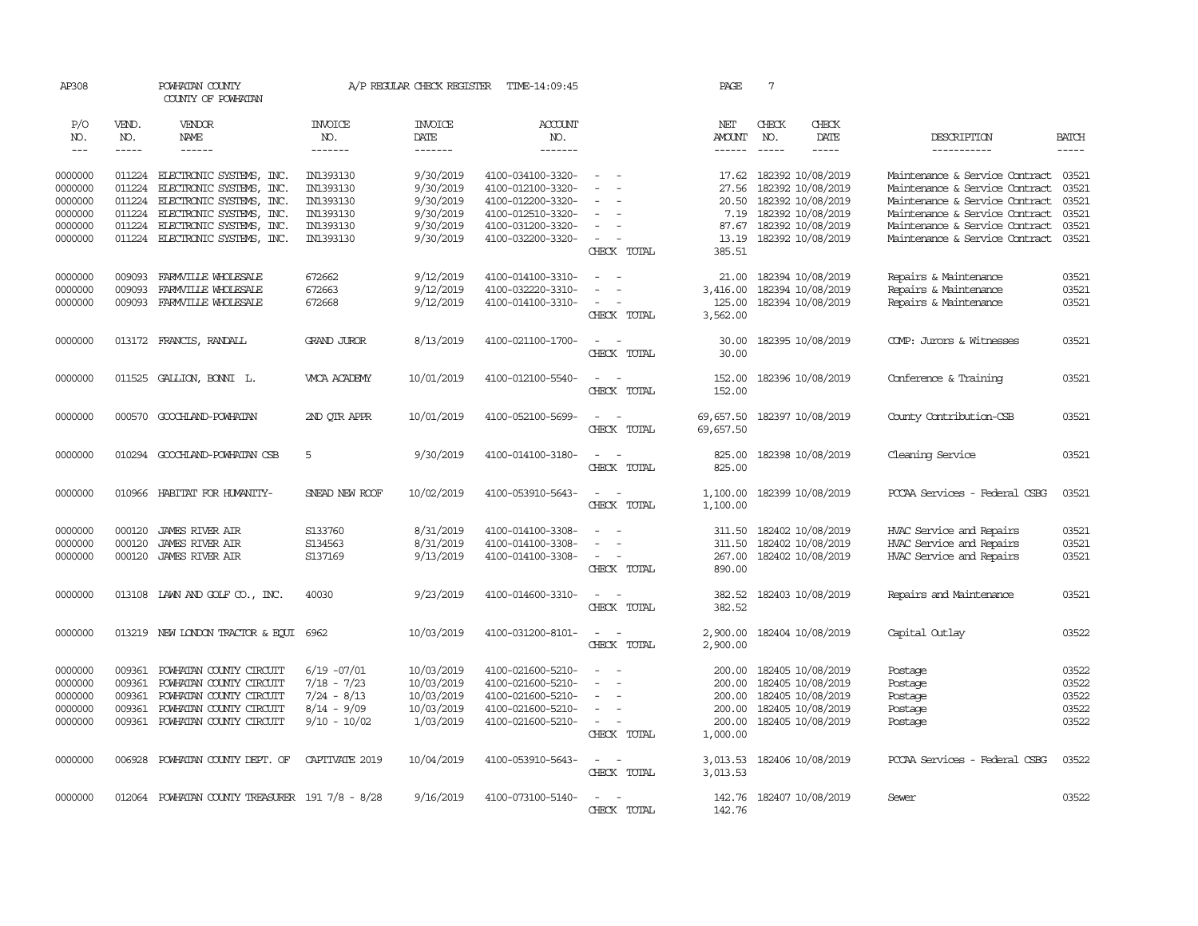AP308 POWHATAN COUNTY A/P REGULAR CHECK REGISTER TIME-14:09:45 PAGE 7

COUNTY OF POWHATAN

| P/O NO. | VEND. NO. | VENDOR NAME | INVOICE NO. | INVOICE DATE | ACCOUNT NO. | | NET AMOUNT | CHECK NO. | CHECK DATE | DESCRIPTION | BATCH |
|---|---|---|---|---|---|---|---|---|---|---|---|
| --- | ----- | ------ | ------- | ------- | ------- | | ------ | ----- | ----- | ----------- | ----- |
| 0000000 | 011224 | ELECTRONIC SYSTEMS, INC. | IN1393130 | 9/30/2019 | 4100-034100-3320- | - - | 17.62 | 182392 | 10/08/2019 | Maintenance & Service Contract | 03521 |
| 0000000 | 011224 | ELECTRONIC SYSTEMS, INC. | IN1393130 | 9/30/2019 | 4100-012100-3320- | - - | 27.56 | 182392 | 10/08/2019 | Maintenance & Service Contract | 03521 |
| 0000000 | 011224 | ELECTRONIC SYSTEMS, INC. | IN1393130 | 9/30/2019 | 4100-012200-3320- | - - | 20.50 | 182392 | 10/08/2019 | Maintenance & Service Contract | 03521 |
| 0000000 | 011224 | ELECTRONIC SYSTEMS, INC. | IN1393130 | 9/30/2019 | 4100-012510-3320- | - - | 7.19 | 182392 | 10/08/2019 | Maintenance & Service Contract | 03521 |
| 0000000 | 011224 | ELECTRONIC SYSTEMS, INC. | IN1393130 | 9/30/2019 | 4100-031200-3320- | - - | 87.67 | 182392 | 10/08/2019 | Maintenance & Service Contract | 03521 |
| 0000000 | 011224 | ELECTRONIC SYSTEMS, INC. | IN1393130 | 9/30/2019 | 4100-032200-3320- | - - | 13.19 | 182392 | 10/08/2019 | Maintenance & Service Contract | 03521 |
| | | | | | | CHECK TOTAL | 385.51 | | | | |
| 0000000 | 009093 | FARMVILLE WHOLESALE | 672662 | 9/12/2019 | 4100-014100-3310- | - - | 21.00 | 182394 | 10/08/2019 | Repairs & Maintenance | 03521 |
| 0000000 | 009093 | FARMVILLE WHOLESALE | 672663 | 9/12/2019 | 4100-032220-3310- | - - | 3,416.00 | 182394 | 10/08/2019 | Repairs & Maintenance | 03521 |
| 0000000 | 009093 | FARMVILLE WHOLESALE | 672668 | 9/12/2019 | 4100-014100-3310- | - - | 125.00 | 182394 | 10/08/2019 | Repairs & Maintenance | 03521 |
| | | | | | | CHECK TOTAL | 3,562.00 | | | | |
| 0000000 | 013172 | FRANCIS, RANDALL | GRAND JUROR | 8/13/2019 | 4100-021100-1700- | - - | 30.00 | 182395 | 10/08/2019 | COMP: Jurors & Witnesses | 03521 |
| | | | | | | CHECK TOTAL | 30.00 | | | | |
| 0000000 | 011525 | GALLION, BONNI L. | VMCA ACADEMY | 10/01/2019 | 4100-012100-5540- | - - | 152.00 | 182396 | 10/08/2019 | Conference & Training | 03521 |
| | | | | | | CHECK TOTAL | 152.00 | | | | |
| 0000000 | 000570 | GOOCHLAND-POWHATAN | 2ND QTR APPR | 10/01/2019 | 4100-052100-5699- | - - | 69,657.50 | 182397 | 10/08/2019 | County Contribution-CSB | 03521 |
| | | | | | | CHECK TOTAL | 69,657.50 | | | | |
| 0000000 | 010294 | GOOCHLAND-POWHATAN CSB | 5 | 9/30/2019 | 4100-014100-3180- | - - | 825.00 | 182398 | 10/08/2019 | Cleaning Service | 03521 |
| | | | | | | CHECK TOTAL | 825.00 | | | | |
| 0000000 | 010966 | HABITAT FOR HUMANITY- | SNEAD NEW ROOF | 10/02/2019 | 4100-053910-5643- | - - | 1,100.00 | 182399 | 10/08/2019 | PCCAA Services - Federal CSBG | 03521 |
| | | | | | | CHECK TOTAL | 1,100.00 | | | | |
| 0000000 | 000120 | JAMES RIVER AIR | S133760 | 8/31/2019 | 4100-014100-3308- | - - | 311.50 | 182402 | 10/08/2019 | HVAC Service and Repairs | 03521 |
| 0000000 | 000120 | JAMES RIVER AIR | S134563 | 8/31/2019 | 4100-014100-3308- | - - | 311.50 | 182402 | 10/08/2019 | HVAC Service and Repairs | 03521 |
| 0000000 | 000120 | JAMES RIVER AIR | S137169 | 9/13/2019 | 4100-014100-3308- | - - | 267.00 | 182402 | 10/08/2019 | HVAC Service and Repairs | 03521 |
| | | | | | | CHECK TOTAL | 890.00 | | | | |
| 0000000 | 013108 | LAWN AND GOLF CO., INC. | 40030 | 9/23/2019 | 4100-014600-3310- | - - | 382.52 | 182403 | 10/08/2019 | Repairs and Maintenance | 03521 |
| | | | | | | CHECK TOTAL | 382.52 | | | | |
| 0000000 | 013219 | NEW LONDON TRACTOR & EQUI | 6962 | 10/03/2019 | 4100-031200-8101- | - - | 2,900.00 | 182404 | 10/08/2019 | Capital Outlay | 03522 |
| | | | | | | CHECK TOTAL | 2,900.00 | | | | |
| 0000000 | 009361 | POWHATAN COUNTY CIRCUIT | 6/19 -07/01 | 10/03/2019 | 4100-021600-5210- | - - | 200.00 | 182405 | 10/08/2019 | Postage | 03522 |
| 0000000 | 009361 | POWHATAN COUNTY CIRCUIT | 7/18 - 7/23 | 10/03/2019 | 4100-021600-5210- | - - | 200.00 | 182405 | 10/08/2019 | Postage | 03522 |
| 0000000 | 009361 | POWHATAN COUNTY CIRCUIT | 7/24 - 8/13 | 10/03/2019 | 4100-021600-5210- | - - | 200.00 | 182405 | 10/08/2019 | Postage | 03522 |
| 0000000 | 009361 | POWHATAN COUNTY CIRCUIT | 8/14 - 9/09 | 10/03/2019 | 4100-021600-5210- | - - | 200.00 | 182405 | 10/08/2019 | Postage | 03522 |
| 0000000 | 009361 | POWHATAN COUNTY CIRCUIT | 9/10 - 10/02 | 1/03/2019 | 4100-021600-5210- | - - | 200.00 | 182405 | 10/08/2019 | Postage | 03522 |
| | | | | | | CHECK TOTAL | 1,000.00 | | | | |
| 0000000 | 006928 | POWHATAN COUNTY DEPT. OF | CAPTIVATE 2019 | 10/04/2019 | 4100-053910-5643- | - - | 3,013.53 | 182406 | 10/08/2019 | PCCAA Services - Federal CSBG | 03522 |
| | | | | | | CHECK TOTAL | 3,013.53 | | | | |
| 0000000 | 012064 | POWHATAN COUNTY TREASURER | 191 7/8 - 8/28 | 9/16/2019 | 4100-073100-5140- | - - | 142.76 | 182407 | 10/08/2019 | Sewer | 03522 |
| | | | | | | CHECK TOTAL | 142.76 | | | | |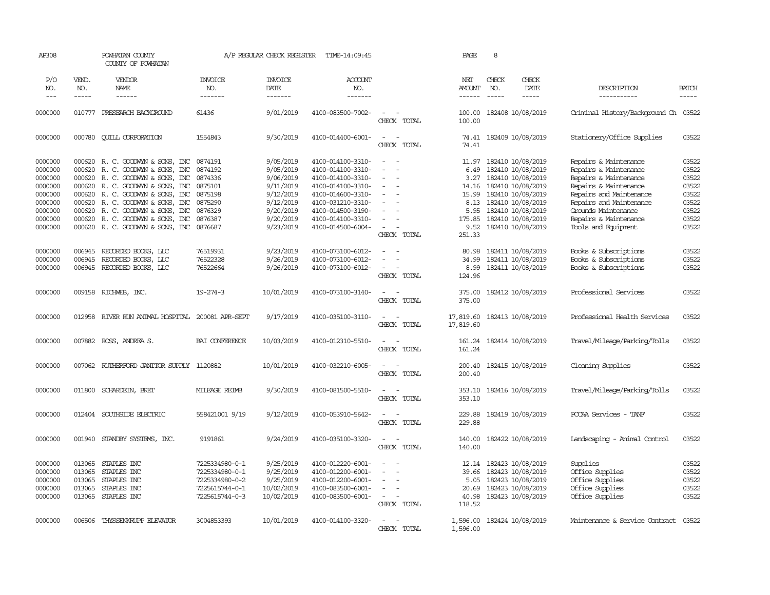AP308 POWHATAN COUNTY A/P REGULAR CHECK REGISTER TIME-14:09:45 PAGE 8

COUNTY OF POWHATAN

| P/O NO. | VEND. NO. | VENDOR NAME | INVOICE NO. | INVOICE DATE | ACCOUNT NO. | | NET AMOUNT | CHECK NO. | CHECK DATE | DESCRIPTION | BATCH |
|---|---|---|---|---|---|---|---|---|---|---|---|
| 0000000 | 010777 | PRESEARCH BACKGROUND | 61436 | 9/01/2019 | 4100-083500-7002- | - - | 100.00 | 182408 | 10/08/2019 | Criminal History/Background Ch | 03522 |
| | | | | | | CHECK TOTAL | 100.00 | | | | |
| 0000000 | 000780 | QUILL CORPORATION | 1554843 | 9/30/2019 | 4100-014400-6001- | - - | 74.41 | 182409 | 10/08/2019 | Stationery/Office Supplies | 03522 |
| | | | | | | CHECK TOTAL | 74.41 | | | | |
| 0000000 | 000620 | R. C. GOODWYN & SONS, INC | 0874191 | 9/05/2019 | 4100-014100-3310- | - - | 11.97 | 182410 | 10/08/2019 | Repairs & Maintenance | 03522 |
| 0000000 | 000620 | R. C. GOODWYN & SONS, INC | 0874192 | 9/05/2019 | 4100-014100-3310- | - - | 6.49 | 182410 | 10/08/2019 | Repairs & Maintenance | 03522 |
| 0000000 | 000620 | R. C. GOODWYN & SONS, INC | 0874336 | 9/06/2019 | 4100-014100-3310- | - - | 3.27 | 182410 | 10/08/2019 | Repairs & Maintenance | 03522 |
| 0000000 | 000620 | R. C. GOODWYN & SONS, INC | 0875101 | 9/11/2019 | 4100-014100-3310- | - - | 14.16 | 182410 | 10/08/2019 | Repairs & Maintenance | 03522 |
| 0000000 | 000620 | R. C. GOODWYN & SONS, INC | 0875198 | 9/12/2019 | 4100-014600-3310- | - - | 15.99 | 182410 | 10/08/2019 | Repairs and Maintenance | 03522 |
| 0000000 | 000620 | R. C. GOODWYN & SONS, INC | 0875290 | 9/12/2019 | 4100-031210-3310- | - - | 8.13 | 182410 | 10/08/2019 | Repairs and Maintenance | 03522 |
| 0000000 | 000620 | R. C. GOODWYN & SONS, INC | 0876329 | 9/20/2019 | 4100-014500-3190- | - - | 5.95 | 182410 | 10/08/2019 | Grounds Maintenance | 03522 |
| 0000000 | 000620 | R. C. GOODWYN & SONS, INC | 0876387 | 9/20/2019 | 4100-014100-3310- | - - | 175.85 | 182410 | 10/08/2019 | Repairs & Maintenance | 03522 |
| 0000000 | 000620 | R. C. GOODWYN & SONS, INC | 0876687 | 9/23/2019 | 4100-014500-6004- | - - | 9.52 | 182410 | 10/08/2019 | Tools and Equipment | 03522 |
| | | | | | | CHECK TOTAL | 251.33 | | | | |
| 0000000 | 006945 | RECORDED BOOKS, LLC | 76519931 | 9/23/2019 | 4100-073100-6012- | - - | 80.98 | 182411 | 10/08/2019 | Books & Subscriptions | 03522 |
| 0000000 | 006945 | RECORDED BOOKS, LLC | 76522328 | 9/26/2019 | 4100-073100-6012- | - - | 34.99 | 182411 | 10/08/2019 | Books & Subscriptions | 03522 |
| 0000000 | 006945 | RECORDED BOOKS, LLC | 76522664 | 9/26/2019 | 4100-073100-6012- | - - | 8.99 | 182411 | 10/08/2019 | Books & Subscriptions | 03522 |
| | | | | | | CHECK TOTAL | 124.96 | | | | |
| 0000000 | 009158 | RICHWEB, INC. | 19-274-3 | 10/01/2019 | 4100-073100-3140- | - - | 375.00 | 182412 | 10/08/2019 | Professional Services | 03522 |
| | | | | | | CHECK TOTAL | 375.00 | | | | |
| 0000000 | 012958 | RIVER RUN ANIMAL HOSPITAL | 200081 APR-SEPT | 9/17/2019 | 4100-035100-3110- | - - | 17,819.60 | 182413 | 10/08/2019 | Professional Health Services | 03522 |
| | | | | | | CHECK TOTAL | 17,819.60 | | | | |
| 0000000 | 007882 | ROSS, ANDREA S. | BAI CONFERENCE | 10/03/2019 | 4100-012310-5510- | - - | 161.24 | 182414 | 10/08/2019 | Travel/Mileage/Parking/Tolls | 03522 |
| | | | | | | CHECK TOTAL | 161.24 | | | | |
| 0000000 | 007062 | RUTHERFORD JANITOR SUPPLY | 1120882 | 10/01/2019 | 4100-032210-6005- | - - | 200.40 | 182415 | 10/08/2019 | Cleaning Supplies | 03522 |
| | | | | | | CHECK TOTAL | 200.40 | | | | |
| 0000000 | 011800 | SCHARDEIN, BRET | MILEAGE REIMB | 9/30/2019 | 4100-081500-5510- | - - | 353.10 | 182416 | 10/08/2019 | Travel/Mileage/Parking/Tolls | 03522 |
| | | | | | | CHECK TOTAL | 353.10 | | | | |
| 0000000 | 012404 | SOUTHSIDE ELECTRIC | 558421001 9/19 | 9/12/2019 | 4100-053910-5642- | - - | 229.88 | 182419 | 10/08/2019 | PCCAA Services - TANF | 03522 |
| | | | | | | CHECK TOTAL | 229.88 | | | | |
| 0000000 | 001940 | STANDBY SYSTEMS, INC. | 9191861 | 9/24/2019 | 4100-035100-3320- | - - | 140.00 | 182422 | 10/08/2019 | Landscaping - Animal Control | 03522 |
| | | | | | | CHECK TOTAL | 140.00 | | | | |
| 0000000 | 013065 | STAPLES INC | 7225334980-0-1 | 9/25/2019 | 4100-012220-6001- | - - | 12.14 | 182423 | 10/08/2019 | Supplies | 03522 |
| 0000000 | 013065 | STAPLES INC | 7225334980-0-1 | 9/25/2019 | 4100-012200-6001- | - - | 39.66 | 182423 | 10/08/2019 | Office Supplies | 03522 |
| 0000000 | 013065 | STAPLES INC | 7225334980-0-2 | 9/25/2019 | 4100-012200-6001- | - - | 5.05 | 182423 | 10/08/2019 | Office Supplies | 03522 |
| 0000000 | 013065 | STAPLES INC | 7225615744-0-1 | 10/02/2019 | 4100-083500-6001- | - - | 20.69 | 182423 | 10/08/2019 | Office Supplies | 03522 |
| 0000000 | 013065 | STAPLES INC | 7225615744-0-3 | 10/02/2019 | 4100-083500-6001- | - - | 40.98 | 182423 | 10/08/2019 | Office Supplies | 03522 |
| | | | | | | CHECK TOTAL | 118.52 | | | | |
| 0000000 | 006506 | THYSSENKRUPP ELEVATOR | 3004853393 | 10/01/2019 | 4100-014100-3320- | - - | 1,596.00 | 182424 | 10/08/2019 | Maintenance & Service Contract | 03522 |
| | | | | | | CHECK TOTAL | 1,596.00 | | | | |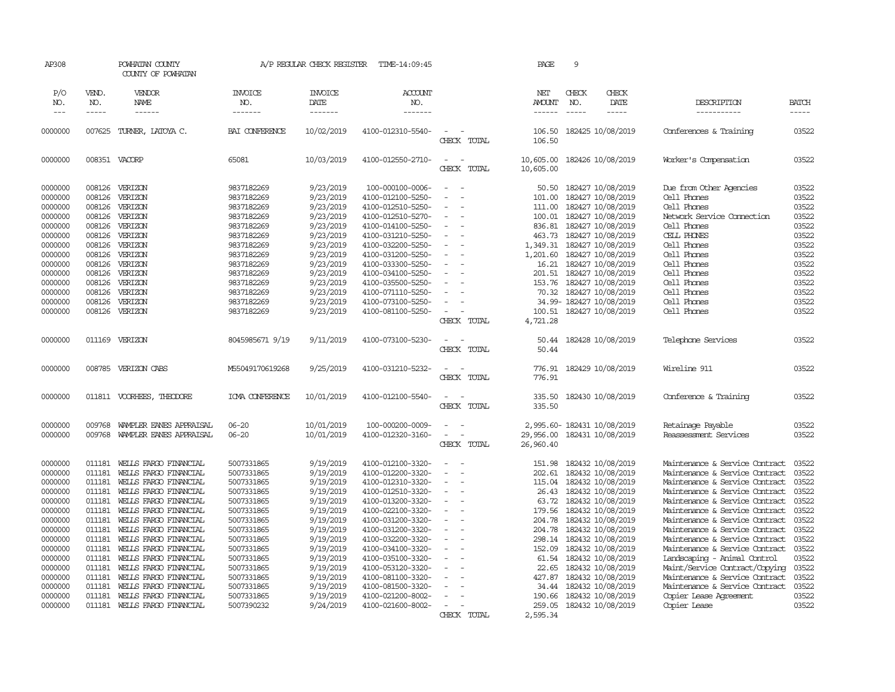AP308 POWHATAN COUNTY A/P REGULAR CHECK REGISTER TIME-14:09:45 PAGE 9
COUNTY OF POWHATAN

| P/O NO. | VEND. NO. | VENDOR NAME | INVOICE NO. | INVOICE DATE | ACCOUNT NO. | | NET AMOUNT | CHECK NO. | CHECK DATE | DESCRIPTION | BATCH |
|---|---|---|---|---|---|---|---|---|---|---|---|
| 0000000 | 007625 | TURNER, LATOYA C. | BAI CONFERENCE | 10/02/2019 | 4100-012310-5540- | - - | 106.50 | 182425 | 10/08/2019 | Conferences & Training | 03522 |
| | | | | | | CHECK TOTAL | 106.50 | | | | |
| 0000000 | 008351 | VACORP | 65081 | 10/03/2019 | 4100-012550-2710- | - - | 10,605.00 | 182426 | 10/08/2019 | Worker's Compensation | 03522 |
| | | | | | | CHECK TOTAL | 10,605.00 | | | | |
| 0000000 | 008126 | VERIZON | 9837182269 | 9/23/2019 | 100-000100-0006- | - - | 50.50 | 182427 | 10/08/2019 | Due from Other Agencies | 03522 |
| 0000000 | 008126 | VERIZON | 9837182269 | 9/23/2019 | 4100-012100-5250- | - - | 101.00 | 182427 | 10/08/2019 | Cell Phones | 03522 |
| 0000000 | 008126 | VERIZON | 9837182269 | 9/23/2019 | 4100-012510-5250- | - - | 111.00 | 182427 | 10/08/2019 | Cell Phones | 03522 |
| 0000000 | 008126 | VERIZON | 9837182269 | 9/23/2019 | 4100-012510-5270- | - - | 100.01 | 182427 | 10/08/2019 | Network Service Connection | 03522 |
| 0000000 | 008126 | VERIZON | 9837182269 | 9/23/2019 | 4100-014100-5250- | - - | 836.81 | 182427 | 10/08/2019 | Cell Phones | 03522 |
| 0000000 | 008126 | VERIZON | 9837182269 | 9/23/2019 | 4100-031210-5250- | - - | 463.73 | 182427 | 10/08/2019 | CELL PHONES | 03522 |
| 0000000 | 008126 | VERIZON | 9837182269 | 9/23/2019 | 4100-032200-5250- | - - | 1,349.31 | 182427 | 10/08/2019 | Cell Phones | 03522 |
| 0000000 | 008126 | VERIZON | 9837182269 | 9/23/2019 | 4100-031200-5250- | - - | 1,201.60 | 182427 | 10/08/2019 | Cell Phones | 03522 |
| 0000000 | 008126 | VERIZON | 9837182269 | 9/23/2019 | 4100-033300-5250- | - - | 16.21 | 182427 | 10/08/2019 | Cell Phones | 03522 |
| 0000000 | 008126 | VERIZON | 9837182269 | 9/23/2019 | 4100-034100-5250- | - - | 201.51 | 182427 | 10/08/2019 | Cell Phones | 03522 |
| 0000000 | 008126 | VERIZON | 9837182269 | 9/23/2019 | 4100-035500-5250- | - - | 153.76 | 182427 | 10/08/2019 | Cell Phones | 03522 |
| 0000000 | 008126 | VERIZON | 9837182269 | 9/23/2019 | 4100-071110-5250- | - - | 70.32 | 182427 | 10/08/2019 | Cell Phones | 03522 |
| 0000000 | 008126 | VERIZON | 9837182269 | 9/23/2019 | 4100-073100-5250- | - - | 34.99- | 182427 | 10/08/2019 | Cell Phones | 03522 |
| 0000000 | 008126 | VERIZON | 9837182269 | 9/23/2019 | 4100-081100-5250- | - - | 100.51 | 182427 | 10/08/2019 | Cell Phones | 03522 |
| | | | | | | CHECK TOTAL | 4,721.28 | | | | |
| 0000000 | 011169 | VERIZON | 8045985671 9/19 | 9/11/2019 | 4100-073100-5230- | - - | 50.44 | 182428 | 10/08/2019 | Telephone Services | 03522 |
| | | | | | | CHECK TOTAL | 50.44 | | | | |
| 0000000 | 008785 | VERIZON CABS | M55049170619268 | 9/25/2019 | 4100-031210-5232- | - - | 776.91 | 182429 | 10/08/2019 | Wireline 911 | 03522 |
| | | | | | | CHECK TOTAL | 776.91 | | | | |
| 0000000 | 011811 | VOORHEES, THEODORE | ICMA CONFERENCE | 10/01/2019 | 4100-012100-5540- | - - | 335.50 | 182430 | 10/08/2019 | Conference & Training | 03522 |
| | | | | | | CHECK TOTAL | 335.50 | | | | |
| 0000000 | 009768 | WAMPLER EANES APPRAISAL | 06-20 | 10/01/2019 | 100-000200-0009- | - - | 2,995.60- | 182431 | 10/08/2019 | Retainage Payable | 03522 |
| 0000000 | 009768 | WAMPLER EANES APPRAISAL | 06-20 | 10/01/2019 | 4100-012320-3160- | - - | 29,956.00 | 182431 | 10/08/2019 | Reassessment Services | 03522 |
| | | | | | | CHECK TOTAL | 26,960.40 | | | | |
| 0000000 | 011181 | WELLS FARGO FINANCIAL | 5007331865 | 9/19/2019 | 4100-012100-3320- | - - | 151.98 | 182432 | 10/08/2019 | Maintenance & Service Contract | 03522 |
| 0000000 | 011181 | WELLS FARGO FINANCIAL | 5007331865 | 9/19/2019 | 4100-012200-3320- | - - | 202.61 | 182432 | 10/08/2019 | Maintenance & Service Contract | 03522 |
| 0000000 | 011181 | WELLS FARGO FINANCIAL | 5007331865 | 9/19/2019 | 4100-012310-3320- | - - | 115.04 | 182432 | 10/08/2019 | Maintenance & Service Contract | 03522 |
| 0000000 | 011181 | WELLS FARGO FINANCIAL | 5007331865 | 9/19/2019 | 4100-012510-3320- | - - | 26.43 | 182432 | 10/08/2019 | Maintenance & Service Contract | 03522 |
| 0000000 | 011181 | WELLS FARGO FINANCIAL | 5007331865 | 9/19/2019 | 4100-013200-3320- | - - | 63.72 | 182432 | 10/08/2019 | Maintenance & Service Contract | 03522 |
| 0000000 | 011181 | WELLS FARGO FINANCIAL | 5007331865 | 9/19/2019 | 4100-022100-3320- | - - | 179.56 | 182432 | 10/08/2019 | Maintenance & Service Contract | 03522 |
| 0000000 | 011181 | WELLS FARGO FINANCIAL | 5007331865 | 9/19/2019 | 4100-031200-3320- | - - | 204.78 | 182432 | 10/08/2019 | Maintenance & Service Contract | 03522 |
| 0000000 | 011181 | WELLS FARGO FINANCIAL | 5007331865 | 9/19/2019 | 4100-031200-3320- | - - | 204.78 | 182432 | 10/08/2019 | Maintenance & Service Contract | 03522 |
| 0000000 | 011181 | WELLS FARGO FINANCIAL | 5007331865 | 9/19/2019 | 4100-032200-3320- | - - | 298.14 | 182432 | 10/08/2019 | Maintenance & Service Contract | 03522 |
| 0000000 | 011181 | WELLS FARGO FINANCIAL | 5007331865 | 9/19/2019 | 4100-034100-3320- | - - | 152.09 | 182432 | 10/08/2019 | Maintenance & Service Contract | 03522 |
| 0000000 | 011181 | WELLS FARGO FINANCIAL | 5007331865 | 9/19/2019 | 4100-035100-3320- | - - | 61.54 | 182432 | 10/08/2019 | Landscaping - Animal Control | 03522 |
| 0000000 | 011181 | WELLS FARGO FINANCIAL | 5007331865 | 9/19/2019 | 4100-053120-3320- | - - | 22.65 | 182432 | 10/08/2019 | Maint/Service Contract/Copying | 03522 |
| 0000000 | 011181 | WELLS FARGO FINANCIAL | 5007331865 | 9/19/2019 | 4100-081100-3320- | - - | 427.87 | 182432 | 10/08/2019 | Maintenance & Service Contract | 03522 |
| 0000000 | 011181 | WELLS FARGO FINANCIAL | 5007331865 | 9/19/2019 | 4100-081500-3320- | - - | 34.44 | 182432 | 10/08/2019 | Maintenance & Service Contract | 03522 |
| 0000000 | 011181 | WELLS FARGO FINANCIAL | 5007331865 | 9/19/2019 | 4100-021200-8002- | - - | 190.66 | 182432 | 10/08/2019 | Copier Lease Agreement | 03522 |
| 0000000 | 011181 | WELLS FARGO FINANCIAL | 5007390232 | 9/24/2019 | 4100-021600-8002- | - - | 259.05 | 182432 | 10/08/2019 | Copier Lease | 03522 |
| | | | | | | CHECK TOTAL | 2,595.34 | | | | |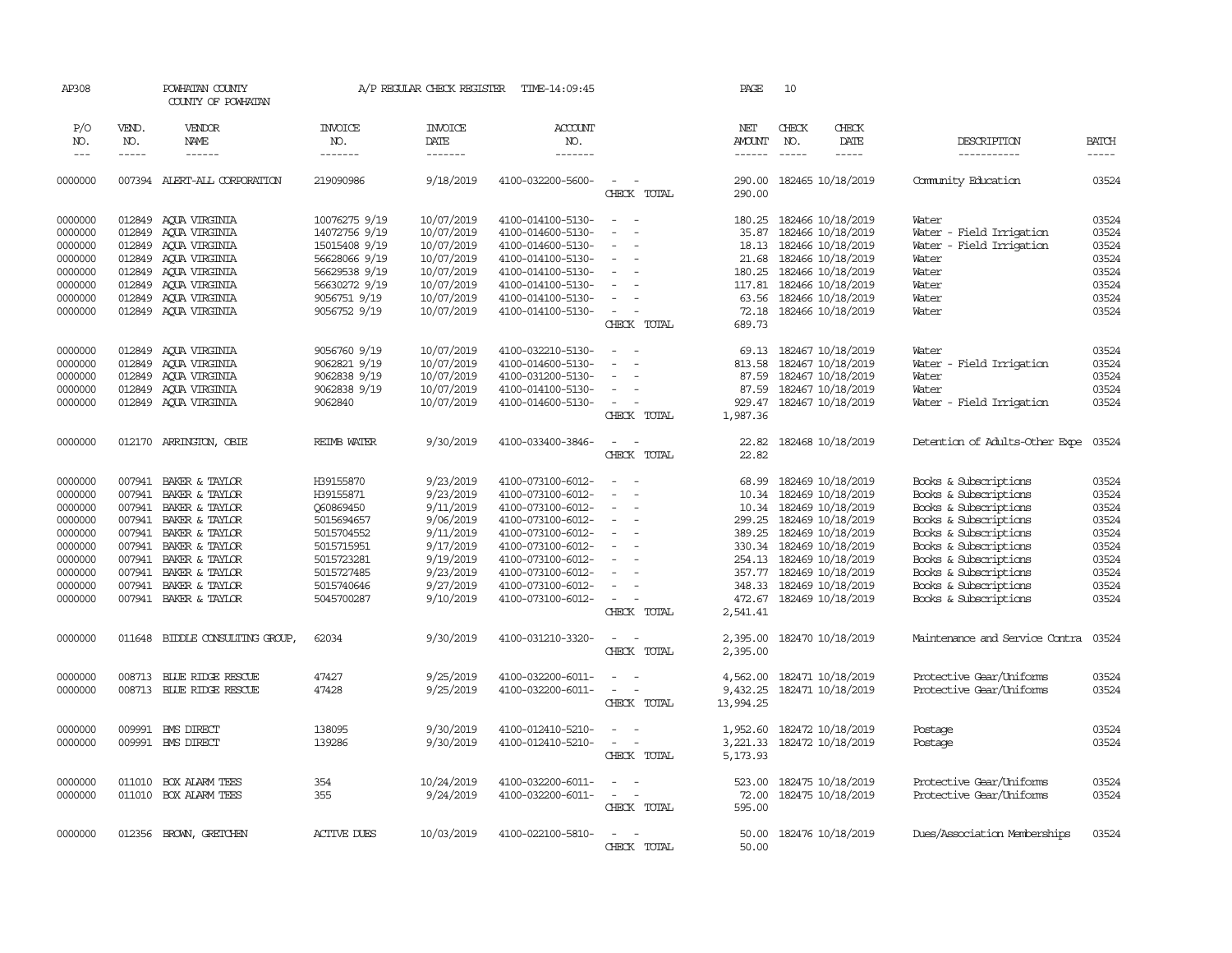AP308 POWHATAN COUNTY COUNTY OF POWHATAN A/P REGULAR CHECK REGISTER TIME-14:09:45 PAGE 10

| P/O NO. | VEND. NO. | VENDOR NAME | INVOICE NO. | INVOICE DATE | ACCOUNT NO. | | NET AMOUNT | CHECK NO. | CHECK DATE | DESCRIPTION | BATCH |
|---|---|---|---|---|---|---|---|---|---|---|---|
| 0000000 | 007394 | ALERT-ALL CORPORATION | 219090986 | 9/18/2019 | 4100-032200-5600- | - - | 290.00 | 182465 | 10/18/2019 | Community Education | 03524 |
| | | | | | | CHECK TOTAL | 290.00 | | | | |
| 0000000 | 012849 | AQUA VIRGINIA | 10076275 9/19 | 10/07/2019 | 4100-014100-5130- | - - | 180.25 | 182466 | 10/18/2019 | Water | 03524 |
| 0000000 | 012849 | AQUA VIRGINIA | 14072756 9/19 | 10/07/2019 | 4100-014600-5130- | - - | 35.87 | 182466 | 10/18/2019 | Water - Field Irrigation | 03524 |
| 0000000 | 012849 | AQUA VIRGINIA | 15015408 9/19 | 10/07/2019 | 4100-014600-5130- | - - | 18.13 | 182466 | 10/18/2019 | Water - Field Irrigation | 03524 |
| 0000000 | 012849 | AQUA VIRGINIA | 56628066 9/19 | 10/07/2019 | 4100-014100-5130- | - - | 21.68 | 182466 | 10/18/2019 | Water | 03524 |
| 0000000 | 012849 | AQUA VIRGINIA | 56629538 9/19 | 10/07/2019 | 4100-014100-5130- | - - | 180.25 | 182466 | 10/18/2019 | Water | 03524 |
| 0000000 | 012849 | AQUA VIRGINIA | 56630272 9/19 | 10/07/2019 | 4100-014100-5130- | - - | 117.81 | 182466 | 10/18/2019 | Water | 03524 |
| 0000000 | 012849 | AQUA VIRGINIA | 9056751 9/19 | 10/07/2019 | 4100-014100-5130- | - - | 63.56 | 182466 | 10/18/2019 | Water | 03524 |
| 0000000 | 012849 | AQUA VIRGINIA | 9056752 9/19 | 10/07/2019 | 4100-014100-5130- | - - | 72.18 | 182466 | 10/18/2019 | Water | 03524 |
| | | | | | | CHECK TOTAL | 689.73 | | | | |
| 0000000 | 012849 | AQUA VIRGINIA | 9056760 9/19 | 10/07/2019 | 4100-032210-5130- | - - | 69.13 | 182467 | 10/18/2019 | Water | 03524 |
| 0000000 | 012849 | AQUA VIRGINIA | 9062821 9/19 | 10/07/2019 | 4100-014600-5130- | - - | 813.58 | 182467 | 10/18/2019 | Water - Field Irrigation | 03524 |
| 0000000 | 012849 | AQUA VIRGINIA | 9062838 9/19 | 10/07/2019 | 4100-031200-5130- | - - | 87.59 | 182467 | 10/18/2019 | Water | 03524 |
| 0000000 | 012849 | AQUA VIRGINIA | 9062838 9/19 | 10/07/2019 | 4100-014100-5130- | - - | 87.59 | 182467 | 10/18/2019 | Water | 03524 |
| 0000000 | 012849 | AQUA VIRGINIA | 9062840 | 10/07/2019 | 4100-014600-5130- | - - | 929.47 | 182467 | 10/18/2019 | Water - Field Irrigation | 03524 |
| | | | | | | CHECK TOTAL | 1,987.36 | | | | |
| 0000000 | 012170 | ARRINGTON, OBIE | REIMB WATER | 9/30/2019 | 4100-033400-3846- | - - | 22.82 | 182468 | 10/18/2019 | Detention of Adults-Other Expe | 03524 |
| | | | | | | CHECK TOTAL | 22.82 | | | | |
| 0000000 | 007941 | BAKER & TAYLOR | H39155870 | 9/23/2019 | 4100-073100-6012- | - - | 68.99 | 182469 | 10/18/2019 | Books & Subscriptions | 03524 |
| 0000000 | 007941 | BAKER & TAYLOR | H39155871 | 9/23/2019 | 4100-073100-6012- | - - | 10.34 | 182469 | 10/18/2019 | Books & Subscriptions | 03524 |
| 0000000 | 007941 | BAKER & TAYLOR | Q60869450 | 9/11/2019 | 4100-073100-6012- | - - | 10.34 | 182469 | 10/18/2019 | Books & Subscriptions | 03524 |
| 0000000 | 007941 | BAKER & TAYLOR | 5015694657 | 9/06/2019 | 4100-073100-6012- | - - | 299.25 | 182469 | 10/18/2019 | Books & Subscriptions | 03524 |
| 0000000 | 007941 | BAKER & TAYLOR | 5015704552 | 9/11/2019 | 4100-073100-6012- | - - | 389.25 | 182469 | 10/18/2019 | Books & Subscriptions | 03524 |
| 0000000 | 007941 | BAKER & TAYLOR | 5015715951 | 9/17/2019 | 4100-073100-6012- | - - | 330.34 | 182469 | 10/18/2019 | Books & Subscriptions | 03524 |
| 0000000 | 007941 | BAKER & TAYLOR | 5015723281 | 9/19/2019 | 4100-073100-6012- | - - | 254.13 | 182469 | 10/18/2019 | Books & Subscriptions | 03524 |
| 0000000 | 007941 | BAKER & TAYLOR | 5015727485 | 9/23/2019 | 4100-073100-6012- | - - | 357.77 | 182469 | 10/18/2019 | Books & Subscriptions | 03524 |
| 0000000 | 007941 | BAKER & TAYLOR | 5015740646 | 9/27/2019 | 4100-073100-6012- | - - | 348.33 | 182469 | 10/18/2019 | Books & Subscriptions | 03524 |
| 0000000 | 007941 | BAKER & TAYLOR | 5045700287 | 9/10/2019 | 4100-073100-6012- | - - | 472.67 | 182469 | 10/18/2019 | Books & Subscriptions | 03524 |
| | | | | | | CHECK TOTAL | 2,541.41 | | | | |
| 0000000 | 011648 | BIDDLE CONSULTING GROUP, | 62034 | 9/30/2019 | 4100-031210-3320- | - - | 2,395.00 | 182470 | 10/18/2019 | Maintenance and Service Contra | 03524 |
| | | | | | | CHECK TOTAL | 2,395.00 | | | | |
| 0000000 | 008713 | BLUE RIDGE RESCUE | 47427 | 9/25/2019 | 4100-032200-6011- | - - | 4,562.00 | 182471 | 10/18/2019 | Protective Gear/Uniforms | 03524 |
| 0000000 | 008713 | BLUE RIDGE RESCUE | 47428 | 9/25/2019 | 4100-032200-6011- | - - | 9,432.25 | 182471 | 10/18/2019 | Protective Gear/Uniforms | 03524 |
| | | | | | | CHECK TOTAL | 13,994.25 | | | | |
| 0000000 | 009991 | BMS DIRECT | 138095 | 9/30/2019 | 4100-012410-5210- | - - | 1,952.60 | 182472 | 10/18/2019 | Postage | 03524 |
| 0000000 | 009991 | BMS DIRECT | 139286 | 9/30/2019 | 4100-012410-5210- | - - | 3,221.33 | 182472 | 10/18/2019 | Postage | 03524 |
| | | | | | | CHECK TOTAL | 5,173.93 | | | | |
| 0000000 | 011010 | BOX ALARM TEES | 354 | 10/24/2019 | 4100-032200-6011- | - - | 523.00 | 182475 | 10/18/2019 | Protective Gear/Uniforms | 03524 |
| 0000000 | 011010 | BOX ALARM TEES | 355 | 9/24/2019 | 4100-032200-6011- | - - | 72.00 | 182475 | 10/18/2019 | Protective Gear/Uniforms | 03524 |
| | | | | | | CHECK TOTAL | 595.00 | | | | |
| 0000000 | 012356 | BROWN, GRETCHEN | ACTIVE DUES | 10/03/2019 | 4100-022100-5810- | - - | 50.00 | 182476 | 10/18/2019 | Dues/Association Memberships | 03524 |
| | | | | | | CHECK TOTAL | 50.00 | | | | |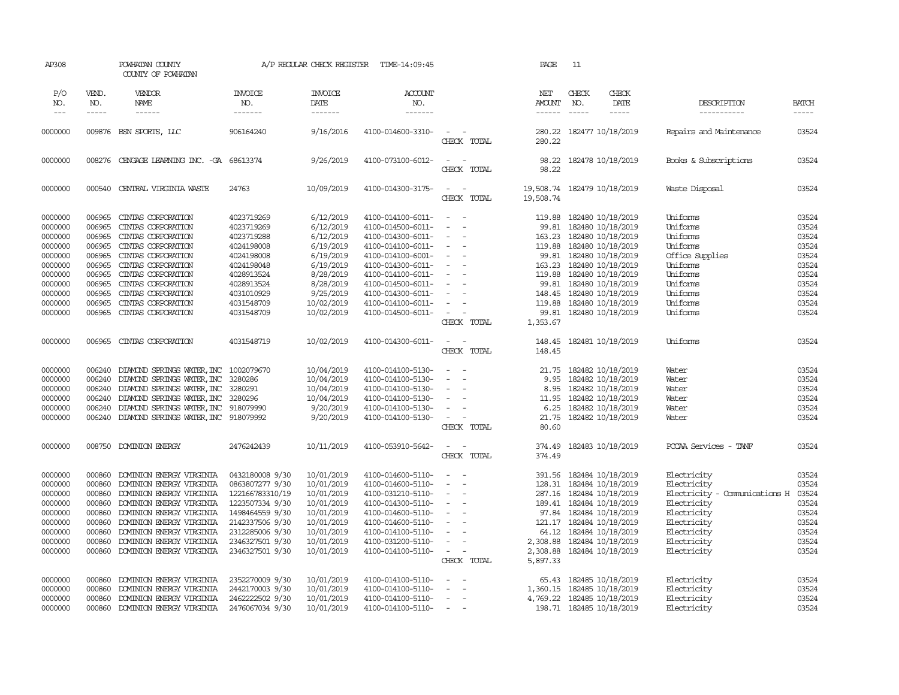AP308 POWHATAN COUNTY A/P REGULAR CHECK REGISTER TIME-14:09:45 PAGE 11

COUNTY OF POWHATAN

| P/O NO. | VEND. NO. | VENDOR NAME | INVOICE NO. | INVOICE DATE | ACCOUNT NO. | | NET AMOUNT | CHECK NO. | CHECK DATE | DESCRIPTION | BATCH |
|---|---|---|---|---|---|---|---|---|---|---|---|
| 0000000 | 009876 | BSN SPORTS, LLC | 906164240 | 9/16/2016 | 4100-014600-3310- | - - | 280.22 | 182477 | 10/18/2019 | Repairs and Maintenance | 03524 |
| | | | | | | CHECK TOTAL | 280.22 | | | | |
| 0000000 | 008276 | CENGAGE LEARNING INC. -GA | 68613374 | 9/26/2019 | 4100-073100-6012- | - - | 98.22 | 182478 | 10/18/2019 | Books & Subscriptions | 03524 |
| | | | | | | CHECK TOTAL | 98.22 | | | | |
| 0000000 | 000540 | CENTRAL VIRGINIA WASTE | 24763 | 10/09/2019 | 4100-014300-3175- | - - | 19,508.74 | 182479 | 10/18/2019 | Waste Disposal | 03524 |
| | | | | | | CHECK TOTAL | 19,508.74 | | | | |
| 0000000 | 006965 | CINTAS CORPORATION | 4023719269 | 6/12/2019 | 4100-014100-6011- | - - | 119.88 | 182480 | 10/18/2019 | Uniforms | 03524 |
| 0000000 | 006965 | CINTAS CORPORATION | 4023719269 | 6/12/2019 | 4100-014500-6011- | - - | 99.81 | 182480 | 10/18/2019 | Uniforms | 03524 |
| 0000000 | 006965 | CINTAS CORPORATION | 4023719288 | 6/12/2019 | 4100-014300-6011- | - - | 163.23 | 182480 | 10/18/2019 | Uniforms | 03524 |
| 0000000 | 006965 | CINTAS CORPORATION | 4024198008 | 6/19/2019 | 4100-014100-6011- | - - | 119.88 | 182480 | 10/18/2019 | Uniforms | 03524 |
| 0000000 | 006965 | CINTAS CORPORATION | 4024198008 | 6/19/2019 | 4100-014100-6001- | - - | 99.81 | 182480 | 10/18/2019 | Office Supplies | 03524 |
| 0000000 | 006965 | CINTAS CORPORATION | 4024198048 | 6/19/2019 | 4100-014300-6011- | - - | 163.23 | 182480 | 10/18/2019 | Uniforms | 03524 |
| 0000000 | 006965 | CINTAS CORPORATION | 4028913524 | 8/28/2019 | 4100-014100-6011- | - - | 119.88 | 182480 | 10/18/2019 | Uniforms | 03524 |
| 0000000 | 006965 | CINTAS CORPORATION | 4028913524 | 8/28/2019 | 4100-014500-6011- | - - | 99.81 | 182480 | 10/18/2019 | Uniforms | 03524 |
| 0000000 | 006965 | CINTAS CORPORATION | 4031010929 | 9/25/2019 | 4100-014300-6011- | - - | 148.45 | 182480 | 10/18/2019 | Uniforms | 03524 |
| 0000000 | 006965 | CINTAS CORPORATION | 4031548709 | 10/02/2019 | 4100-014100-6011- | - - | 119.88 | 182480 | 10/18/2019 | Uniforms | 03524 |
| 0000000 | 006965 | CINTAS CORPORATION | 4031548709 | 10/02/2019 | 4100-014500-6011- | - - | 99.81 | 182480 | 10/18/2019 | Uniforms | 03524 |
| | | | | | | CHECK TOTAL | 1,353.67 | | | | |
| 0000000 | 006965 | CINTAS CORPORATION | 4031548719 | 10/02/2019 | 4100-014300-6011- | - - | 148.45 | 182481 | 10/18/2019 | Uniforms | 03524 |
| | | | | | | CHECK TOTAL | 148.45 | | | | |
| 0000000 | 006240 | DIAMOND SPRINGS WATER, INC | 1002079670 | 10/04/2019 | 4100-014100-5130- | - - | 21.75 | 182482 | 10/18/2019 | Water | 03524 |
| 0000000 | 006240 | DIAMOND SPRINGS WATER, INC | 3280286 | 10/04/2019 | 4100-014100-5130- | - - | 9.95 | 182482 | 10/18/2019 | Water | 03524 |
| 0000000 | 006240 | DIAMOND SPRINGS WATER, INC | 3280291 | 10/04/2019 | 4100-014100-5130- | - - | 8.95 | 182482 | 10/18/2019 | Water | 03524 |
| 0000000 | 006240 | DIAMOND SPRINGS WATER, INC | 3280296 | 10/04/2019 | 4100-014100-5130- | - - | 11.95 | 182482 | 10/18/2019 | Water | 03524 |
| 0000000 | 006240 | DIAMOND SPRINGS WATER, INC | 918079990 | 9/20/2019 | 4100-014100-5130- | - - | 6.25 | 182482 | 10/18/2019 | Water | 03524 |
| 0000000 | 006240 | DIAMOND SPRINGS WATER, INC | 918079992 | 9/20/2019 | 4100-014100-5130- | - - | 21.75 | 182482 | 10/18/2019 | Water | 03524 |
| | | | | | | CHECK TOTAL | 80.60 | | | | |
| 0000000 | 008750 | DOMINION ENERGY | 2476242439 | 10/11/2019 | 4100-053910-5642- | - - | 374.49 | 182483 | 10/18/2019 | PCCAA Services - TANF | 03524 |
| | | | | | | CHECK TOTAL | 374.49 | | | | |
| 0000000 | 000860 | DOMINION ENERGY VIRGINIA | 0432180008 9/30 | 10/01/2019 | 4100-014600-5110- | - - | 391.56 | 182484 | 10/18/2019 | Electricity | 03524 |
| 0000000 | 000860 | DOMINION ENERGY VIRGINIA | 0863807277 9/30 | 10/01/2019 | 4100-014600-5110- | - - | 128.31 | 182484 | 10/18/2019 | Electricity | 03524 |
| 0000000 | 000860 | DOMINION ENERGY VIRGINIA | 122166783310/19 | 10/01/2019 | 4100-031210-5110- | - - | 287.16 | 182484 | 10/18/2019 | Electricity - Communications H | 03524 |
| 0000000 | 000860 | DOMINION ENERGY VIRGINIA | 1223507334 9/30 | 10/01/2019 | 4100-014300-5110- | - - | 189.41 | 182484 | 10/18/2019 | Electricity | 03524 |
| 0000000 | 000860 | DOMINION ENERGY VIRGINIA | 1498464559 9/30 | 10/01/2019 | 4100-014600-5110- | - - | 97.84 | 182484 | 10/18/2019 | Electricity | 03524 |
| 0000000 | 000860 | DOMINION ENERGY VIRGINIA | 2142337506 9/30 | 10/01/2019 | 4100-014600-5110- | - - | 121.17 | 182484 | 10/18/2019 | Electricity | 03524 |
| 0000000 | 000860 | DOMINION ENERGY VIRGINIA | 2312285006 9/30 | 10/01/2019 | 4100-014100-5110- | - - | 64.12 | 182484 | 10/18/2019 | Electricity | 03524 |
| 0000000 | 000860 | DOMINION ENERGY VIRGINIA | 2346327501 9/30 | 10/01/2019 | 4100-031200-5110- | - - | 2,308.88 | 182484 | 10/18/2019 | Electricity | 03524 |
| 0000000 | 000860 | DOMINION ENERGY VIRGINIA | 2346327501 9/30 | 10/01/2019 | 4100-014100-5110- | - - | 2,308.88 | 182484 | 10/18/2019 | Electricity | 03524 |
| | | | | | | CHECK TOTAL | 5,897.33 | | | | |
| 0000000 | 000860 | DOMINION ENERGY VIRGINIA | 2352270009 9/30 | 10/01/2019 | 4100-014100-5110- | - - | 65.43 | 182485 | 10/18/2019 | Electricity | 03524 |
| 0000000 | 000860 | DOMINION ENERGY VIRGINIA | 2442170003 9/30 | 10/01/2019 | 4100-014100-5110- | - - | 1,360.15 | 182485 | 10/18/2019 | Electricity | 03524 |
| 0000000 | 000860 | DOMINION ENERGY VIRGINIA | 2462222502 9/30 | 10/01/2019 | 4100-014100-5110- | - - | 4,769.22 | 182485 | 10/18/2019 | Electricity | 03524 |
| 0000000 | 000860 | DOMINION ENERGY VIRGINIA | 2476067034 9/30 | 10/01/2019 | 4100-014100-5110- | - - | 198.71 | 182485 | 10/18/2019 | Electricity | 03524 |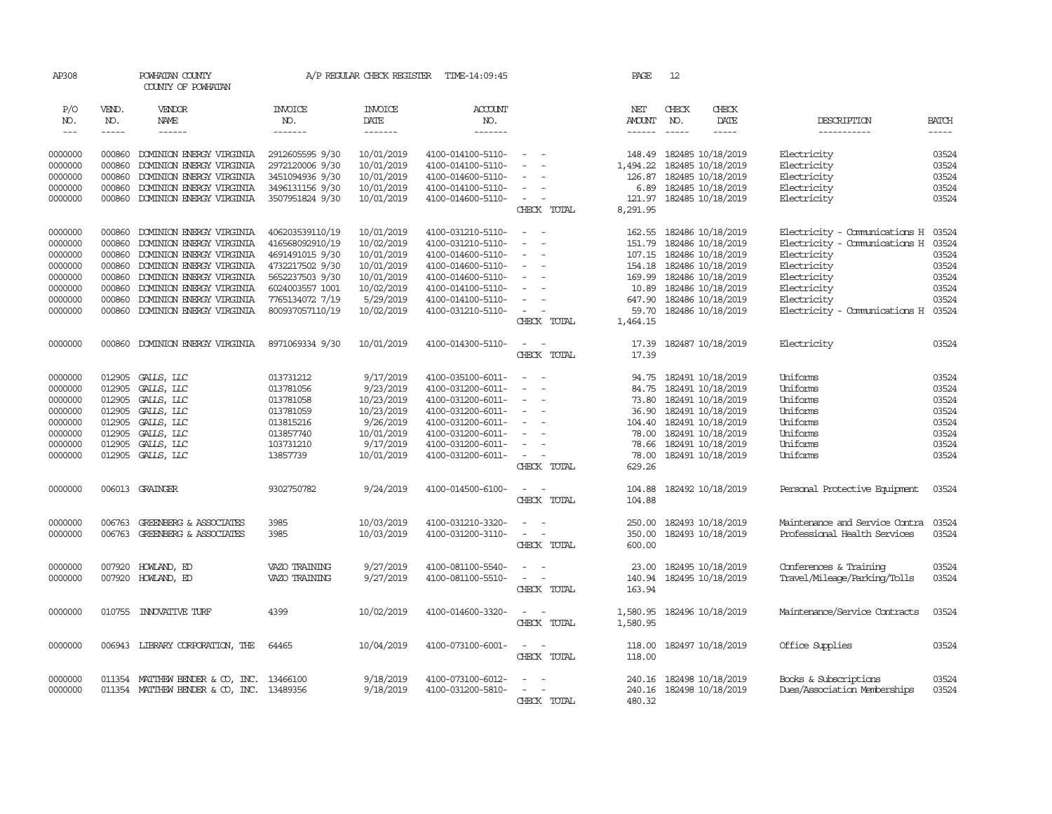AP308 POWHATAN COUNTY A/P REGULAR CHECK REGISTER TIME-14:09:45 PAGE 12

COUNTY OF POWHATAN

| P/O NO. | VEND. NO. | VENDOR NAME | INVOICE NO. | INVOICE DATE | ACCOUNT NO. | | NET AMOUNT | CHECK NO. | CHECK DATE | DESCRIPTION | BATCH |
|---|---|---|---|---|---|---|---|---|---|---|---|
| --- | ----- | ------ | ------- | ------- | ------- | | ------ | ----- | ----- | ----------- | ----- |
| 0000000 | 000860 | DOMINION ENERGY VIRGINIA | 2912605595 9/30 | 10/01/2019 | 4100-014100-5110- | - - | 148.49 | 182485 | 10/18/2019 | Electricity | 03524 |
| 0000000 | 000860 | DOMINION ENERGY VIRGINIA | 2972120006 9/30 | 10/01/2019 | 4100-014100-5110- | - - | 1,494.22 | 182485 | 10/18/2019 | Electricity | 03524 |
| 0000000 | 000860 | DOMINION ENERGY VIRGINIA | 3451094936 9/30 | 10/01/2019 | 4100-014600-5110- | - - | 126.87 | 182485 | 10/18/2019 | Electricity | 03524 |
| 0000000 | 000860 | DOMINION ENERGY VIRGINIA | 3496131156 9/30 | 10/01/2019 | 4100-014100-5110- | - - | 6.89 | 182485 | 10/18/2019 | Electricity | 03524 |
| 0000000 | 000860 | DOMINION ENERGY VIRGINIA | 3507951824 9/30 | 10/01/2019 | 4100-014600-5110- | - - | 121.97 | 182485 | 10/18/2019 | Electricity | 03524 |
| | | | | | | CHECK TOTAL | 8,291.95 | | | | |
| 0000000 | 000860 | DOMINION ENERGY VIRGINIA | 406203539110/19 | 10/01/2019 | 4100-031210-5110- | - - | 162.55 | 182486 | 10/18/2019 | Electricity - Communications H | 03524 |
| 0000000 | 000860 | DOMINION ENERGY VIRGINIA | 416568092910/19 | 10/02/2019 | 4100-031210-5110- | - - | 151.79 | 182486 | 10/18/2019 | Electricity - Communications H | 03524 |
| 0000000 | 000860 | DOMINION ENERGY VIRGINIA | 4691491015 9/30 | 10/01/2019 | 4100-014600-5110- | - - | 107.15 | 182486 | 10/18/2019 | Electricity | 03524 |
| 0000000 | 000860 | DOMINION ENERGY VIRGINIA | 4732217502 9/30 | 10/01/2019 | 4100-014600-5110- | - - | 154.18 | 182486 | 10/18/2019 | Electricity | 03524 |
| 0000000 | 000860 | DOMINION ENERGY VIRGINIA | 5652237503 9/30 | 10/01/2019 | 4100-014600-5110- | - - | 169.99 | 182486 | 10/18/2019 | Electricity | 03524 |
| 0000000 | 000860 | DOMINION ENERGY VIRGINIA | 6024003557 1001 | 10/02/2019 | 4100-014100-5110- | - - | 10.89 | 182486 | 10/18/2019 | Electricity | 03524 |
| 0000000 | 000860 | DOMINION ENERGY VIRGINIA | 7765134072 7/19 | 5/29/2019 | 4100-014100-5110- | - - | 647.90 | 182486 | 10/18/2019 | Electricity | 03524 |
| 0000000 | 000860 | DOMINION ENERGY VIRGINIA | 800937057110/19 | 10/02/2019 | 4100-031210-5110- | - - | 59.70 | 182486 | 10/18/2019 | Electricity - Communications H | 03524 |
| | | | | | | CHECK TOTAL | 1,464.15 | | | | |
| 0000000 | 000860 | DOMINION ENERGY VIRGINIA | 8971069334 9/30 | 10/01/2019 | 4100-014300-5110- | - - | 17.39 | 182487 | 10/18/2019 | Electricity | 03524 |
| | | | | | | CHECK TOTAL | 17.39 | | | | |
| 0000000 | 012905 | GALLS, LLC | 013731212 | 9/17/2019 | 4100-035100-6011- | - - | 94.75 | 182491 | 10/18/2019 | Uniforms | 03524 |
| 0000000 | 012905 | GALLS, LLC | 013781056 | 9/23/2019 | 4100-031200-6011- | - - | 84.75 | 182491 | 10/18/2019 | Uniforms | 03524 |
| 0000000 | 012905 | GALLS, LLC | 013781058 | 10/23/2019 | 4100-031200-6011- | - - | 73.80 | 182491 | 10/18/2019 | Uniforms | 03524 |
| 0000000 | 012905 | GALLS, LLC | 013781059 | 10/23/2019 | 4100-031200-6011- | - - | 36.90 | 182491 | 10/18/2019 | Uniforms | 03524 |
| 0000000 | 012905 | GALLS, LLC | 013815216 | 9/26/2019 | 4100-031200-6011- | - - | 104.40 | 182491 | 10/18/2019 | Uniforms | 03524 |
| 0000000 | 012905 | GALLS, LLC | 013857740 | 10/01/2019 | 4100-031200-6011- | - - | 78.00 | 182491 | 10/18/2019 | Uniforms | 03524 |
| 0000000 | 012905 | GALLS, LLC | 103731210 | 9/17/2019 | 4100-031200-6011- | - - | 78.66 | 182491 | 10/18/2019 | Uniforms | 03524 |
| 0000000 | 012905 | GALLS, LLC | 13857739 | 10/01/2019 | 4100-031200-6011- | - - | 78.00 | 182491 | 10/18/2019 | Uniforms | 03524 |
| | | | | | | CHECK TOTAL | 629.26 | | | | |
| 0000000 | 006013 | GRAINGER | 9302750782 | 9/24/2019 | 4100-014500-6100- | - - | 104.88 | 182492 | 10/18/2019 | Personal Protective Equipment | 03524 |
| | | | | | | CHECK TOTAL | 104.88 | | | | |
| 0000000 | 006763 | GREENBERG & ASSOCIATES | 3985 | 10/03/2019 | 4100-031210-3320- | - - | 250.00 | 182493 | 10/18/2019 | Maintenance and Service Contra | 03524 |
| 0000000 | 006763 | GREENBERG & ASSOCIATES | 3985 | 10/03/2019 | 4100-031200-3110- | - - | 350.00 | 182493 | 10/18/2019 | Professional Health Services | 03524 |
| | | | | | | CHECK TOTAL | 600.00 | | | | |
| 0000000 | 007920 | HOWLAND, ED | VAZO TRAINING | 9/27/2019 | 4100-081100-5540- | - - | 23.00 | 182495 | 10/18/2019 | Conferences & Training | 03524 |
| 0000000 | 007920 | HOWLAND, ED | VAZO TRAINING | 9/27/2019 | 4100-081100-5510- | - - | 140.94 | 182495 | 10/18/2019 | Travel/Mileage/Parking/Tolls | 03524 |
| | | | | | | CHECK TOTAL | 163.94 | | | | |
| 0000000 | 010755 | INNOVATIVE TURF | 4399 | 10/02/2019 | 4100-014600-3320- | - - | 1,580.95 | 182496 | 10/18/2019 | Maintenance/Service Contracts | 03524 |
| | | | | | | CHECK TOTAL | 1,580.95 | | | | |
| 0000000 | 006943 | LIBRARY CORPORATION, THE | 64465 | 10/04/2019 | 4100-073100-6001- | - - | 118.00 | 182497 | 10/18/2019 | Office Supplies | 03524 |
| | | | | | | CHECK TOTAL | 118.00 | | | | |
| 0000000 | 011354 | MATTHEW BENDER & CO, INC. | 13466100 | 9/18/2019 | 4100-073100-6012- | - - | 240.16 | 182498 | 10/18/2019 | Books & Subscriptions | 03524 |
| 0000000 | 011354 | MATTHEW BENDER & CO, INC. | 13489356 | 9/18/2019 | 4100-031200-5810- | - - | 240.16 | 182498 | 10/18/2019 | Dues/Association Memberships | 03524 |
| | | | | | | CHECK TOTAL | 480.32 | | | | |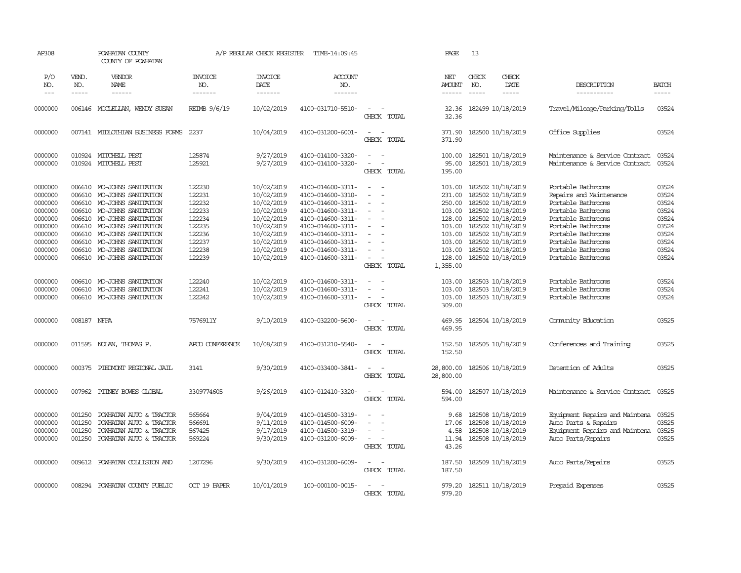AP308 POWHATAN COUNTY A/P REGULAR CHECK REGISTER TIME-14:09:45 PAGE 13

COUNTY OF POWHATAN

| P/O NO. | VEND. NO. | VENDOR NAME | INVOICE NO. | INVOICE DATE | ACCOUNT NO. | | NET AMOUNT | CHECK NO. | CHECK DATE | DESCRIPTION | BATCH |
|---|---|---|---|---|---|---|---|---|---|---|---|
| 0000000 | 006146 | MCCLELLAN, WENDY SUSAN | REIMB 9/6/19 | 10/02/2019 | 4100-031710-5510- | - - | 32.36 | 182499 | 10/18/2019 | Travel/Mileage/Parking/Tolls | 03524 |
| | | | | | | CHECK TOTAL | 32.36 | | | | |
| 0000000 | 007141 | MIDLOTHIAN BUSINESS FORMS | 2237 | 10/04/2019 | 4100-031200-6001- | - - | 371.90 | 182500 | 10/18/2019 | Office Supplies | 03524 |
| | | | | | | CHECK TOTAL | 371.90 | | | | |
| 0000000 | 010924 | MITCHELL PEST | 125874 | 9/27/2019 | 4100-014100-3320- | - - | 100.00 | 182501 | 10/18/2019 | Maintenance & Service Contract | 03524 |
| 0000000 | 010924 | MITCHELL PEST | 125921 | 9/27/2019 | 4100-014100-3320- | - - | 95.00 | 182501 | 10/18/2019 | Maintenance & Service Contract | 03524 |
| | | | | | | CHECK TOTAL | 195.00 | | | | |
| 0000000 | 006610 | MO-JOHNS SANITATION | 122230 | 10/02/2019 | 4100-014600-3311- | - - | 103.00 | 182502 | 10/18/2019 | Portable Bathrooms | 03524 |
| 0000000 | 006610 | MO-JOHNS SANITATION | 122231 | 10/02/2019 | 4100-014600-3310- | - - | 231.00 | 182502 | 10/18/2019 | Repairs and Maintenance | 03524 |
| 0000000 | 006610 | MO-JOHNS SANITATION | 122232 | 10/02/2019 | 4100-014600-3311- | - - | 250.00 | 182502 | 10/18/2019 | Portable Bathrooms | 03524 |
| 0000000 | 006610 | MO-JOHNS SANITATION | 122233 | 10/02/2019 | 4100-014600-3311- | - - | 103.00 | 182502 | 10/18/2019 | Portable Bathrooms | 03524 |
| 0000000 | 006610 | MO-JOHNS SANITATION | 122234 | 10/02/2019 | 4100-014600-3311- | - - | 128.00 | 182502 | 10/18/2019 | Portable Bathrooms | 03524 |
| 0000000 | 006610 | MO-JOHNS SANITATION | 122235 | 10/02/2019 | 4100-014600-3311- | - - | 103.00 | 182502 | 10/18/2019 | Portable Bathrooms | 03524 |
| 0000000 | 006610 | MO-JOHNS SANITATION | 122236 | 10/02/2019 | 4100-014600-3311- | - - | 103.00 | 182502 | 10/18/2019 | Portable Bathrooms | 03524 |
| 0000000 | 006610 | MO-JOHNS SANITATION | 122237 | 10/02/2019 | 4100-014600-3311- | - - | 103.00 | 182502 | 10/18/2019 | Portable Bathrooms | 03524 |
| 0000000 | 006610 | MO-JOHNS SANITATION | 122238 | 10/02/2019 | 4100-014600-3311- | - - | 103.00 | 182502 | 10/18/2019 | Portable Bathrooms | 03524 |
| 0000000 | 006610 | MO-JOHNS SANITATION | 122239 | 10/02/2019 | 4100-014600-3311- | - - | 128.00 | 182502 | 10/18/2019 | Portable Bathrooms | 03524 |
| | | | | | | CHECK TOTAL | 1,355.00 | | | | |
| 0000000 | 006610 | MO-JOHNS SANITATION | 122240 | 10/02/2019 | 4100-014600-3311- | - - | 103.00 | 182503 | 10/18/2019 | Portable Bathrooms | 03524 |
| 0000000 | 006610 | MO-JOHNS SANITATION | 122241 | 10/02/2019 | 4100-014600-3311- | - - | 103.00 | 182503 | 10/18/2019 | Portable Bathrooms | 03524 |
| 0000000 | 006610 | MO-JOHNS SANITATION | 122242 | 10/02/2019 | 4100-014600-3311- | - - | 103.00 | 182503 | 10/18/2019 | Portable Bathrooms | 03524 |
| | | | | | | CHECK TOTAL | 309.00 | | | | |
| 0000000 | 008187 | NFPA | 7576911Y | 9/10/2019 | 4100-032200-5600- | - - | 469.95 | 182504 | 10/18/2019 | Community Education | 03525 |
| | | | | | | CHECK TOTAL | 469.95 | | | | |
| 0000000 | 011595 | NOLAN, THOMAS P. | APCO CONFERENCE | 10/08/2019 | 4100-031210-5540- | - - | 152.50 | 182505 | 10/18/2019 | Conferences and Training | 03525 |
| | | | | | | CHECK TOTAL | 152.50 | | | | |
| 0000000 | 000375 | PIEDMONT REGIONAL JAIL | 3141 | 9/30/2019 | 4100-033400-3841- | - - | 28,800.00 | 182506 | 10/18/2019 | Detention of Adults | 03525 |
| | | | | | | CHECK TOTAL | 28,800.00 | | | | |
| 0000000 | 007962 | PITNEY BOWES GLOBAL | 3309774605 | 9/26/2019 | 4100-012410-3320- | - - | 594.00 | 182507 | 10/18/2019 | Maintenance & Service Contract | 03525 |
| | | | | | | CHECK TOTAL | 594.00 | | | | |
| 0000000 | 001250 | POWHATAN AUTO & TRACTOR | 565664 | 9/04/2019 | 4100-014500-3319- | - - | 9.68 | 182508 | 10/18/2019 | Equipment Repairs and Maintena | 03525 |
| 0000000 | 001250 | POWHATAN AUTO & TRACTOR | 566691 | 9/11/2019 | 4100-014500-6009- | - - | 17.06 | 182508 | 10/18/2019 | Auto Parts & Repairs | 03525 |
| 0000000 | 001250 | POWHATAN AUTO & TRACTOR | 567425 | 9/17/2019 | 4100-014500-3319- | - - | 4.58 | 182508 | 10/18/2019 | Equipment Repairs and Maintena | 03525 |
| 0000000 | 001250 | POWHATAN AUTO & TRACTOR | 569224 | 9/30/2019 | 4100-031200-6009- | - - | 11.94 | 182508 | 10/18/2019 | Auto Parts/Repairs | 03525 |
| | | | | | | CHECK TOTAL | 43.26 | | | | |
| 0000000 | 009612 | POWHATAN COLLISION AND | 1207296 | 9/30/2019 | 4100-031200-6009- | - - | 187.50 | 182509 | 10/18/2019 | Auto Parts/Repairs | 03525 |
| | | | | | | CHECK TOTAL | 187.50 | | | | |
| 0000000 | 008294 | POWHATAN COUNTY PUBLIC | OCT 19 PAPER | 10/01/2019 | 100-000100-0015- | - - | 979.20 | 182511 | 10/18/2019 | Prepaid Expenses | 03525 |
| | | | | | | CHECK TOTAL | 979.20 | | | | |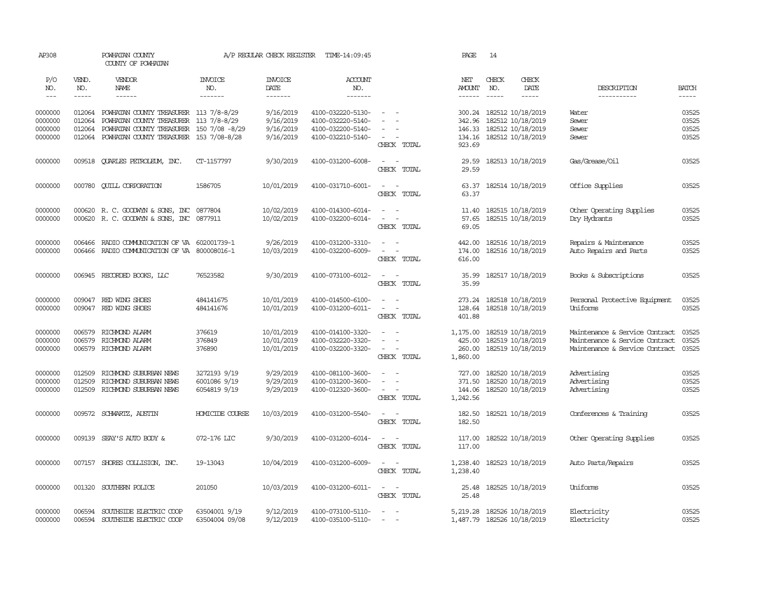AP308 POWHATAN COUNTY A/P REGULAR CHECK REGISTER TIME-14:09:45 PAGE 14

COUNTY OF POWHATAN

| P/O NO. | VEND. NO. | VENDOR NAME | INVOICE NO. | INVOICE DATE | ACCOUNT NO. | | NET AMOUNT | CHECK NO. | CHECK DATE | DESCRIPTION | BATCH |
|---|---|---|---|---|---|---|---|---|---|---|---|
| 0000000 | 012064 | POWHATAN COUNTY TREASURER | 113 7/8-8/29 | 9/16/2019 | 4100-032220-5130- | - - | 300.24 | 182512 | 10/18/2019 | Water | 03525 |
| 0000000 | 012064 | POWHATAN COUNTY TREASURER | 113 7/8-8/29 | 9/16/2019 | 4100-032220-5140- | - - | 342.96 | 182512 | 10/18/2019 | Sewer | 03525 |
| 0000000 | 012064 | POWHATAN COUNTY TREASURER | 150 7/08 -8/29 | 9/16/2019 | 4100-032200-5140- | - - | 146.33 | 182512 | 10/18/2019 | Sewer | 03525 |
| 0000000 | 012064 | POWHATAN COUNTY TREASURER | 153 7/08-8/28 | 9/16/2019 | 4100-032210-5140- | - - | 134.16 | 182512 | 10/18/2019 | Sewer | 03525 |
| | | | | | | CHECK TOTAL | 923.69 | | | | |
| 0000000 | 009518 | QUARLES PETROLEUM, INC. | CT-1157797 | 9/30/2019 | 4100-031200-6008- | - - | 29.59 | 182513 | 10/18/2019 | Gas/Grease/Oil | 03525 |
| | | | | | | CHECK TOTAL | 29.59 | | | | |
| 0000000 | 000780 | QUILL CORPORATION | 1586705 | 10/01/2019 | 4100-031710-6001- | - - | 63.37 | 182514 | 10/18/2019 | Office Supplies | 03525 |
| | | | | | | CHECK TOTAL | 63.37 | | | | |
| 0000000 | 000620 | R. C. GOODWYN & SONS, INC | 0877804 | 10/02/2019 | 4100-014300-6014- | - - | 11.40 | 182515 | 10/18/2019 | Other Operating Supplies | 03525 |
| 0000000 | 000620 | R. C. GOODWYN & SONS, INC | 0877911 | 10/02/2019 | 4100-032200-6014- | - - | 57.65 | 182515 | 10/18/2019 | Dry Hydrants | 03525 |
| | | | | | | CHECK TOTAL | 69.05 | | | | |
| 0000000 | 006466 | RADIO COMMUNICATION OF VA | 602001739-1 | 9/26/2019 | 4100-031200-3310- | - - | 442.00 | 182516 | 10/18/2019 | Repairs & Maintenance | 03525 |
| 0000000 | 006466 | RADIO COMMUNICATION OF VA | 800008016-1 | 10/03/2019 | 4100-032200-6009- | - - | 174.00 | 182516 | 10/18/2019 | Auto Repairs and Parts | 03525 |
| | | | | | | CHECK TOTAL | 616.00 | | | | |
| 0000000 | 006945 | RECORDED BOOKS, LLC | 76523582 | 9/30/2019 | 4100-073100-6012- | - - | 35.99 | 182517 | 10/18/2019 | Books & Subscriptions | 03525 |
| | | | | | | CHECK TOTAL | 35.99 | | | | |
| 0000000 | 009047 | RED WING SHOES | 484141675 | 10/01/2019 | 4100-014500-6100- | - - | 273.24 | 182518 | 10/18/2019 | Personal Protective Equipment | 03525 |
| 0000000 | 009047 | RED WING SHOES | 484141676 | 10/01/2019 | 4100-031200-6011- | - - | 128.64 | 182518 | 10/18/2019 | Uniforms | 03525 |
| | | | | | | CHECK TOTAL | 401.88 | | | | |
| 0000000 | 006579 | RICHMOND ALARM | 376619 | 10/01/2019 | 4100-014100-3320- | - - | 1,175.00 | 182519 | 10/18/2019 | Maintenance & Service Contract | 03525 |
| 0000000 | 006579 | RICHMOND ALARM | 376849 | 10/01/2019 | 4100-032220-3320- | - - | 425.00 | 182519 | 10/18/2019 | Maintenance & Service Contract | 03525 |
| 0000000 | 006579 | RICHMOND ALARM | 376890 | 10/01/2019 | 4100-032200-3320- | - - | 260.00 | 182519 | 10/18/2019 | Maintenance & Service Contract | 03525 |
| | | | | | | CHECK TOTAL | 1,860.00 | | | | |
| 0000000 | 012509 | RICHMOND SUBURBAN NEWS | 3272193 9/19 | 9/29/2019 | 4100-081100-3600- | - - | 727.00 | 182520 | 10/18/2019 | Advertising | 03525 |
| 0000000 | 012509 | RICHMOND SUBURBAN NEWS | 6001086 9/19 | 9/29/2019 | 4100-031200-3600- | - - | 371.50 | 182520 | 10/18/2019 | Advertising | 03525 |
| 0000000 | 012509 | RICHMOND SUBURBAN NEWS | 6054819 9/19 | 9/29/2019 | 4100-012320-3600- | - - | 144.06 | 182520 | 10/18/2019 | Advertising | 03525 |
| | | | | | | CHECK TOTAL | 1,242.56 | | | | |
| 0000000 | 009572 | SCHWARTZ, AUSTIN | HOMICIDE COURSE | 10/03/2019 | 4100-031200-5540- | - - | 182.50 | 182521 | 10/18/2019 | Conferences & Training | 03525 |
| | | | | | | CHECK TOTAL | 182.50 | | | | |
| 0000000 | 009139 | SEAY'S AUTO BODY & | 072-176 LIC | 9/30/2019 | 4100-031200-6014- | - - | 117.00 | 182522 | 10/18/2019 | Other Operating Supplies | 03525 |
| | | | | | | CHECK TOTAL | 117.00 | | | | |
| 0000000 | 007157 | SHORES COLLISION, INC. | 19-13043 | 10/04/2019 | 4100-031200-6009- | - - | 1,238.40 | 182523 | 10/18/2019 | Auto Parts/Repairs | 03525 |
| | | | | | | CHECK TOTAL | 1,238.40 | | | | |
| 0000000 | 001320 | SOUTHERN POLICE | 201050 | 10/03/2019 | 4100-031200-6011- | - - | 25.48 | 182525 | 10/18/2019 | Uniforms | 03525 |
| | | | | | | CHECK TOTAL | 25.48 | | | | |
| 0000000 | 006594 | SOUTHSIDE ELECTRIC COOP | 63504001 9/19 | 9/12/2019 | 4100-073100-5110- | - - | 5,219.28 | 182526 | 10/18/2019 | Electricity | 03525 |
| 0000000 | 006594 | SOUTHSIDE ELECTRIC COOP | 63504004 09/08 | 9/12/2019 | 4100-035100-5110- | - - | 1,487.79 | 182526 | 10/18/2019 | Electricity | 03525 |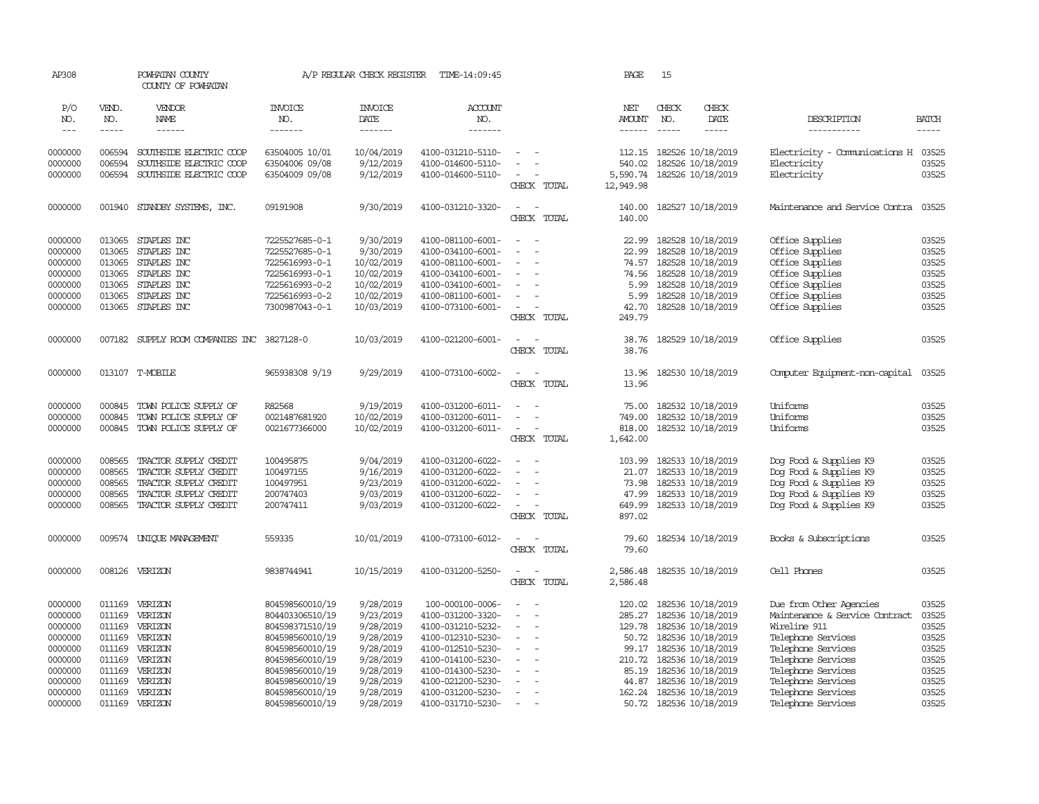AP308 POWHATAN COUNTY A/P REGULAR CHECK REGISTER TIME-14:09:45 PAGE 15
COUNTY OF POWHATAN

| P/O NO. | VEND. NO. | VENDOR NAME | INVOICE NO. | INVOICE DATE | ACCOUNT NO. | | NET AMOUNT | CHECK NO. | CHECK DATE | DESCRIPTION | BATCH |
|---|---|---|---|---|---|---|---|---|---|---|---|
| 0000000 | 006594 | SOUTHSIDE ELECTRIC COOP | 63504005 10/01 | 10/04/2019 | 4100-031210-5110- | - - | 112.15 | 182526 | 10/18/2019 | Electricity - Communications H | 03525 |
| 0000000 | 006594 | SOUTHSIDE ELECTRIC COOP | 63504006 09/08 | 9/12/2019 | 4100-014600-5110- | - - | 540.02 | 182526 | 10/18/2019 | Electricity | 03525 |
| 0000000 | 006594 | SOUTHSIDE ELECTRIC COOP | 63504009 09/08 | 9/12/2019 | 4100-014600-5110- | - - | 5,590.74 | 182526 | 10/18/2019 | Electricity | 03525 |
| | | | | | | CHECK TOTAL | 12,949.98 | | | | |
| 0000000 | 001940 | STANDBY SYSTEMS, INC. | 09191908 | 9/30/2019 | 4100-031210-3320- | - - | 140.00 | 182527 | 10/18/2019 | Maintenance and Service Contra | 03525 |
| | | | | | | CHECK TOTAL | 140.00 | | | | |
| 0000000 | 013065 | STAPLES INC | 7225527685-0-1 | 9/30/2019 | 4100-081100-6001- | - - | 22.99 | 182528 | 10/18/2019 | Office Supplies | 03525 |
| 0000000 | 013065 | STAPLES INC | 7225527685-0-1 | 9/30/2019 | 4100-034100-6001- | - - | 22.99 | 182528 | 10/18/2019 | Office Supplies | 03525 |
| 0000000 | 013065 | STAPLES INC | 7225616993-0-1 | 10/02/2019 | 4100-081100-6001- | - - | 74.57 | 182528 | 10/18/2019 | Office Supplies | 03525 |
| 0000000 | 013065 | STAPLES INC | 7225616993-0-1 | 10/02/2019 | 4100-034100-6001- | - - | 74.56 | 182528 | 10/18/2019 | Office Supplies | 03525 |
| 0000000 | 013065 | STAPLES INC | 7225616993-0-2 | 10/02/2019 | 4100-034100-6001- | - - | 5.99 | 182528 | 10/18/2019 | Office Supplies | 03525 |
| 0000000 | 013065 | STAPLES INC | 7225616993-0-2 | 10/02/2019 | 4100-081100-6001- | - - | 5.99 | 182528 | 10/18/2019 | Office Supplies | 03525 |
| 0000000 | 013065 | STAPLES INC | 7300987043-0-1 | 10/03/2019 | 4100-073100-6001- | - - | 42.70 | 182528 | 10/18/2019 | Office Supplies | 03525 |
| | | | | | | CHECK TOTAL | 249.79 | | | | |
| 0000000 | 007182 | SUPPLY ROOM COMPANIES INC | 3827128-0 | 10/03/2019 | 4100-021200-6001- | - - | 38.76 | 182529 | 10/18/2019 | Office Supplies | 03525 |
| | | | | | | CHECK TOTAL | 38.76 | | | | |
| 0000000 | 013107 | T-MOBILE | 965938308 9/19 | 9/29/2019 | 4100-073100-6002- | - - | 13.96 | 182530 | 10/18/2019 | Computer Equipment-non-capital | 03525 |
| | | | | | | CHECK TOTAL | 13.96 | | | | |
| 0000000 | 000845 | TOWN POLICE SUPPLY OF | R82568 | 9/19/2019 | 4100-031200-6011- | - - | 75.00 | 182532 | 10/18/2019 | Uniforms | 03525 |
| 0000000 | 000845 | TOWN POLICE SUPPLY OF | 0021487681920 | 10/02/2019 | 4100-031200-6011- | - - | 749.00 | 182532 | 10/18/2019 | Uniforms | 03525 |
| 0000000 | 000845 | TOWN POLICE SUPPLY OF | 0021677366000 | 10/02/2019 | 4100-031200-6011- | - - | 818.00 | 182532 | 10/18/2019 | Uniforms | 03525 |
| | | | | | | CHECK TOTAL | 1,642.00 | | | | |
| 0000000 | 008565 | TRACTOR SUPPLY CREDIT | 100495875 | 9/04/2019 | 4100-031200-6022- | - - | 103.99 | 182533 | 10/18/2019 | Dog Food & Supplies K9 | 03525 |
| 0000000 | 008565 | TRACTOR SUPPLY CREDIT | 100497155 | 9/16/2019 | 4100-031200-6022- | - - | 21.07 | 182533 | 10/18/2019 | Dog Food & Supplies K9 | 03525 |
| 0000000 | 008565 | TRACTOR SUPPLY CREDIT | 100497951 | 9/23/2019 | 4100-031200-6022- | - - | 73.98 | 182533 | 10/18/2019 | Dog Food & Supplies K9 | 03525 |
| 0000000 | 008565 | TRACTOR SUPPLY CREDIT | 200747403 | 9/03/2019 | 4100-031200-6022- | - - | 47.99 | 182533 | 10/18/2019 | Dog Food & Supplies K9 | 03525 |
| 0000000 | 008565 | TRACTOR SUPPLY CREDIT | 200747411 | 9/03/2019 | 4100-031200-6022- | - - | 649.99 | 182533 | 10/18/2019 | Dog Food & Supplies K9 | 03525 |
| | | | | | | CHECK TOTAL | 897.02 | | | | |
| 0000000 | 009574 | UNIQUE MANAGEMENT | 559335 | 10/01/2019 | 4100-073100-6012- | - - | 79.60 | 182534 | 10/18/2019 | Books & Subscriptions | 03525 |
| | | | | | | CHECK TOTAL | 79.60 | | | | |
| 0000000 | 008126 | VERIZON | 9838744941 | 10/15/2019 | 4100-031200-5250- | - - | 2,586.48 | 182535 | 10/18/2019 | Cell Phones | 03525 |
| | | | | | | CHECK TOTAL | 2,586.48 | | | | |
| 0000000 | 011169 | VERIZON | 804598560010/19 | 9/28/2019 | 100-000100-0006- | - - | 120.02 | 182536 | 10/18/2019 | Due from Other Agencies | 03525 |
| 0000000 | 011169 | VERIZON | 804403306510/19 | 9/23/2019 | 4100-031200-3320- | - - | 285.27 | 182536 | 10/18/2019 | Maintenance & Service Contract | 03525 |
| 0000000 | 011169 | VERIZON | 804598371510/19 | 9/28/2019 | 4100-031210-5232- | - - | 129.78 | 182536 | 10/18/2019 | Wireline 911 | 03525 |
| 0000000 | 011169 | VERIZON | 804598560010/19 | 9/28/2019 | 4100-012310-5230- | - - | 50.72 | 182536 | 10/18/2019 | Telephone Services | 03525 |
| 0000000 | 011169 | VERIZON | 804598560010/19 | 9/28/2019 | 4100-012510-5230- | - - | 99.17 | 182536 | 10/18/2019 | Telephone Services | 03525 |
| 0000000 | 011169 | VERIZON | 804598560010/19 | 9/28/2019 | 4100-014100-5230- | - - | 210.72 | 182536 | 10/18/2019 | Telephone Services | 03525 |
| 0000000 | 011169 | VERIZON | 804598560010/19 | 9/28/2019 | 4100-014300-5230- | - - | 85.19 | 182536 | 10/18/2019 | Telephone Services | 03525 |
| 0000000 | 011169 | VERIZON | 804598560010/19 | 9/28/2019 | 4100-021200-5230- | - - | 44.87 | 182536 | 10/18/2019 | Telephone Services | 03525 |
| 0000000 | 011169 | VERIZON | 804598560010/19 | 9/28/2019 | 4100-031200-5230- | - - | 162.24 | 182536 | 10/18/2019 | Telephone Services | 03525 |
| 0000000 | 011169 | VERIZON | 804598560010/19 | 9/28/2019 | 4100-031710-5230- | - - | 50.72 | 182536 | 10/18/2019 | Telephone Services | 03525 |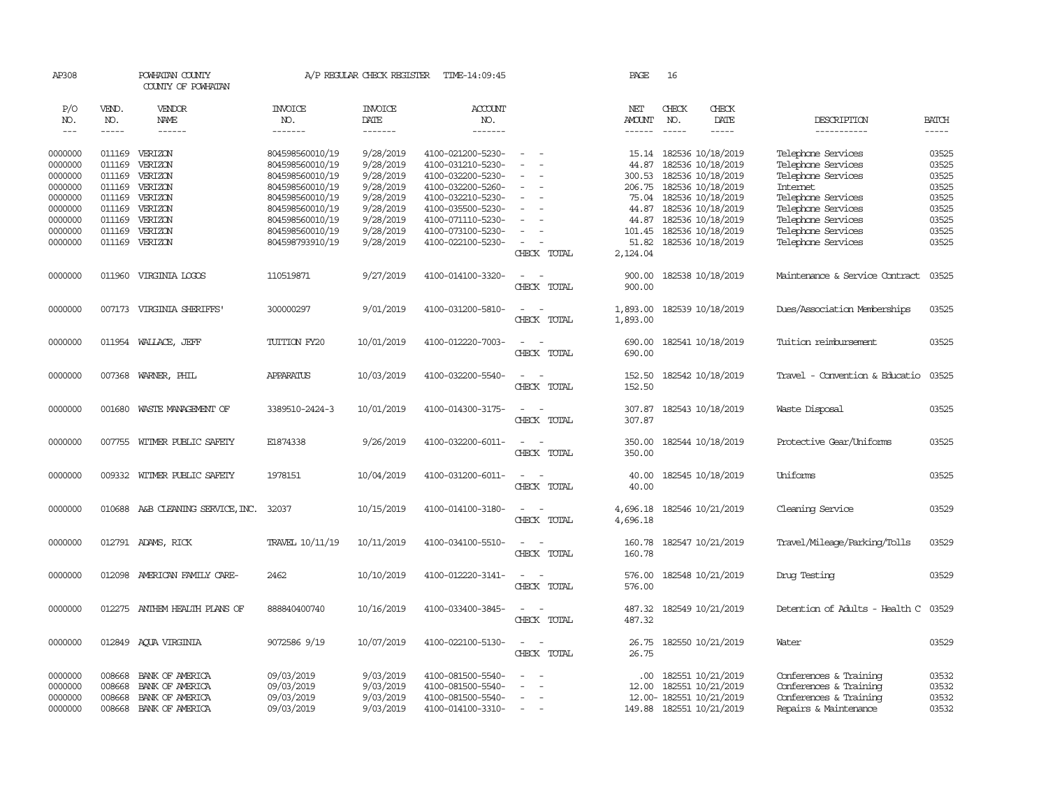AP308 POWHATAN COUNTY COUNTY OF POWHATAN — A/P REGULAR CHECK REGISTER TIME-14:09:45

| P/O NO. | VEND. NO. | VENDOR NAME | INVOICE NO. | INVOICE DATE | ACCOUNT NO. | | NET AMOUNT | CHECK NO. | CHECK DATE | DESCRIPTION | BATCH |
|---|---|---|---|---|---|---|---|---|---|---|---|
| 0000000 | 011169 | VERIZON | 804598560010/19 | 9/28/2019 | 4100-021200-5230- | - - | 15.14 | 182536 | 10/18/2019 | Telephone Services | 03525 |
| 0000000 | 011169 | VERIZON | 804598560010/19 | 9/28/2019 | 4100-031210-5230- | - - | 44.87 | 182536 | 10/18/2019 | Telephone Services | 03525 |
| 0000000 | 011169 | VERIZON | 804598560010/19 | 9/28/2019 | 4100-032200-5230- | - - | 300.53 | 182536 | 10/18/2019 | Telephone Services | 03525 |
| 0000000 | 011169 | VERIZON | 804598560010/19 | 9/28/2019 | 4100-032200-5260- | - - | 206.75 | 182536 | 10/18/2019 | Internet | 03525 |
| 0000000 | 011169 | VERIZON | 804598560010/19 | 9/28/2019 | 4100-032210-5230- | - - | 75.04 | 182536 | 10/18/2019 | Telephone Services | 03525 |
| 0000000 | 011169 | VERIZON | 804598560010/19 | 9/28/2019 | 4100-035500-5230- | - - | 44.87 | 182536 | 10/18/2019 | Telephone Services | 03525 |
| 0000000 | 011169 | VERIZON | 804598560010/19 | 9/28/2019 | 4100-071110-5230- | - - | 44.87 | 182536 | 10/18/2019 | Telephone Services | 03525 |
| 0000000 | 011169 | VERIZON | 804598560010/19 | 9/28/2019 | 4100-073100-5230- | - - | 101.45 | 182536 | 10/18/2019 | Telephone Services | 03525 |
| 0000000 | 011169 | VERIZON | 804598793910/19 | 9/28/2019 | 4100-022100-5230- | - - | 51.82 | 182536 | 10/18/2019 | Telephone Services | 03525 |
| | | | | | | CHECK TOTAL | 2,124.04 | | | | |
| 0000000 | 011960 | VIRGINIA LOGOS | 110519871 | 9/27/2019 | 4100-014100-3320- | - - | 900.00 | 182538 | 10/18/2019 | Maintenance & Service Contract | 03525 |
| | | | | | | CHECK TOTAL | 900.00 | | | | |
| 0000000 | 007173 | VIRGINIA SHERIFFS' | 300000297 | 9/01/2019 | 4100-031200-5810- | - - | 1,893.00 | 182539 | 10/18/2019 | Dues/Association Memberships | 03525 |
| | | | | | | CHECK TOTAL | 1,893.00 | | | | |
| 0000000 | 011954 | WALLACE, JEFF | TUITION FY20 | 10/01/2019 | 4100-012220-7003- | - - | 690.00 | 182541 | 10/18/2019 | Tuition reimbursement | 03525 |
| | | | | | | CHECK TOTAL | 690.00 | | | | |
| 0000000 | 007368 | WARNER, PHIL | APPARATUS | 10/03/2019 | 4100-032200-5540- | - - | 152.50 | 182542 | 10/18/2019 | Travel - Convention & Educatio | 03525 |
| | | | | | | CHECK TOTAL | 152.50 | | | | |
| 0000000 | 001680 | WASTE MANAGEMENT OF | 3389510-2424-3 | 10/01/2019 | 4100-014300-3175- | - - | 307.87 | 182543 | 10/18/2019 | Waste Disposal | 03525 |
| | | | | | | CHECK TOTAL | 307.87 | | | | |
| 0000000 | 007755 | WITMER PUBLIC SAFETY | E1874338 | 9/26/2019 | 4100-032200-6011- | - - | 350.00 | 182544 | 10/18/2019 | Protective Gear/Uniforms | 03525 |
| | | | | | | CHECK TOTAL | 350.00 | | | | |
| 0000000 | 009332 | WITMER PUBLIC SAFETY | 1978151 | 10/04/2019 | 4100-031200-6011- | - - | 40.00 | 182545 | 10/18/2019 | Uniforms | 03525 |
| | | | | | | CHECK TOTAL | 40.00 | | | | |
| 0000000 | 010688 | A&B CLEANING SERVICE, INC. | 32037 | 10/15/2019 | 4100-014100-3180- | - - | 4,696.18 | 182546 | 10/21/2019 | Cleaning Service | 03529 |
| | | | | | | CHECK TOTAL | 4,696.18 | | | | |
| 0000000 | 012791 | ADAMS, RICK | TRAVEL 10/11/19 | 10/11/2019 | 4100-034100-5510- | - - | 160.78 | 182547 | 10/21/2019 | Travel/Mileage/Parking/Tolls | 03529 |
| | | | | | | CHECK TOTAL | 160.78 | | | | |
| 0000000 | 012098 | AMERICAN FAMILY CARE- | 2462 | 10/10/2019 | 4100-012220-3141- | - - | 576.00 | 182548 | 10/21/2019 | Drug Testing | 03529 |
| | | | | | | CHECK TOTAL | 576.00 | | | | |
| 0000000 | 012275 | ANTHEM HEALTH PLANS OF | 888840400740 | 10/16/2019 | 4100-033400-3845- | - - | 487.32 | 182549 | 10/21/2019 | Detention of Adults - Health C | 03529 |
| | | | | | | CHECK TOTAL | 487.32 | | | | |
| 0000000 | 012849 | AQUA VIRGINIA | 9072586 9/19 | 10/07/2019 | 4100-022100-5130- | - - | 26.75 | 182550 | 10/21/2019 | Water | 03529 |
| | | | | | | CHECK TOTAL | 26.75 | | | | |
| 0000000 | 008668 | BANK OF AMERICA | 09/03/2019 | 9/03/2019 | 4100-081500-5540- | - - | .00 | 182551 | 10/21/2019 | Conferences & Training | 03532 |
| 0000000 | 008668 | BANK OF AMERICA | 09/03/2019 | 9/03/2019 | 4100-081500-5540- | - - | 12.00 | 182551 | 10/21/2019 | Conferences & Training | 03532 |
| 0000000 | 008668 | BANK OF AMERICA | 09/03/2019 | 9/03/2019 | 4100-081500-5540- | - - | 12.00- | 182551 | 10/21/2019 | Conferences & Training | 03532 |
| 0000000 | 008668 | BANK OF AMERICA | 09/03/2019 | 9/03/2019 | 4100-014100-3310- | - - | 149.88 | 182551 | 10/21/2019 | Repairs & Maintenance | 03532 |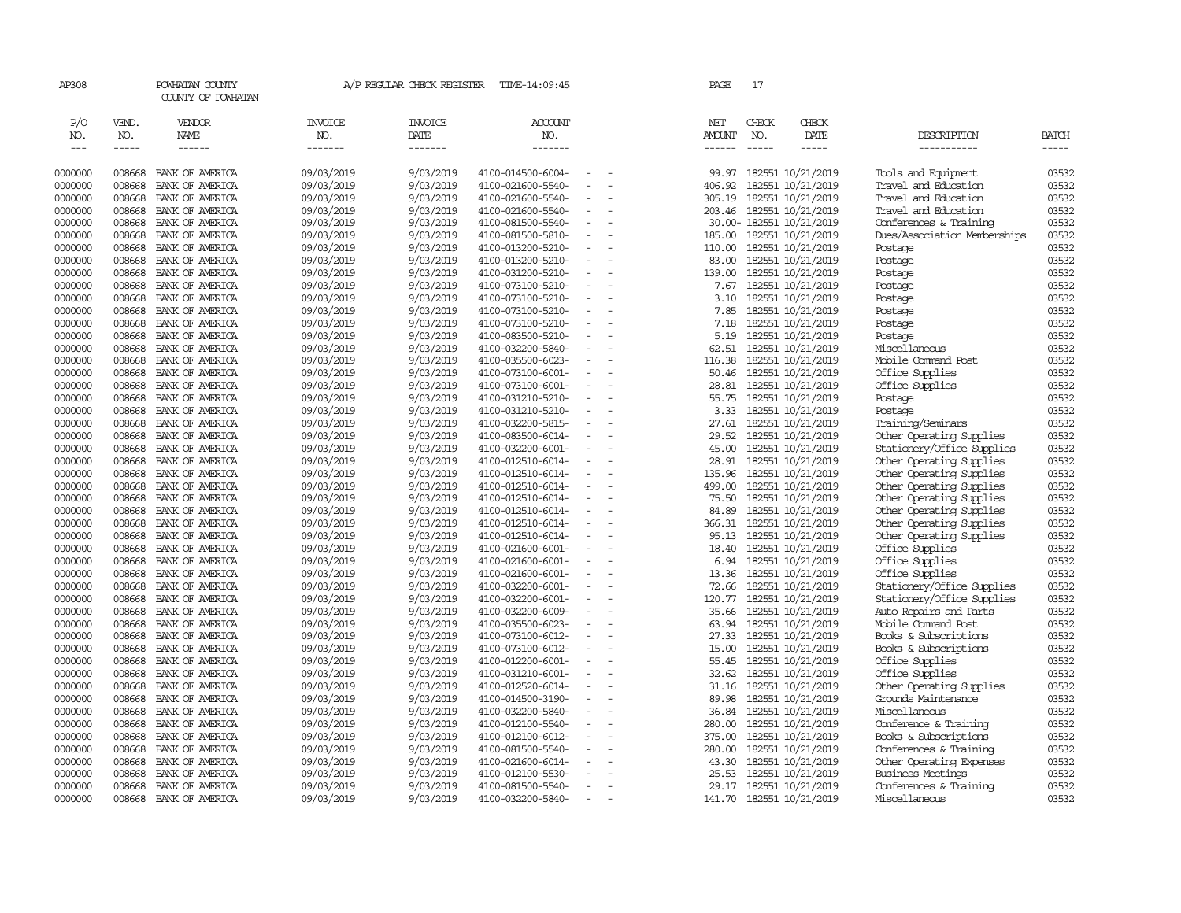AP308 POWHATAN COUNTY A/P REGULAR CHECK REGISTER TIME-14:09:45 PAGE 17

COUNTY OF POWHATAN

| P/O NO. | VEND. NO. | VENDOR NAME | INVOICE NO. | INVOICE DATE | ACCOUNT NO. | NET AMOUNT | CHECK NO. | CHECK DATE | DESCRIPTION | BATCH |
|---|---|---|---|---|---|---|---|---|---|---|
| 0000000 | 008668 | BANK OF AMERICA | 09/03/2019 | 9/03/2019 | 4100-014500-6004- - - | 99.97 | 182551 | 10/21/2019 | Tools and Equipment | 03532 |
| 0000000 | 008668 | BANK OF AMERICA | 09/03/2019 | 9/03/2019 | 4100-021600-5540- - - | 406.92 | 182551 | 10/21/2019 | Travel and Education | 03532 |
| 0000000 | 008668 | BANK OF AMERICA | 09/03/2019 | 9/03/2019 | 4100-021600-5540- - - | 305.19 | 182551 | 10/21/2019 | Travel and Education | 03532 |
| 0000000 | 008668 | BANK OF AMERICA | 09/03/2019 | 9/03/2019 | 4100-021600-5540- - - | 203.46 | 182551 | 10/21/2019 | Travel and Education | 03532 |
| 0000000 | 008668 | BANK OF AMERICA | 09/03/2019 | 9/03/2019 | 4100-081500-5540- - - | 30.00- | 182551 | 10/21/2019 | Conferences & Training | 03532 |
| 0000000 | 008668 | BANK OF AMERICA | 09/03/2019 | 9/03/2019 | 4100-081500-5810- - - | 185.00 | 182551 | 10/21/2019 | Dues/Association Memberships | 03532 |
| 0000000 | 008668 | BANK OF AMERICA | 09/03/2019 | 9/03/2019 | 4100-013200-5210- - - | 110.00 | 182551 | 10/21/2019 | Postage | 03532 |
| 0000000 | 008668 | BANK OF AMERICA | 09/03/2019 | 9/03/2019 | 4100-013200-5210- - - | 83.00 | 182551 | 10/21/2019 | Postage | 03532 |
| 0000000 | 008668 | BANK OF AMERICA | 09/03/2019 | 9/03/2019 | 4100-031200-5210- - - | 139.00 | 182551 | 10/21/2019 | Postage | 03532 |
| 0000000 | 008668 | BANK OF AMERICA | 09/03/2019 | 9/03/2019 | 4100-073100-5210- - - | 7.67 | 182551 | 10/21/2019 | Postage | 03532 |
| 0000000 | 008668 | BANK OF AMERICA | 09/03/2019 | 9/03/2019 | 4100-073100-5210- - - | 3.10 | 182551 | 10/21/2019 | Postage | 03532 |
| 0000000 | 008668 | BANK OF AMERICA | 09/03/2019 | 9/03/2019 | 4100-073100-5210- - - | 7.85 | 182551 | 10/21/2019 | Postage | 03532 |
| 0000000 | 008668 | BANK OF AMERICA | 09/03/2019 | 9/03/2019 | 4100-073100-5210- - - | 7.18 | 182551 | 10/21/2019 | Postage | 03532 |
| 0000000 | 008668 | BANK OF AMERICA | 09/03/2019 | 9/03/2019 | 4100-083500-5210- - - | 5.19 | 182551 | 10/21/2019 | Postage | 03532 |
| 0000000 | 008668 | BANK OF AMERICA | 09/03/2019 | 9/03/2019 | 4100-032200-5840- - - | 62.51 | 182551 | 10/21/2019 | Miscellaneous | 03532 |
| 0000000 | 008668 | BANK OF AMERICA | 09/03/2019 | 9/03/2019 | 4100-035500-6023- - - | 116.38 | 182551 | 10/21/2019 | Mobile Command Post | 03532 |
| 0000000 | 008668 | BANK OF AMERICA | 09/03/2019 | 9/03/2019 | 4100-073100-6001- - - | 50.46 | 182551 | 10/21/2019 | Office Supplies | 03532 |
| 0000000 | 008668 | BANK OF AMERICA | 09/03/2019 | 9/03/2019 | 4100-073100-6001- - - | 28.81 | 182551 | 10/21/2019 | Office Supplies | 03532 |
| 0000000 | 008668 | BANK OF AMERICA | 09/03/2019 | 9/03/2019 | 4100-031210-5210- - - | 55.75 | 182551 | 10/21/2019 | Postage | 03532 |
| 0000000 | 008668 | BANK OF AMERICA | 09/03/2019 | 9/03/2019 | 4100-031210-5210- - - | 3.33 | 182551 | 10/21/2019 | Postage | 03532 |
| 0000000 | 008668 | BANK OF AMERICA | 09/03/2019 | 9/03/2019 | 4100-032200-5815- - - | 27.61 | 182551 | 10/21/2019 | Training/Seminars | 03532 |
| 0000000 | 008668 | BANK OF AMERICA | 09/03/2019 | 9/03/2019 | 4100-083500-6014- - - | 29.52 | 182551 | 10/21/2019 | Other Operating Supplies | 03532 |
| 0000000 | 008668 | BANK OF AMERICA | 09/03/2019 | 9/03/2019 | 4100-032200-6001- - - | 45.00 | 182551 | 10/21/2019 | Stationery/Office Supplies | 03532 |
| 0000000 | 008668 | BANK OF AMERICA | 09/03/2019 | 9/03/2019 | 4100-012510-6014- - - | 28.91 | 182551 | 10/21/2019 | Other Operating Supplies | 03532 |
| 0000000 | 008668 | BANK OF AMERICA | 09/03/2019 | 9/03/2019 | 4100-012510-6014- - - | 135.96 | 182551 | 10/21/2019 | Other Operating Supplies | 03532 |
| 0000000 | 008668 | BANK OF AMERICA | 09/03/2019 | 9/03/2019 | 4100-012510-6014- - - | 499.00 | 182551 | 10/21/2019 | Other Operating Supplies | 03532 |
| 0000000 | 008668 | BANK OF AMERICA | 09/03/2019 | 9/03/2019 | 4100-012510-6014- - - | 75.50 | 182551 | 10/21/2019 | Other Operating Supplies | 03532 |
| 0000000 | 008668 | BANK OF AMERICA | 09/03/2019 | 9/03/2019 | 4100-012510-6014- - - | 84.89 | 182551 | 10/21/2019 | Other Operating Supplies | 03532 |
| 0000000 | 008668 | BANK OF AMERICA | 09/03/2019 | 9/03/2019 | 4100-012510-6014- - - | 366.31 | 182551 | 10/21/2019 | Other Operating Supplies | 03532 |
| 0000000 | 008668 | BANK OF AMERICA | 09/03/2019 | 9/03/2019 | 4100-012510-6014- - - | 95.13 | 182551 | 10/21/2019 | Other Operating Supplies | 03532 |
| 0000000 | 008668 | BANK OF AMERICA | 09/03/2019 | 9/03/2019 | 4100-021600-6001- - - | 18.40 | 182551 | 10/21/2019 | Office Supplies | 03532 |
| 0000000 | 008668 | BANK OF AMERICA | 09/03/2019 | 9/03/2019 | 4100-021600-6001- - - | 6.94 | 182551 | 10/21/2019 | Office Supplies | 03532 |
| 0000000 | 008668 | BANK OF AMERICA | 09/03/2019 | 9/03/2019 | 4100-021600-6001- - - | 13.36 | 182551 | 10/21/2019 | Office Supplies | 03532 |
| 0000000 | 008668 | BANK OF AMERICA | 09/03/2019 | 9/03/2019 | 4100-032200-6001- - - | 72.66 | 182551 | 10/21/2019 | Stationery/Office Supplies | 03532 |
| 0000000 | 008668 | BANK OF AMERICA | 09/03/2019 | 9/03/2019 | 4100-032200-6001- - - | 120.77 | 182551 | 10/21/2019 | Stationery/Office Supplies | 03532 |
| 0000000 | 008668 | BANK OF AMERICA | 09/03/2019 | 9/03/2019 | 4100-032200-6009- - - | 35.66 | 182551 | 10/21/2019 | Auto Repairs and Parts | 03532 |
| 0000000 | 008668 | BANK OF AMERICA | 09/03/2019 | 9/03/2019 | 4100-035500-6023- - - | 63.94 | 182551 | 10/21/2019 | Mobile Command Post | 03532 |
| 0000000 | 008668 | BANK OF AMERICA | 09/03/2019 | 9/03/2019 | 4100-073100-6012- - - | 27.33 | 182551 | 10/21/2019 | Books & Subscriptions | 03532 |
| 0000000 | 008668 | BANK OF AMERICA | 09/03/2019 | 9/03/2019 | 4100-073100-6012- - - | 15.00 | 182551 | 10/21/2019 | Books & Subscriptions | 03532 |
| 0000000 | 008668 | BANK OF AMERICA | 09/03/2019 | 9/03/2019 | 4100-012200-6001- - - | 55.45 | 182551 | 10/21/2019 | Office Supplies | 03532 |
| 0000000 | 008668 | BANK OF AMERICA | 09/03/2019 | 9/03/2019 | 4100-031210-6001- - - | 32.62 | 182551 | 10/21/2019 | Office Supplies | 03532 |
| 0000000 | 008668 | BANK OF AMERICA | 09/03/2019 | 9/03/2019 | 4100-012520-6014- - - | 31.16 | 182551 | 10/21/2019 | Other Operating Supplies | 03532 |
| 0000000 | 008668 | BANK OF AMERICA | 09/03/2019 | 9/03/2019 | 4100-014500-3190- - - | 89.98 | 182551 | 10/21/2019 | Grounds Maintenance | 03532 |
| 0000000 | 008668 | BANK OF AMERICA | 09/03/2019 | 9/03/2019 | 4100-032200-5840- - - | 36.84 | 182551 | 10/21/2019 | Miscellaneous | 03532 |
| 0000000 | 008668 | BANK OF AMERICA | 09/03/2019 | 9/03/2019 | 4100-012100-5540- - - | 280.00 | 182551 | 10/21/2019 | Conference & Training | 03532 |
| 0000000 | 008668 | BANK OF AMERICA | 09/03/2019 | 9/03/2019 | 4100-012100-6012- - - | 375.00 | 182551 | 10/21/2019 | Books & Subscriptions | 03532 |
| 0000000 | 008668 | BANK OF AMERICA | 09/03/2019 | 9/03/2019 | 4100-081500-5540- - - | 280.00 | 182551 | 10/21/2019 | Conferences & Training | 03532 |
| 0000000 | 008668 | BANK OF AMERICA | 09/03/2019 | 9/03/2019 | 4100-021600-6014- - - | 43.30 | 182551 | 10/21/2019 | Other Operating Expenses | 03532 |
| 0000000 | 008668 | BANK OF AMERICA | 09/03/2019 | 9/03/2019 | 4100-012100-5530- - - | 25.53 | 182551 | 10/21/2019 | Business Meetings | 03532 |
| 0000000 | 008668 | BANK OF AMERICA | 09/03/2019 | 9/03/2019 | 4100-081500-5540- - - | 29.17 | 182551 | 10/21/2019 | Conferences & Training | 03532 |
| 0000000 | 008668 | BANK OF AMERICA | 09/03/2019 | 9/03/2019 | 4100-032200-5840- - - | 141.70 | 182551 | 10/21/2019 | Miscellaneous | 03532 |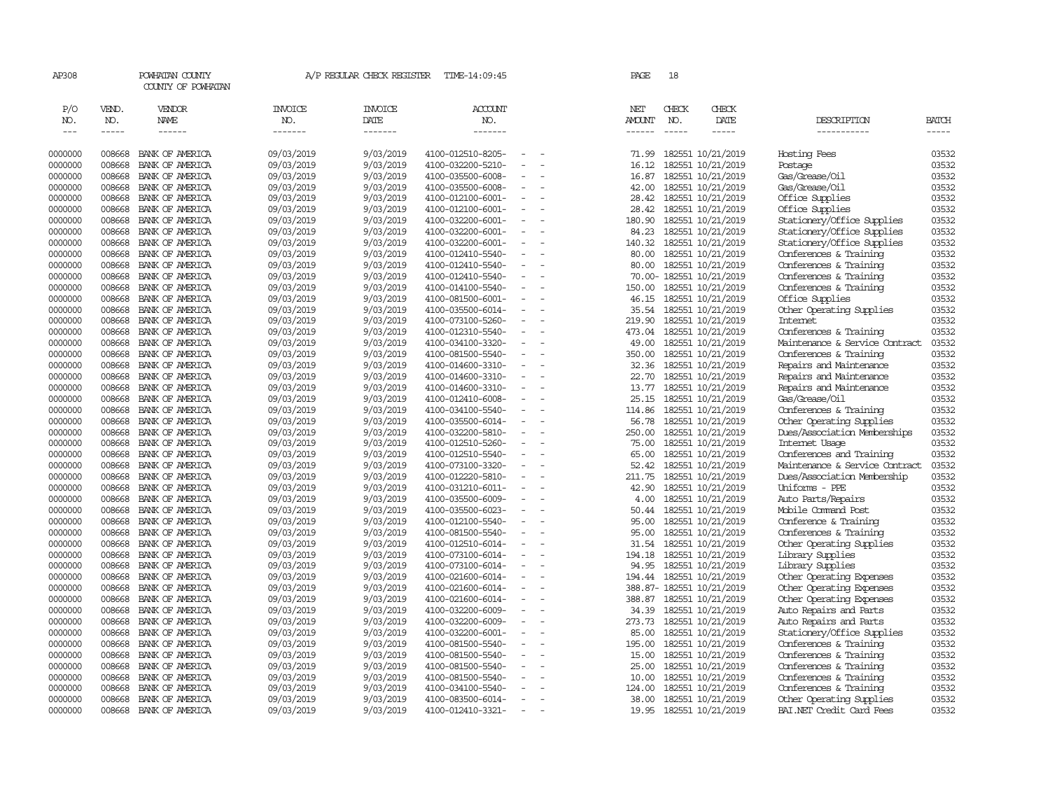AP308 POWHATAN COUNTY A/P REGULAR CHECK REGISTER TIME-14:09:45

COUNTY OF POWHATAN

| P/O NO. | VEND. NO. | VENDOR NAME | INVOICE NO. | INVOICE DATE | ACCOUNT NO. | NET AMOUNT | CHECK NO. | CHECK DATE | DESCRIPTION | BATCH |
|---|---|---|---|---|---|---|---|---|---|---|
| 0000000 | 008668 | BANK OF AMERICA | 09/03/2019 | 9/03/2019 | 4100-012510-8205- - - | 71.99 | 182551 | 10/21/2019 | Hosting Fees | 03532 |
| 0000000 | 008668 | BANK OF AMERICA | 09/03/2019 | 9/03/2019 | 4100-032200-5210- - - | 16.12 | 182551 | 10/21/2019 | Postage | 03532 |
| 0000000 | 008668 | BANK OF AMERICA | 09/03/2019 | 9/03/2019 | 4100-035500-6008- - - | 16.87 | 182551 | 10/21/2019 | Gas/Grease/Oil | 03532 |
| 0000000 | 008668 | BANK OF AMERICA | 09/03/2019 | 9/03/2019 | 4100-035500-6008- - - | 42.00 | 182551 | 10/21/2019 | Gas/Grease/Oil | 03532 |
| 0000000 | 008668 | BANK OF AMERICA | 09/03/2019 | 9/03/2019 | 4100-012100-6001- - - | 28.42 | 182551 | 10/21/2019 | Office Supplies | 03532 |
| 0000000 | 008668 | BANK OF AMERICA | 09/03/2019 | 9/03/2019 | 4100-012100-6001- - - | 28.42 | 182551 | 10/21/2019 | Office Supplies | 03532 |
| 0000000 | 008668 | BANK OF AMERICA | 09/03/2019 | 9/03/2019 | 4100-032200-6001- - - | 180.90 | 182551 | 10/21/2019 | Stationery/Office Supplies | 03532 |
| 0000000 | 008668 | BANK OF AMERICA | 09/03/2019 | 9/03/2019 | 4100-032200-6001- - - | 84.23 | 182551 | 10/21/2019 | Stationery/Office Supplies | 03532 |
| 0000000 | 008668 | BANK OF AMERICA | 09/03/2019 | 9/03/2019 | 4100-032200-6001- - - | 140.32 | 182551 | 10/21/2019 | Stationery/Office Supplies | 03532 |
| 0000000 | 008668 | BANK OF AMERICA | 09/03/2019 | 9/03/2019 | 4100-012410-5540- - - | 80.00 | 182551 | 10/21/2019 | Conferences & Training | 03532 |
| 0000000 | 008668 | BANK OF AMERICA | 09/03/2019 | 9/03/2019 | 4100-012410-5540- - - | 80.00 | 182551 | 10/21/2019 | Conferences & Training | 03532 |
| 0000000 | 008668 | BANK OF AMERICA | 09/03/2019 | 9/03/2019 | 4100-012410-5540- - - | 70.00- | 182551 | 10/21/2019 | Conferences & Training | 03532 |
| 0000000 | 008668 | BANK OF AMERICA | 09/03/2019 | 9/03/2019 | 4100-014100-5540- - - | 150.00 | 182551 | 10/21/2019 | Conferences & Training | 03532 |
| 0000000 | 008668 | BANK OF AMERICA | 09/03/2019 | 9/03/2019 | 4100-081500-6001- - - | 46.15 | 182551 | 10/21/2019 | Office Supplies | 03532 |
| 0000000 | 008668 | BANK OF AMERICA | 09/03/2019 | 9/03/2019 | 4100-035500-6014- - - | 35.54 | 182551 | 10/21/2019 | Other Operating Supplies | 03532 |
| 0000000 | 008668 | BANK OF AMERICA | 09/03/2019 | 9/03/2019 | 4100-073100-5260- - - | 219.90 | 182551 | 10/21/2019 | Internet | 03532 |
| 0000000 | 008668 | BANK OF AMERICA | 09/03/2019 | 9/03/2019 | 4100-012310-5540- - - | 473.04 | 182551 | 10/21/2019 | Conferences & Training | 03532 |
| 0000000 | 008668 | BANK OF AMERICA | 09/03/2019 | 9/03/2019 | 4100-034100-3320- - - | 49.00 | 182551 | 10/21/2019 | Maintenance & Service Contract | 03532 |
| 0000000 | 008668 | BANK OF AMERICA | 09/03/2019 | 9/03/2019 | 4100-081500-5540- - - | 350.00 | 182551 | 10/21/2019 | Conferences & Training | 03532 |
| 0000000 | 008668 | BANK OF AMERICA | 09/03/2019 | 9/03/2019 | 4100-014600-3310- - - | 32.36 | 182551 | 10/21/2019 | Repairs and Maintenance | 03532 |
| 0000000 | 008668 | BANK OF AMERICA | 09/03/2019 | 9/03/2019 | 4100-014600-3310- - - | 22.70 | 182551 | 10/21/2019 | Repairs and Maintenance | 03532 |
| 0000000 | 008668 | BANK OF AMERICA | 09/03/2019 | 9/03/2019 | 4100-014600-3310- - - | 13.77 | 182551 | 10/21/2019 | Repairs and Maintenance | 03532 |
| 0000000 | 008668 | BANK OF AMERICA | 09/03/2019 | 9/03/2019 | 4100-012410-6008- - - | 25.15 | 182551 | 10/21/2019 | Gas/Grease/Oil | 03532 |
| 0000000 | 008668 | BANK OF AMERICA | 09/03/2019 | 9/03/2019 | 4100-034100-5540- - - | 114.86 | 182551 | 10/21/2019 | Conferences & Training | 03532 |
| 0000000 | 008668 | BANK OF AMERICA | 09/03/2019 | 9/03/2019 | 4100-035500-6014- - - | 56.78 | 182551 | 10/21/2019 | Other Operating Supplies | 03532 |
| 0000000 | 008668 | BANK OF AMERICA | 09/03/2019 | 9/03/2019 | 4100-032200-5810- - - | 250.00 | 182551 | 10/21/2019 | Dues/Association Memberships | 03532 |
| 0000000 | 008668 | BANK OF AMERICA | 09/03/2019 | 9/03/2019 | 4100-012510-5260- - - | 75.00 | 182551 | 10/21/2019 | Internet Usage | 03532 |
| 0000000 | 008668 | BANK OF AMERICA | 09/03/2019 | 9/03/2019 | 4100-012510-5540- - - | 65.00 | 182551 | 10/21/2019 | Conferences and Training | 03532 |
| 0000000 | 008668 | BANK OF AMERICA | 09/03/2019 | 9/03/2019 | 4100-073100-3320- - - | 52.42 | 182551 | 10/21/2019 | Maintenance & Service Contract | 03532 |
| 0000000 | 008668 | BANK OF AMERICA | 09/03/2019 | 9/03/2019 | 4100-012220-5810- - - | 211.75 | 182551 | 10/21/2019 | Dues/Association Membership | 03532 |
| 0000000 | 008668 | BANK OF AMERICA | 09/03/2019 | 9/03/2019 | 4100-031210-6011- - - | 42.90 | 182551 | 10/21/2019 | Uniforms - PPE | 03532 |
| 0000000 | 008668 | BANK OF AMERICA | 09/03/2019 | 9/03/2019 | 4100-035500-6009- - - | 4.00 | 182551 | 10/21/2019 | Auto Parts/Repairs | 03532 |
| 0000000 | 008668 | BANK OF AMERICA | 09/03/2019 | 9/03/2019 | 4100-035500-6023- - - | 50.44 | 182551 | 10/21/2019 | Mobile Command Post | 03532 |
| 0000000 | 008668 | BANK OF AMERICA | 09/03/2019 | 9/03/2019 | 4100-012100-5540- - - | 95.00 | 182551 | 10/21/2019 | Conference & Training | 03532 |
| 0000000 | 008668 | BANK OF AMERICA | 09/03/2019 | 9/03/2019 | 4100-081500-5540- - - | 95.00 | 182551 | 10/21/2019 | Conferences & Training | 03532 |
| 0000000 | 008668 | BANK OF AMERICA | 09/03/2019 | 9/03/2019 | 4100-012510-6014- - - | 31.54 | 182551 | 10/21/2019 | Other Operating Supplies | 03532 |
| 0000000 | 008668 | BANK OF AMERICA | 09/03/2019 | 9/03/2019 | 4100-073100-6014- - - | 194.18 | 182551 | 10/21/2019 | Library Supplies | 03532 |
| 0000000 | 008668 | BANK OF AMERICA | 09/03/2019 | 9/03/2019 | 4100-073100-6014- - - | 94.95 | 182551 | 10/21/2019 | Library Supplies | 03532 |
| 0000000 | 008668 | BANK OF AMERICA | 09/03/2019 | 9/03/2019 | 4100-021600-6014- - - | 194.44 | 182551 | 10/21/2019 | Other Operating Expenses | 03532 |
| 0000000 | 008668 | BANK OF AMERICA | 09/03/2019 | 9/03/2019 | 4100-021600-6014- - - | 388.87- | 182551 | 10/21/2019 | Other Operating Expenses | 03532 |
| 0000000 | 008668 | BANK OF AMERICA | 09/03/2019 | 9/03/2019 | 4100-021600-6014- - - | 388.87 | 182551 | 10/21/2019 | Other Operating Expenses | 03532 |
| 0000000 | 008668 | BANK OF AMERICA | 09/03/2019 | 9/03/2019 | 4100-032200-6009- - - | 34.39 | 182551 | 10/21/2019 | Auto Repairs and Parts | 03532 |
| 0000000 | 008668 | BANK OF AMERICA | 09/03/2019 | 9/03/2019 | 4100-032200-6009- - - | 273.73 | 182551 | 10/21/2019 | Auto Repairs and Parts | 03532 |
| 0000000 | 008668 | BANK OF AMERICA | 09/03/2019 | 9/03/2019 | 4100-032200-6001- - - | 85.00 | 182551 | 10/21/2019 | Stationery/Office Supplies | 03532 |
| 0000000 | 008668 | BANK OF AMERICA | 09/03/2019 | 9/03/2019 | 4100-081500-5540- - - | 195.00 | 182551 | 10/21/2019 | Conferences & Training | 03532 |
| 0000000 | 008668 | BANK OF AMERICA | 09/03/2019 | 9/03/2019 | 4100-081500-5540- - - | 15.00 | 182551 | 10/21/2019 | Conferences & Training | 03532 |
| 0000000 | 008668 | BANK OF AMERICA | 09/03/2019 | 9/03/2019 | 4100-081500-5540- - - | 25.00 | 182551 | 10/21/2019 | Conferences & Training | 03532 |
| 0000000 | 008668 | BANK OF AMERICA | 09/03/2019 | 9/03/2019 | 4100-081500-5540- - - | 10.00 | 182551 | 10/21/2019 | Conferences & Training | 03532 |
| 0000000 | 008668 | BANK OF AMERICA | 09/03/2019 | 9/03/2019 | 4100-034100-5540- - - | 124.00 | 182551 | 10/21/2019 | Conferences & Training | 03532 |
| 0000000 | 008668 | BANK OF AMERICA | 09/03/2019 | 9/03/2019 | 4100-083500-6014- - - | 38.00 | 182551 | 10/21/2019 | Other Operating Supplies | 03532 |
| 0000000 | 008668 | BANK OF AMERICA | 09/03/2019 | 9/03/2019 | 4100-012410-3321- - - | 19.95 | 182551 | 10/21/2019 | BAI.NET Credit Card Fees | 03532 |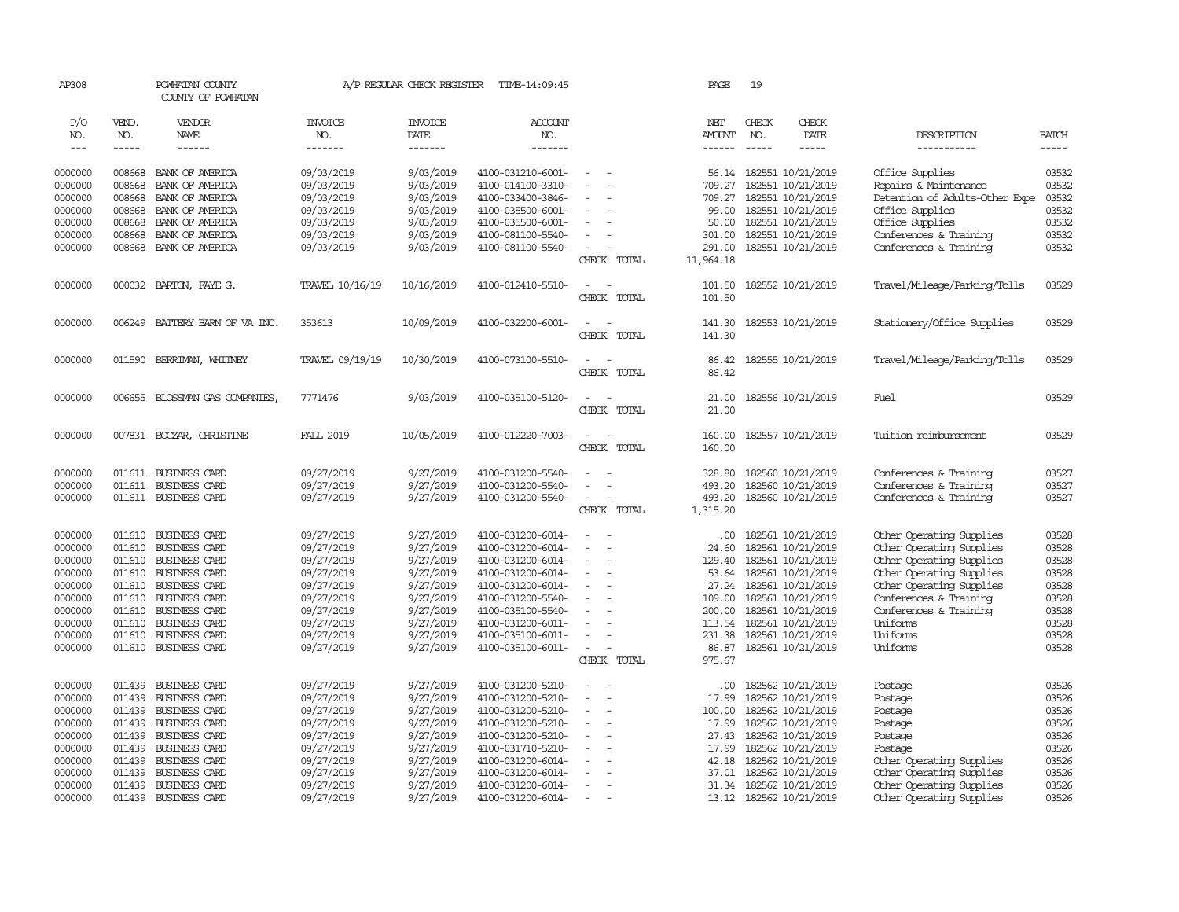AP308 POWHATAN COUNTY A/P REGULAR CHECK REGISTER TIME-14:09:45 PAGE 19
COUNTY OF POWHATAN

| P/O NO. | VEND. NO. | VENDOR NAME | INVOICE NO. | INVOICE DATE | ACCOUNT NO. | | NET AMOUNT | CHECK NO. | CHECK DATE | DESCRIPTION | BATCH |
|---|---|---|---|---|---|---|---|---|---|---|---|
| 0000000 | 008668 | BANK OF AMERICA | 09/03/2019 | 9/03/2019 | 4100-031210-6001- | - - | 56.14 | 182551 | 10/21/2019 | Office Supplies | 03532 |
| 0000000 | 008668 | BANK OF AMERICA | 09/03/2019 | 9/03/2019 | 4100-014100-3310- | - - | 709.27 | 182551 | 10/21/2019 | Repairs & Maintenance | 03532 |
| 0000000 | 008668 | BANK OF AMERICA | 09/03/2019 | 9/03/2019 | 4100-033400-3846- | - - | 709.27 | 182551 | 10/21/2019 | Detention of Adults-Other Expe | 03532 |
| 0000000 | 008668 | BANK OF AMERICA | 09/03/2019 | 9/03/2019 | 4100-035500-6001- | - - | 99.00 | 182551 | 10/21/2019 | Office Supplies | 03532 |
| 0000000 | 008668 | BANK OF AMERICA | 09/03/2019 | 9/03/2019 | 4100-035500-6001- | - - | 50.00 | 182551 | 10/21/2019 | Office Supplies | 03532 |
| 0000000 | 008668 | BANK OF AMERICA | 09/03/2019 | 9/03/2019 | 4100-081100-5540- | - - | 301.00 | 182551 | 10/21/2019 | Conferences & Training | 03532 |
| 0000000 | 008668 | BANK OF AMERICA | 09/03/2019 | 9/03/2019 | 4100-081100-5540- | - - | 291.00 | 182551 | 10/21/2019 | Conferences & Training | 03532 |
| | | | | | | CHECK TOTAL | 11,964.18 | | | | |
| 0000000 | 000032 | BARTON, FAYE G. | TRAVEL 10/16/19 | 10/16/2019 | 4100-012410-5510- | - - | 101.50 | 182552 | 10/21/2019 | Travel/Mileage/Parking/Tolls | 03529 |
| | | | | | | CHECK TOTAL | 101.50 | | | | |
| 0000000 | 006249 | BATTERY BARN OF VA INC. | 353613 | 10/09/2019 | 4100-032200-6001- | - - | 141.30 | 182553 | 10/21/2019 | Stationery/Office Supplies | 03529 |
| | | | | | | CHECK TOTAL | 141.30 | | | | |
| 0000000 | 011590 | BERRIMAN, WHITNEY | TRAVEL 09/19/19 | 10/30/2019 | 4100-073100-5510- | - - | 86.42 | 182555 | 10/21/2019 | Travel/Mileage/Parking/Tolls | 03529 |
| | | | | | | CHECK TOTAL | 86.42 | | | | |
| 0000000 | 006655 | BLOSSMAN GAS COMPANIES, | 7771476 | 9/03/2019 | 4100-035100-5120- | - - | 21.00 | 182556 | 10/21/2019 | Fuel | 03529 |
| | | | | | | CHECK TOTAL | 21.00 | | | | |
| 0000000 | 007831 | BOCZAR, CHRISTINE | FALL 2019 | 10/05/2019 | 4100-012220-7003- | - - | 160.00 | 182557 | 10/21/2019 | Tuition reimbursement | 03529 |
| | | | | | | CHECK TOTAL | 160.00 | | | | |
| 0000000 | 011611 | BUSINESS CARD | 09/27/2019 | 9/27/2019 | 4100-031200-5540- | - - | 328.80 | 182560 | 10/21/2019 | Conferences & Training | 03527 |
| 0000000 | 011611 | BUSINESS CARD | 09/27/2019 | 9/27/2019 | 4100-031200-5540- | - - | 493.20 | 182560 | 10/21/2019 | Conferences & Training | 03527 |
| 0000000 | 011611 | BUSINESS CARD | 09/27/2019 | 9/27/2019 | 4100-031200-5540- | - - | 493.20 | 182560 | 10/21/2019 | Conferences & Training | 03527 |
| | | | | | | CHECK TOTAL | 1,315.20 | | | | |
| 0000000 | 011610 | BUSINESS CARD | 09/27/2019 | 9/27/2019 | 4100-031200-6014- | - - | .00 | 182561 | 10/21/2019 | Other Operating Supplies | 03528 |
| 0000000 | 011610 | BUSINESS CARD | 09/27/2019 | 9/27/2019 | 4100-031200-6014- | - - | 24.60 | 182561 | 10/21/2019 | Other Operating Supplies | 03528 |
| 0000000 | 011610 | BUSINESS CARD | 09/27/2019 | 9/27/2019 | 4100-031200-6014- | - - | 129.40 | 182561 | 10/21/2019 | Other Operating Supplies | 03528 |
| 0000000 | 011610 | BUSINESS CARD | 09/27/2019 | 9/27/2019 | 4100-031200-6014- | - - | 53.64 | 182561 | 10/21/2019 | Other Operating Supplies | 03528 |
| 0000000 | 011610 | BUSINESS CARD | 09/27/2019 | 9/27/2019 | 4100-031200-6014- | - - | 27.24 | 182561 | 10/21/2019 | Other Operating Supplies | 03528 |
| 0000000 | 011610 | BUSINESS CARD | 09/27/2019 | 9/27/2019 | 4100-031200-5540- | - - | 109.00 | 182561 | 10/21/2019 | Conferences & Training | 03528 |
| 0000000 | 011610 | BUSINESS CARD | 09/27/2019 | 9/27/2019 | 4100-035100-5540- | - - | 200.00 | 182561 | 10/21/2019 | Conferences & Training | 03528 |
| 0000000 | 011610 | BUSINESS CARD | 09/27/2019 | 9/27/2019 | 4100-031200-6011- | - - | 113.54 | 182561 | 10/21/2019 | Uniforms | 03528 |
| 0000000 | 011610 | BUSINESS CARD | 09/27/2019 | 9/27/2019 | 4100-035100-6011- | - - | 231.38 | 182561 | 10/21/2019 | Uniforms | 03528 |
| 0000000 | 011610 | BUSINESS CARD | 09/27/2019 | 9/27/2019 | 4100-035100-6011- | - - | 86.87 | 182561 | 10/21/2019 | Uniforms | 03528 |
| | | | | | | CHECK TOTAL | 975.67 | | | | |
| 0000000 | 011439 | BUSINESS CARD | 09/27/2019 | 9/27/2019 | 4100-031200-5210- | - - | .00 | 182562 | 10/21/2019 | Postage | 03526 |
| 0000000 | 011439 | BUSINESS CARD | 09/27/2019 | 9/27/2019 | 4100-031200-5210- | - - | 17.99 | 182562 | 10/21/2019 | Postage | 03526 |
| 0000000 | 011439 | BUSINESS CARD | 09/27/2019 | 9/27/2019 | 4100-031200-5210- | - - | 100.00 | 182562 | 10/21/2019 | Postage | 03526 |
| 0000000 | 011439 | BUSINESS CARD | 09/27/2019 | 9/27/2019 | 4100-031200-5210- | - - | 17.99 | 182562 | 10/21/2019 | Postage | 03526 |
| 0000000 | 011439 | BUSINESS CARD | 09/27/2019 | 9/27/2019 | 4100-031200-5210- | - - | 27.43 | 182562 | 10/21/2019 | Postage | 03526 |
| 0000000 | 011439 | BUSINESS CARD | 09/27/2019 | 9/27/2019 | 4100-031710-5210- | - - | 17.99 | 182562 | 10/21/2019 | Postage | 03526 |
| 0000000 | 011439 | BUSINESS CARD | 09/27/2019 | 9/27/2019 | 4100-031200-6014- | - - | 42.18 | 182562 | 10/21/2019 | Other Operating Supplies | 03526 |
| 0000000 | 011439 | BUSINESS CARD | 09/27/2019 | 9/27/2019 | 4100-031200-6014- | - - | 37.01 | 182562 | 10/21/2019 | Other Operating Supplies | 03526 |
| 0000000 | 011439 | BUSINESS CARD | 09/27/2019 | 9/27/2019 | 4100-031200-6014- | - - | 31.34 | 182562 | 10/21/2019 | Other Operating Supplies | 03526 |
| 0000000 | 011439 | BUSINESS CARD | 09/27/2019 | 9/27/2019 | 4100-031200-6014- | - - | 13.12 | 182562 | 10/21/2019 | Other Operating Supplies | 03526 |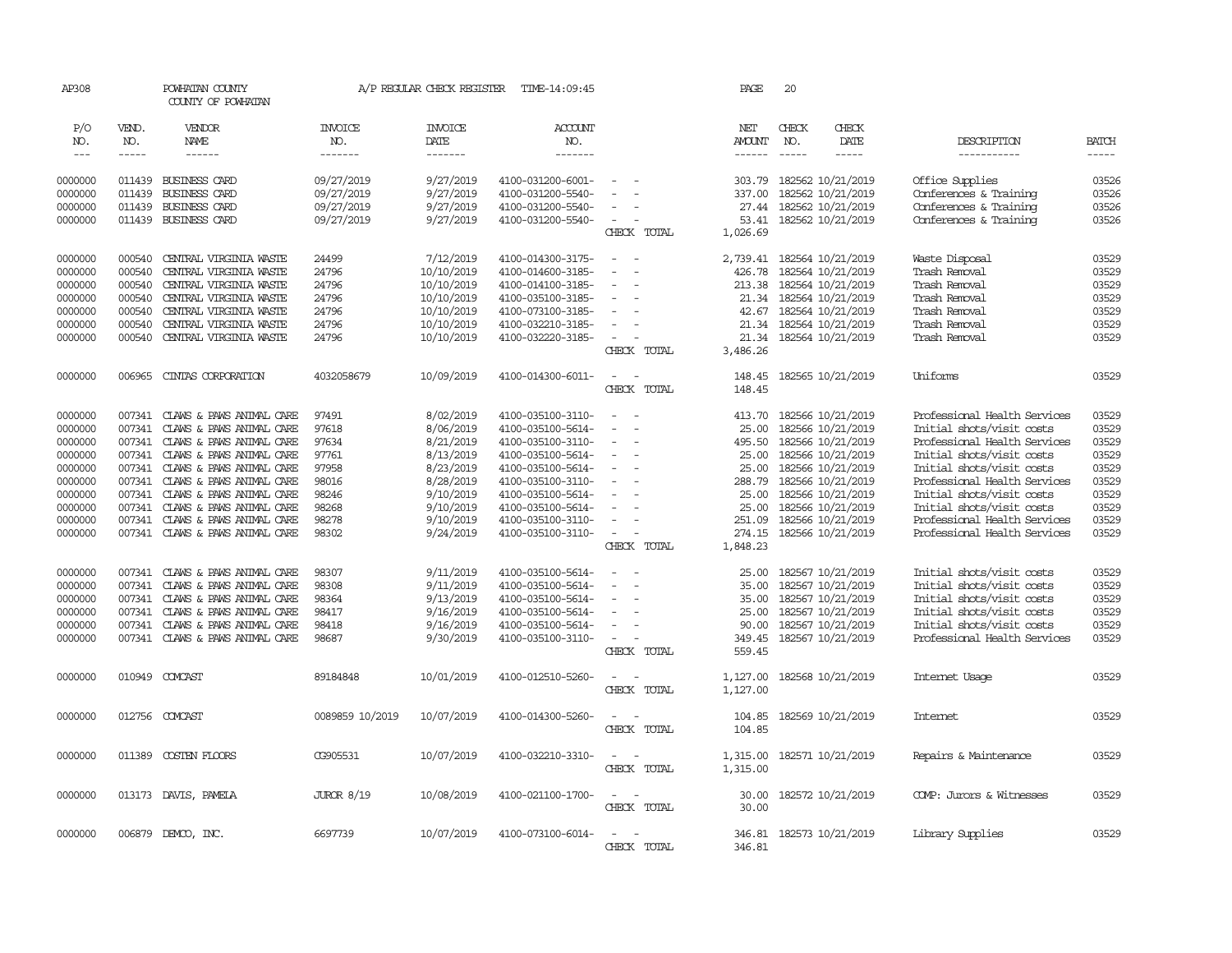AP308 POWHATAN COUNTY A/P REGULAR CHECK REGISTER TIME-14:09:45 PAGE 20

COUNTY OF POWHATAN

| P/O NO. | VEND. NO. | VENDOR NAME | INVOICE NO. | INVOICE DATE | ACCOUNT NO. | | NET AMOUNT | CHECK NO. | CHECK DATE | DESCRIPTION | BATCH |
|---|---|---|---|---|---|---|---|---|---|---|---|
| 0000000 | 011439 | BUSINESS CARD | 09/27/2019 | 9/27/2019 | 4100-031200-6001- | - - | 303.79 | 182562 | 10/21/2019 | Office Supplies | 03526 |
| 0000000 | 011439 | BUSINESS CARD | 09/27/2019 | 9/27/2019 | 4100-031200-5540- | - - | 337.00 | 182562 | 10/21/2019 | Conferences & Training | 03526 |
| 0000000 | 011439 | BUSINESS CARD | 09/27/2019 | 9/27/2019 | 4100-031200-5540- | - - | 27.44 | 182562 | 10/21/2019 | Conferences & Training | 03526 |
| 0000000 | 011439 | BUSINESS CARD | 09/27/2019 | 9/27/2019 | 4100-031200-5540- | - - | 53.41 | 182562 | 10/21/2019 | Conferences & Training | 03526 |
| | | | | | | CHECK TOTAL | 1,026.69 | | | | |
| 0000000 | 000540 | CENTRAL VIRGINIA WASTE | 24499 | 7/12/2019 | 4100-014300-3175- | - - | 2,739.41 | 182564 | 10/21/2019 | Waste Disposal | 03529 |
| 0000000 | 000540 | CENTRAL VIRGINIA WASTE | 24796 | 10/10/2019 | 4100-014600-3185- | - - | 426.78 | 182564 | 10/21/2019 | Trash Removal | 03529 |
| 0000000 | 000540 | CENTRAL VIRGINIA WASTE | 24796 | 10/10/2019 | 4100-014100-3185- | - - | 213.38 | 182564 | 10/21/2019 | Trash Removal | 03529 |
| 0000000 | 000540 | CENTRAL VIRGINIA WASTE | 24796 | 10/10/2019 | 4100-035100-3185- | - - | 21.34 | 182564 | 10/21/2019 | Trash Removal | 03529 |
| 0000000 | 000540 | CENTRAL VIRGINIA WASTE | 24796 | 10/10/2019 | 4100-073100-3185- | - - | 42.67 | 182564 | 10/21/2019 | Trash Removal | 03529 |
| 0000000 | 000540 | CENTRAL VIRGINIA WASTE | 24796 | 10/10/2019 | 4100-032210-3185- | - - | 21.34 | 182564 | 10/21/2019 | Trash Removal | 03529 |
| 0000000 | 000540 | CENTRAL VIRGINIA WASTE | 24796 | 10/10/2019 | 4100-032220-3185- | - - | 21.34 | 182564 | 10/21/2019 | Trash Removal | 03529 |
| | | | | | | CHECK TOTAL | 3,486.26 | | | | |
| 0000000 | 006965 | CINTAS CORPORATION | 4032058679 | 10/09/2019 | 4100-014300-6011- | - - | 148.45 | 182565 | 10/21/2019 | Uniforms | 03529 |
| | | | | | | CHECK TOTAL | 148.45 | | | | |
| 0000000 | 007341 | CLAWS & PAWS ANIMAL CARE | 97491 | 8/02/2019 | 4100-035100-3110- | - - | 413.70 | 182566 | 10/21/2019 | Professional Health Services | 03529 |
| 0000000 | 007341 | CLAWS & PAWS ANIMAL CARE | 97618 | 8/06/2019 | 4100-035100-5614- | - - | 25.00 | 182566 | 10/21/2019 | Initial shots/visit costs | 03529 |
| 0000000 | 007341 | CLAWS & PAWS ANIMAL CARE | 97634 | 8/21/2019 | 4100-035100-3110- | - - | 495.50 | 182566 | 10/21/2019 | Professional Health Services | 03529 |
| 0000000 | 007341 | CLAWS & PAWS ANIMAL CARE | 97761 | 8/13/2019 | 4100-035100-5614- | - - | 25.00 | 182566 | 10/21/2019 | Initial shots/visit costs | 03529 |
| 0000000 | 007341 | CLAWS & PAWS ANIMAL CARE | 97958 | 8/23/2019 | 4100-035100-5614- | - - | 25.00 | 182566 | 10/21/2019 | Initial shots/visit costs | 03529 |
| 0000000 | 007341 | CLAWS & PAWS ANIMAL CARE | 98016 | 8/28/2019 | 4100-035100-3110- | - - | 288.79 | 182566 | 10/21/2019 | Professional Health Services | 03529 |
| 0000000 | 007341 | CLAWS & PAWS ANIMAL CARE | 98246 | 9/10/2019 | 4100-035100-5614- | - - | 25.00 | 182566 | 10/21/2019 | Initial shots/visit costs | 03529 |
| 0000000 | 007341 | CLAWS & PAWS ANIMAL CARE | 98268 | 9/10/2019 | 4100-035100-5614- | - - | 25.00 | 182566 | 10/21/2019 | Initial shots/visit costs | 03529 |
| 0000000 | 007341 | CLAWS & PAWS ANIMAL CARE | 98278 | 9/10/2019 | 4100-035100-3110- | - - | 251.09 | 182566 | 10/21/2019 | Professional Health Services | 03529 |
| 0000000 | 007341 | CLAWS & PAWS ANIMAL CARE | 98302 | 9/24/2019 | 4100-035100-3110- | - - | 274.15 | 182566 | 10/21/2019 | Professional Health Services | 03529 |
| | | | | | | CHECK TOTAL | 1,848.23 | | | | |
| 0000000 | 007341 | CLAWS & PAWS ANIMAL CARE | 98307 | 9/11/2019 | 4100-035100-5614- | - - | 25.00 | 182567 | 10/21/2019 | Initial shots/visit costs | 03529 |
| 0000000 | 007341 | CLAWS & PAWS ANIMAL CARE | 98308 | 9/11/2019 | 4100-035100-5614- | - - | 35.00 | 182567 | 10/21/2019 | Initial shots/visit costs | 03529 |
| 0000000 | 007341 | CLAWS & PAWS ANIMAL CARE | 98364 | 9/13/2019 | 4100-035100-5614- | - - | 35.00 | 182567 | 10/21/2019 | Initial shots/visit costs | 03529 |
| 0000000 | 007341 | CLAWS & PAWS ANIMAL CARE | 98417 | 9/16/2019 | 4100-035100-5614- | - - | 25.00 | 182567 | 10/21/2019 | Initial shots/visit costs | 03529 |
| 0000000 | 007341 | CLAWS & PAWS ANIMAL CARE | 98418 | 9/16/2019 | 4100-035100-5614- | - - | 90.00 | 182567 | 10/21/2019 | Initial shots/visit costs | 03529 |
| 0000000 | 007341 | CLAWS & PAWS ANIMAL CARE | 98687 | 9/30/2019 | 4100-035100-3110- | - - | 349.45 | 182567 | 10/21/2019 | Professional Health Services | 03529 |
| | | | | | | CHECK TOTAL | 559.45 | | | | |
| 0000000 | 010949 | COMCAST | 89184848 | 10/01/2019 | 4100-012510-5260- | - - | 1,127.00 | 182568 | 10/21/2019 | Internet Usage | 03529 |
| | | | | | | CHECK TOTAL | 1,127.00 | | | | |
| 0000000 | 012756 | COMCAST | 0089859 10/2019 | 10/07/2019 | 4100-014300-5260- | - - | 104.85 | 182569 | 10/21/2019 | Internet | 03529 |
| | | | | | | CHECK TOTAL | 104.85 | | | | |
| 0000000 | 011389 | COSTEN FLOORS | CG905531 | 10/07/2019 | 4100-032210-3310- | - - | 1,315.00 | 182571 | 10/21/2019 | Repairs & Maintenance | 03529 |
| | | | | | | CHECK TOTAL | 1,315.00 | | | | |
| 0000000 | 013173 | DAVIS, PAMELA | JUROR 8/19 | 10/08/2019 | 4100-021100-1700- | - - | 30.00 | 182572 | 10/21/2019 | COMP: Jurors & Witnesses | 03529 |
| | | | | | | CHECK TOTAL | 30.00 | | | | |
| 0000000 | 006879 | DEMCO, INC. | 6697739 | 10/07/2019 | 4100-073100-6014- | - - | 346.81 | 182573 | 10/21/2019 | Library Supplies | 03529 |
| | | | | | | CHECK TOTAL | 346.81 | | | | |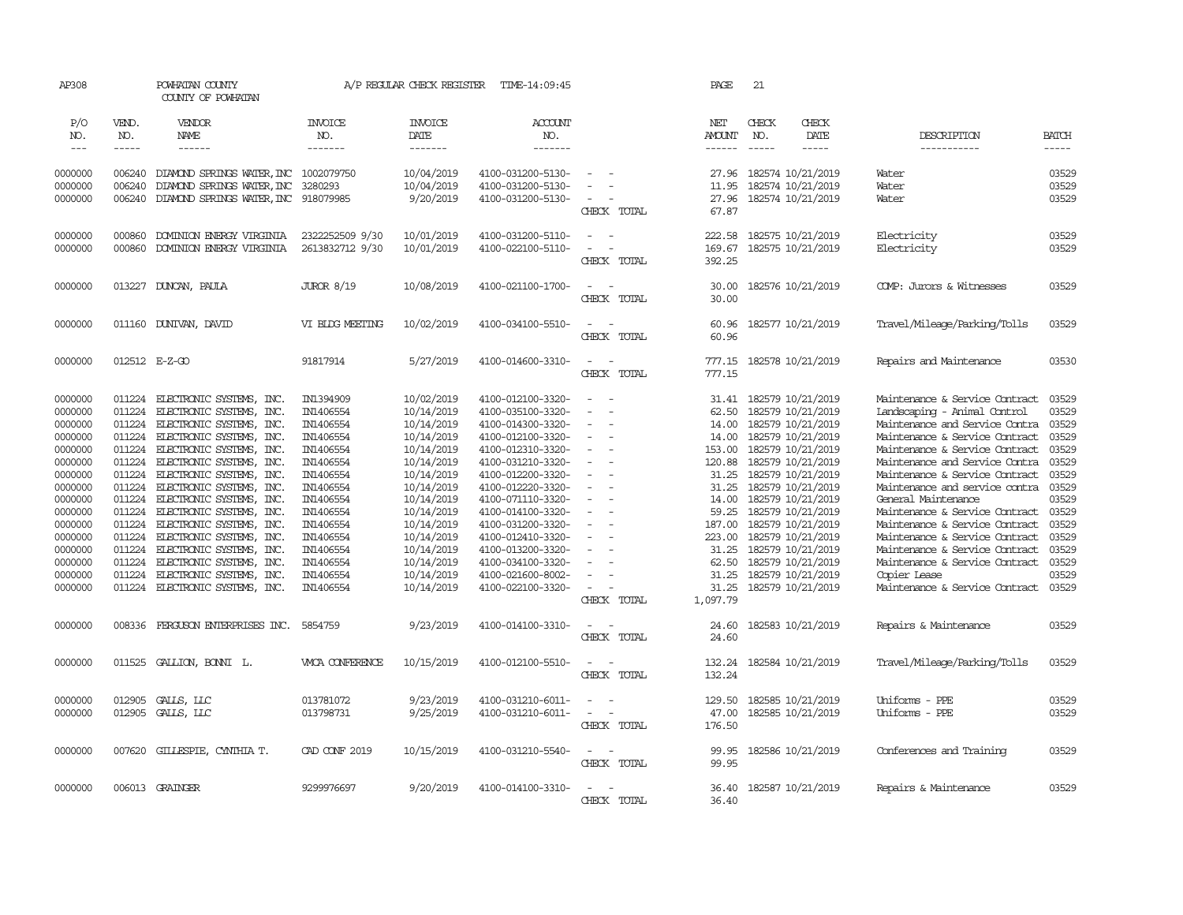AP308 POWHATAN COUNTY A/P REGULAR CHECK REGISTER TIME-14:09:45 PAGE 21

COUNTY OF POWHATAN

| P/O NO. | VEND. NO. | VENDOR NAME | INVOICE NO. | INVOICE DATE | ACCOUNT NO. | | NET AMOUNT | CHECK NO. | CHECK DATE | DESCRIPTION | BATCH |
|---|---|---|---|---|---|---|---|---|---|---|---|
| --- | ----- | ------ | ------- | ------- | ------- | | ------ | ----- | ----- | ----------- | ----- |
| 0000000 | 006240 | DIAMOND SPRINGS WATER,INC | 1002079750 | 10/04/2019 | 4100-031200-5130- | - - | 27.96 | 182574 | 10/21/2019 | Water | 03529 |
| 0000000 | 006240 | DIAMOND SPRINGS WATER,INC | 3280293 | 10/04/2019 | 4100-031200-5130- | - - | 11.95 | 182574 | 10/21/2019 | Water | 03529 |
| 0000000 | 006240 | DIAMOND SPRINGS WATER,INC | 918079985 | 9/20/2019 | 4100-031200-5130- | - - | 27.96 | 182574 | 10/21/2019 | Water | 03529 |
| | | | | | | CHECK TOTAL | 67.87 | | | | |
| 0000000 | 000860 | DOMINION ENERGY VIRGINIA | 2322252509 9/30 | 10/01/2019 | 4100-031200-5110- | - - | 222.58 | 182575 | 10/21/2019 | Electricity | 03529 |
| 0000000 | 000860 | DOMINION ENERGY VIRGINIA | 2613832712 9/30 | 10/01/2019 | 4100-022100-5110- | - - | 169.67 | 182575 | 10/21/2019 | Electricity | 03529 |
| | | | | | | CHECK TOTAL | 392.25 | | | | |
| 0000000 | 013227 | DUNCAN, PAULA | JUROR 8/19 | 10/08/2019 | 4100-021100-1700- | - - | 30.00 | 182576 | 10/21/2019 | COMP: Jurors & Witnesses | 03529 |
| | | | | | | CHECK TOTAL | 30.00 | | | | |
| 0000000 | 011160 | DUNIVAN, DAVID | VI BLDG MEETING | 10/02/2019 | 4100-034100-5510- | - - | 60.96 | 182577 | 10/21/2019 | Travel/Mileage/Parking/Tolls | 03529 |
| | | | | | | CHECK TOTAL | 60.96 | | | | |
| 0000000 | 012512 | E-Z-GO | 91817914 | 5/27/2019 | 4100-014600-3310- | - - | 777.15 | 182578 | 10/21/2019 | Repairs and Maintenance | 03530 |
| | | | | | | CHECK TOTAL | 777.15 | | | | |
| 0000000 | 011224 | ELECTRONIC SYSTEMS, INC. | IN1394909 | 10/02/2019 | 4100-012100-3320- | - - | 31.41 | 182579 | 10/21/2019 | Maintenance & Service Contract | 03529 |
| 0000000 | 011224 | ELECTRONIC SYSTEMS, INC. | IN1406554 | 10/14/2019 | 4100-035100-3320- | - - | 62.50 | 182579 | 10/21/2019 | Landscaping - Animal Control | 03529 |
| 0000000 | 011224 | ELECTRONIC SYSTEMS, INC. | IN1406554 | 10/14/2019 | 4100-014300-3320- | - - | 14.00 | 182579 | 10/21/2019 | Maintenance and Service Contra | 03529 |
| 0000000 | 011224 | ELECTRONIC SYSTEMS, INC. | IN1406554 | 10/14/2019 | 4100-012100-3320- | - - | 14.00 | 182579 | 10/21/2019 | Maintenance & Service Contract | 03529 |
| 0000000 | 011224 | ELECTRONIC SYSTEMS, INC. | IN1406554 | 10/14/2019 | 4100-012310-3320- | - - | 153.00 | 182579 | 10/21/2019 | Maintenance & Service Contract | 03529 |
| 0000000 | 011224 | ELECTRONIC SYSTEMS, INC. | IN1406554 | 10/14/2019 | 4100-031210-3320- | - - | 120.88 | 182579 | 10/21/2019 | Maintenance and Service Contra | 03529 |
| 0000000 | 011224 | ELECTRONIC SYSTEMS, INC. | IN1406554 | 10/14/2019 | 4100-012200-3320- | - - | 31.25 | 182579 | 10/21/2019 | Maintenance & Service Contract | 03529 |
| 0000000 | 011224 | ELECTRONIC SYSTEMS, INC. | IN1406554 | 10/14/2019 | 4100-012220-3320- | - - | 31.25 | 182579 | 10/21/2019 | Maintenance and service contra | 03529 |
| 0000000 | 011224 | ELECTRONIC SYSTEMS, INC. | IN1406554 | 10/14/2019 | 4100-071110-3320- | - - | 14.00 | 182579 | 10/21/2019 | General Maintenance | 03529 |
| 0000000 | 011224 | ELECTRONIC SYSTEMS, INC. | IN1406554 | 10/14/2019 | 4100-014100-3320- | - - | 59.25 | 182579 | 10/21/2019 | Maintenance & Service Contract | 03529 |
| 0000000 | 011224 | ELECTRONIC SYSTEMS, INC. | IN1406554 | 10/14/2019 | 4100-031200-3320- | - - | 187.00 | 182579 | 10/21/2019 | Maintenance & Service Contract | 03529 |
| 0000000 | 011224 | ELECTRONIC SYSTEMS, INC. | IN1406554 | 10/14/2019 | 4100-012410-3320- | - - | 223.00 | 182579 | 10/21/2019 | Maintenance & Service Contract | 03529 |
| 0000000 | 011224 | ELECTRONIC SYSTEMS, INC. | IN1406554 | 10/14/2019 | 4100-013200-3320- | - - | 31.25 | 182579 | 10/21/2019 | Maintenance & Service Contract | 03529 |
| 0000000 | 011224 | ELECTRONIC SYSTEMS, INC. | IN1406554 | 10/14/2019 | 4100-034100-3320- | - - | 62.50 | 182579 | 10/21/2019 | Maintenance & Service Contract | 03529 |
| 0000000 | 011224 | ELECTRONIC SYSTEMS, INC. | IN1406554 | 10/14/2019 | 4100-021600-8002- | - - | 31.25 | 182579 | 10/21/2019 | Copier Lease | 03529 |
| 0000000 | 011224 | ELECTRONIC SYSTEMS, INC. | IN1406554 | 10/14/2019 | 4100-022100-3320- | - - | 31.25 | 182579 | 10/21/2019 | Maintenance & Service Contract | 03529 |
| | | | | | | CHECK TOTAL | 1,097.79 | | | | |
| 0000000 | 008336 | FERGUSON ENTERPRISES INC. | 5854759 | 9/23/2019 | 4100-014100-3310- | - - | 24.60 | 182583 | 10/21/2019 | Repairs & Maintenance | 03529 |
| | | | | | | CHECK TOTAL | 24.60 | | | | |
| 0000000 | 011525 | GALLION, BONNI L. | VMCA CONFERENCE | 10/15/2019 | 4100-012100-5510- | - - | 132.24 | 182584 | 10/21/2019 | Travel/Mileage/Parking/Tolls | 03529 |
| | | | | | | CHECK TOTAL | 132.24 | | | | |
| 0000000 | 012905 | GALLS, LLC | 013781072 | 9/23/2019 | 4100-031210-6011- | - - | 129.50 | 182585 | 10/21/2019 | Uniforms - PPE | 03529 |
| 0000000 | 012905 | GALLS, LLC | 013798731 | 9/25/2019 | 4100-031210-6011- | - - | 47.00 | 182585 | 10/21/2019 | Uniforms - PPE | 03529 |
| | | | | | | CHECK TOTAL | 176.50 | | | | |
| 0000000 | 007620 | GILLESPIE, CYNTHIA T. | CAD CONF 2019 | 10/15/2019 | 4100-031210-5540- | - - | 99.95 | 182586 | 10/21/2019 | Conferences and Training | 03529 |
| | | | | | | CHECK TOTAL | 99.95 | | | | |
| 0000000 | 006013 | GRAINGER | 9299976697 | 9/20/2019 | 4100-014100-3310- | - - | 36.40 | 182587 | 10/21/2019 | Repairs & Maintenance | 03529 |
| | | | | | | CHECK TOTAL | 36.40 | | | | |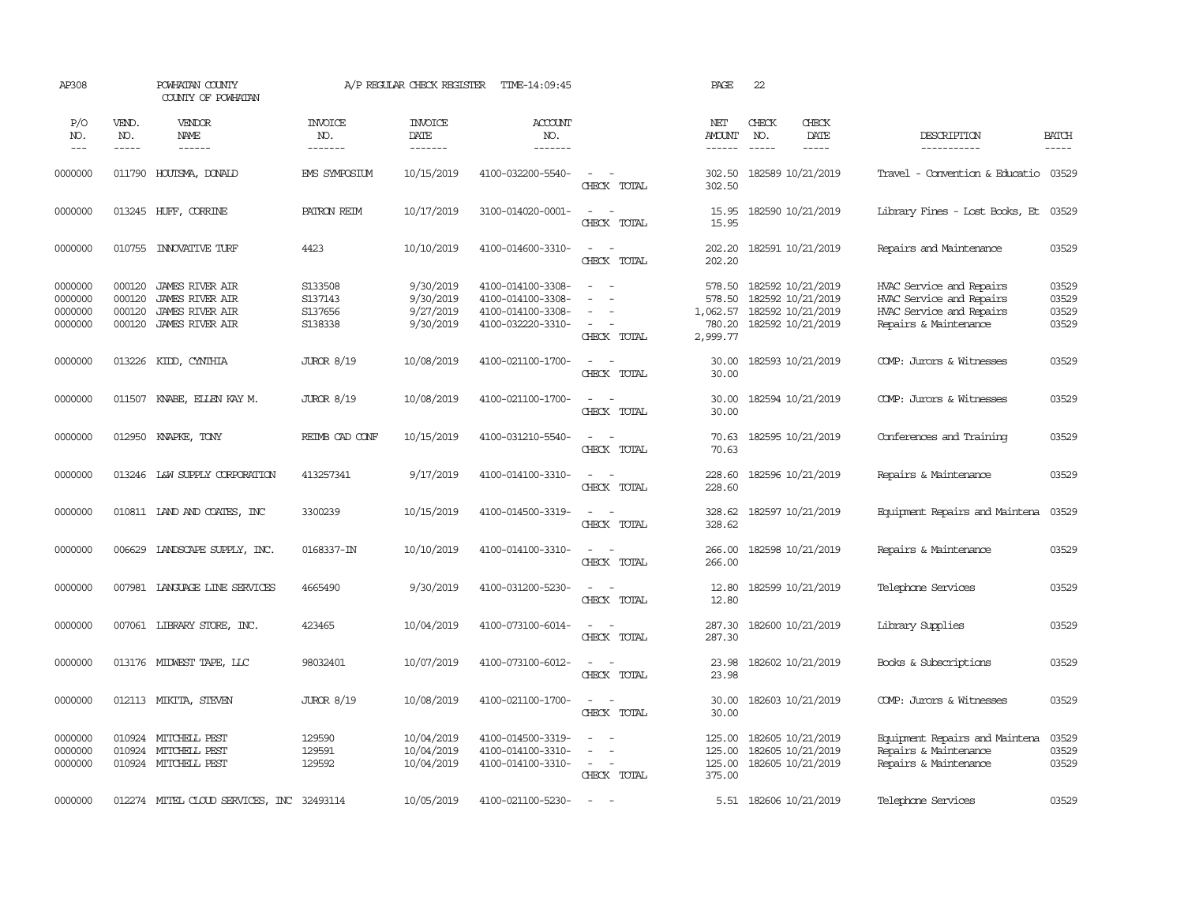AP308 POWHATAN COUNTY A/P REGULAR CHECK REGISTER TIME-14:09:45 PAGE 22

COUNTY OF POWHATAN

| P/O NO. | VEND. NO. | VENDOR NAME | INVOICE NO. | INVOICE DATE | ACCOUNT NO. | | NET AMOUNT | CHECK NO. | CHECK DATE | DESCRIPTION | BATCH |
|---|---|---|---|---|---|---|---|---|---|---|---|
| 0000000 | 011790 | HOUTSMA, DONALD | EMS SYMPOSIUM | 10/15/2019 | 4100-032200-5540- | - - | 302.50 | 182589 | 10/21/2019 | Travel - Convention & Educatio | 03529 |
| | | | | | | CHECK TOTAL | 302.50 | | | | |
| 0000000 | 013245 | HUFF, CORRINE | PATRON REIM | 10/17/2019 | 3100-014020-0001- | - - | 15.95 | 182590 | 10/21/2019 | Library Fines - Lost Books, Et | 03529 |
| | | | | | | CHECK TOTAL | 15.95 | | | | |
| 0000000 | 010755 | INNOVATIVE TURF | 4423 | 10/10/2019 | 4100-014600-3310- | - - | 202.20 | 182591 | 10/21/2019 | Repairs and Maintenance | 03529 |
| | | | | | | CHECK TOTAL | 202.20 | | | | |
| 0000000 | 000120 | JAMES RIVER AIR | S133508 | 9/30/2019 | 4100-014100-3308- | - - | 578.50 | 182592 | 10/21/2019 | HVAC Service and Repairs | 03529 |
| 0000000 | 000120 | JAMES RIVER AIR | S137143 | 9/30/2019 | 4100-014100-3308- | - - | 578.50 | 182592 | 10/21/2019 | HVAC Service and Repairs | 03529 |
| 0000000 | 000120 | JAMES RIVER AIR | S137656 | 9/27/2019 | 4100-014100-3308- | - - | 1,062.57 | 182592 | 10/21/2019 | HVAC Service and Repairs | 03529 |
| 0000000 | 000120 | JAMES RIVER AIR | S138338 | 9/30/2019 | 4100-032220-3310- | - - | 780.20 | 182592 | 10/21/2019 | Repairs & Maintenance | 03529 |
| | | | | | | CHECK TOTAL | 2,999.77 | | | | |
| 0000000 | 013226 | KIDD, CYNTHIA | JUROR 8/19 | 10/08/2019 | 4100-021100-1700- | - - | 30.00 | 182593 | 10/21/2019 | COMP: Jurors & Witnesses | 03529 |
| | | | | | | CHECK TOTAL | 30.00 | | | | |
| 0000000 | 011507 | KNABE, ELLEN KAY M. | JUROR 8/19 | 10/08/2019 | 4100-021100-1700- | - - | 30.00 | 182594 | 10/21/2019 | COMP: Jurors & Witnesses | 03529 |
| | | | | | | CHECK TOTAL | 30.00 | | | | |
| 0000000 | 012950 | KNAPKE, TONY | REIMB CAD CONF | 10/15/2019 | 4100-031210-5540- | - - | 70.63 | 182595 | 10/21/2019 | Conferences and Training | 03529 |
| | | | | | | CHECK TOTAL | 70.63 | | | | |
| 0000000 | 013246 | L&W SUPPLY CORPORATION | 413257341 | 9/17/2019 | 4100-014100-3310- | - - | 228.60 | 182596 | 10/21/2019 | Repairs & Maintenance | 03529 |
| | | | | | | CHECK TOTAL | 228.60 | | | | |
| 0000000 | 010811 | LAND AND COATES, INC | 3300239 | 10/15/2019 | 4100-014500-3319- | - - | 328.62 | 182597 | 10/21/2019 | Equipment Repairs and Maintena | 03529 |
| | | | | | | CHECK TOTAL | 328.62 | | | | |
| 0000000 | 006629 | LANDSCAPE SUPPLY, INC. | 0168337-IN | 10/10/2019 | 4100-014100-3310- | - - | 266.00 | 182598 | 10/21/2019 | Repairs & Maintenance | 03529 |
| | | | | | | CHECK TOTAL | 266.00 | | | | |
| 0000000 | 007981 | LANGUAGE LINE SERVICES | 4665490 | 9/30/2019 | 4100-031200-5230- | - - | 12.80 | 182599 | 10/21/2019 | Telephone Services | 03529 |
| | | | | | | CHECK TOTAL | 12.80 | | | | |
| 0000000 | 007061 | LIBRARY STORE, INC. | 423465 | 10/04/2019 | 4100-073100-6014- | - - | 287.30 | 182600 | 10/21/2019 | Library Supplies | 03529 |
| | | | | | | CHECK TOTAL | 287.30 | | | | |
| 0000000 | 013176 | MIDWEST TAPE, LLC | 98032401 | 10/07/2019 | 4100-073100-6012- | - - | 23.98 | 182602 | 10/21/2019 | Books & Subscriptions | 03529 |
| | | | | | | CHECK TOTAL | 23.98 | | | | |
| 0000000 | 012113 | MIKITA, STEVEN | JUROR 8/19 | 10/08/2019 | 4100-021100-1700- | - - | 30.00 | 182603 | 10/21/2019 | COMP: Jurors & Witnesses | 03529 |
| | | | | | | CHECK TOTAL | 30.00 | | | | |
| 0000000 | 010924 | MITCHELL PEST | 129590 | 10/04/2019 | 4100-014500-3319- | - - | 125.00 | 182605 | 10/21/2019 | Equipment Repairs and Maintena | 03529 |
| 0000000 | 010924 | MITCHELL PEST | 129591 | 10/04/2019 | 4100-014100-3310- | - - | 125.00 | 182605 | 10/21/2019 | Repairs & Maintenance | 03529 |
| 0000000 | 010924 | MITCHELL PEST | 129592 | 10/04/2019 | 4100-014100-3310- | - - | 125.00 | 182605 | 10/21/2019 | Repairs & Maintenance | 03529 |
| | | | | | | CHECK TOTAL | 375.00 | | | | |
| 0000000 | 012274 | MITEL CLOUD SERVICES, INC | 32493114 | 10/05/2019 | 4100-021100-5230- | - - | 5.51 | 182606 | 10/21/2019 | Telephone Services | 03529 |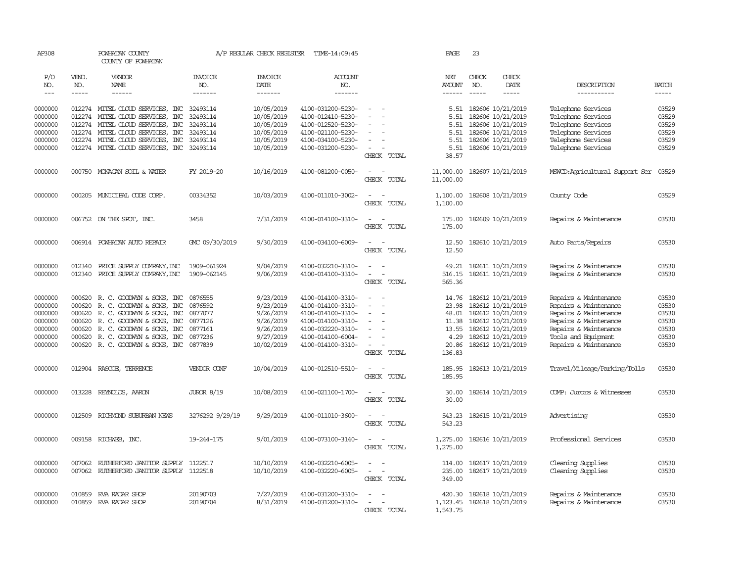AP308 POWHATAN COUNTY A/P REGULAR CHECK REGISTER TIME-14:09:45 PAGE 23

COUNTY OF POWHATAN

| P/O NO. | VEND. NO. | VENDOR NAME | INVOICE NO. | INVOICE DATE | ACCOUNT NO. | | NET AMOUNT | CHECK NO. | CHECK DATE | DESCRIPTION | BATCH |
|---|---|---|---|---|---|---|---|---|---|---|---|
| --- | ----- | ------ | ------- | ------- | ------- | | ------ | ----- | ----- | ----------- | ----- |
| 0000000 | 012274 | MITEL CLOUD SERVICES, INC | 32493114 | 10/05/2019 | 4100-031200-5230- | - - | 5.51 | 182606 | 10/21/2019 | Telephone Services | 03529 |
| 0000000 | 012274 | MITEL CLOUD SERVICES, INC | 32493114 | 10/05/2019 | 4100-012410-5230- | - - | 5.51 | 182606 | 10/21/2019 | Telephone Services | 03529 |
| 0000000 | 012274 | MITEL CLOUD SERVICES, INC | 32493114 | 10/05/2019 | 4100-012520-5230- | - - | 5.51 | 182606 | 10/21/2019 | Telephone Services | 03529 |
| 0000000 | 012274 | MITEL CLOUD SERVICES, INC | 32493114 | 10/05/2019 | 4100-021100-5230- | - - | 5.51 | 182606 | 10/21/2019 | Telephone Services | 03529 |
| 0000000 | 012274 | MITEL CLOUD SERVICES, INC | 32493114 | 10/05/2019 | 4100-034100-5230- | - - | 5.51 | 182606 | 10/21/2019 | Telephone Services | 03529 |
| 0000000 | 012274 | MITEL CLOUD SERVICES, INC | 32493114 | 10/05/2019 | 4100-031200-5230- | - - | 5.51 | 182606 | 10/21/2019 | Telephone Services | 03529 |
| | | | | | | CHECK TOTAL | 38.57 | | | | |
| 0000000 | 000750 | MONACAN SOIL & WATER | FY 2019-20 | 10/16/2019 | 4100-081200-0050- | - - | 11,000.00 | 182607 | 10/21/2019 | MSWCD:Agricultural Support Ser | 03529 |
| | | | | | | CHECK TOTAL | 11,000.00 | | | | |
| 0000000 | 000205 | MUNICIPAL CODE CORP. | 00334352 | 10/03/2019 | 4100-011010-3002- | - - | 1,100.00 | 182608 | 10/21/2019 | County Code | 03529 |
| | | | | | | CHECK TOTAL | 1,100.00 | | | | |
| 0000000 | 006752 | ON THE SPOT, INC. | 3458 | 7/31/2019 | 4100-014100-3310- | - - | 175.00 | 182609 | 10/21/2019 | Repairs & Maintenance | 03530 |
| | | | | | | CHECK TOTAL | 175.00 | | | | |
| 0000000 | 006914 | POWHATAN AUTO REPAIR | GMC 09/30/2019 | 9/30/2019 | 4100-034100-6009- | - - | 12.50 | 182610 | 10/21/2019 | Auto Parts/Repairs | 03530 |
| | | | | | | CHECK TOTAL | 12.50 | | | | |
| 0000000 | 012340 | PRICE SUPPLY COMPANY,INC | 1909-061924 | 9/04/2019 | 4100-032210-3310- | - - | 49.21 | 182611 | 10/21/2019 | Repairs & Maintenance | 03530 |
| 0000000 | 012340 | PRICE SUPPLY COMPANY,INC | 1909-062145 | 9/06/2019 | 4100-014100-3310- | - - | 516.15 | 182611 | 10/21/2019 | Repairs & Maintenance | 03530 |
| | | | | | | CHECK TOTAL | 565.36 | | | | |
| 0000000 | 000620 | R. C. GOODWYN & SONS, INC | 0876555 | 9/23/2019 | 4100-014100-3310- | - - | 14.76 | 182612 | 10/21/2019 | Repairs & Maintenance | 03530 |
| 0000000 | 000620 | R. C. GOODWYN & SONS, INC | 0876592 | 9/23/2019 | 4100-014100-3310- | - - | 23.98 | 182612 | 10/21/2019 | Repairs & Maintenance | 03530 |
| 0000000 | 000620 | R. C. GOODWYN & SONS, INC | 0877077 | 9/26/2019 | 4100-014100-3310- | - - | 48.01 | 182612 | 10/21/2019 | Repairs & Maintenance | 03530 |
| 0000000 | 000620 | R. C. GOODWYN & SONS, INC | 0877126 | 9/26/2019 | 4100-014100-3310- | - - | 11.38 | 182612 | 10/21/2019 | Repairs & Maintenance | 03530 |
| 0000000 | 000620 | R. C. GOODWYN & SONS, INC | 0877161 | 9/26/2019 | 4100-032220-3310- | - - | 13.55 | 182612 | 10/21/2019 | Repairs & Maintenance | 03530 |
| 0000000 | 000620 | R. C. GOODWYN & SONS, INC | 0877236 | 9/27/2019 | 4100-014100-6004- | - - | 4.29 | 182612 | 10/21/2019 | Tools and Equipment | 03530 |
| 0000000 | 000620 | R. C. GOODWYN & SONS, INC | 0877839 | 10/02/2019 | 4100-014100-3310- | - - | 20.86 | 182612 | 10/21/2019 | Repairs & Maintenance | 03530 |
| | | | | | | CHECK TOTAL | 136.83 | | | | |
| 0000000 | 012904 | RASCOE, TERRENCE | VENDOR CONF | 10/04/2019 | 4100-012510-5510- | - - | 185.95 | 182613 | 10/21/2019 | Travel/Mileage/Parking/Tolls | 03530 |
| | | | | | | CHECK TOTAL | 185.95 | | | | |
| 0000000 | 013228 | REYNOLDS, AARON | JUROR 8/19 | 10/08/2019 | 4100-021100-1700- | - - | 30.00 | 182614 | 10/21/2019 | COMP: Jurors & Witnesses | 03530 |
| | | | | | | CHECK TOTAL | 30.00 | | | | |
| 0000000 | 012509 | RICHMOND SUBURBAN NEWS | 3276292 9/29/19 | 9/29/2019 | 4100-011010-3600- | - - | 543.23 | 182615 | 10/21/2019 | Advertising | 03530 |
| | | | | | | CHECK TOTAL | 543.23 | | | | |
| 0000000 | 009158 | RICHWEB, INC. | 19-244-175 | 9/01/2019 | 4100-073100-3140- | - - | 1,275.00 | 182616 | 10/21/2019 | Professional Services | 03530 |
| | | | | | | CHECK TOTAL | 1,275.00 | | | | |
| 0000000 | 007062 | RUTHERFORD JANITOR SUPPLY | 1122517 | 10/10/2019 | 4100-032210-6005- | - - | 114.00 | 182617 | 10/21/2019 | Cleaning Supplies | 03530 |
| 0000000 | 007062 | RUTHERFORD JANITOR SUPPLY | 1122518 | 10/10/2019 | 4100-032220-6005- | - - | 235.00 | 182617 | 10/21/2019 | Cleaning Supplies | 03530 |
| | | | | | | CHECK TOTAL | 349.00 | | | | |
| 0000000 | 010859 | RVA RADAR SHOP | 20190703 | 7/27/2019 | 4100-031200-3310- | - - | 420.30 | 182618 | 10/21/2019 | Repairs & Maintenance | 03530 |
| 0000000 | 010859 | RVA RADAR SHOP | 20190704 | 8/31/2019 | 4100-031200-3310- | - - | 1,123.45 | 182618 | 10/21/2019 | Repairs & Maintenance | 03530 |
| | | | | | | CHECK TOTAL | 1,543.75 | | | | |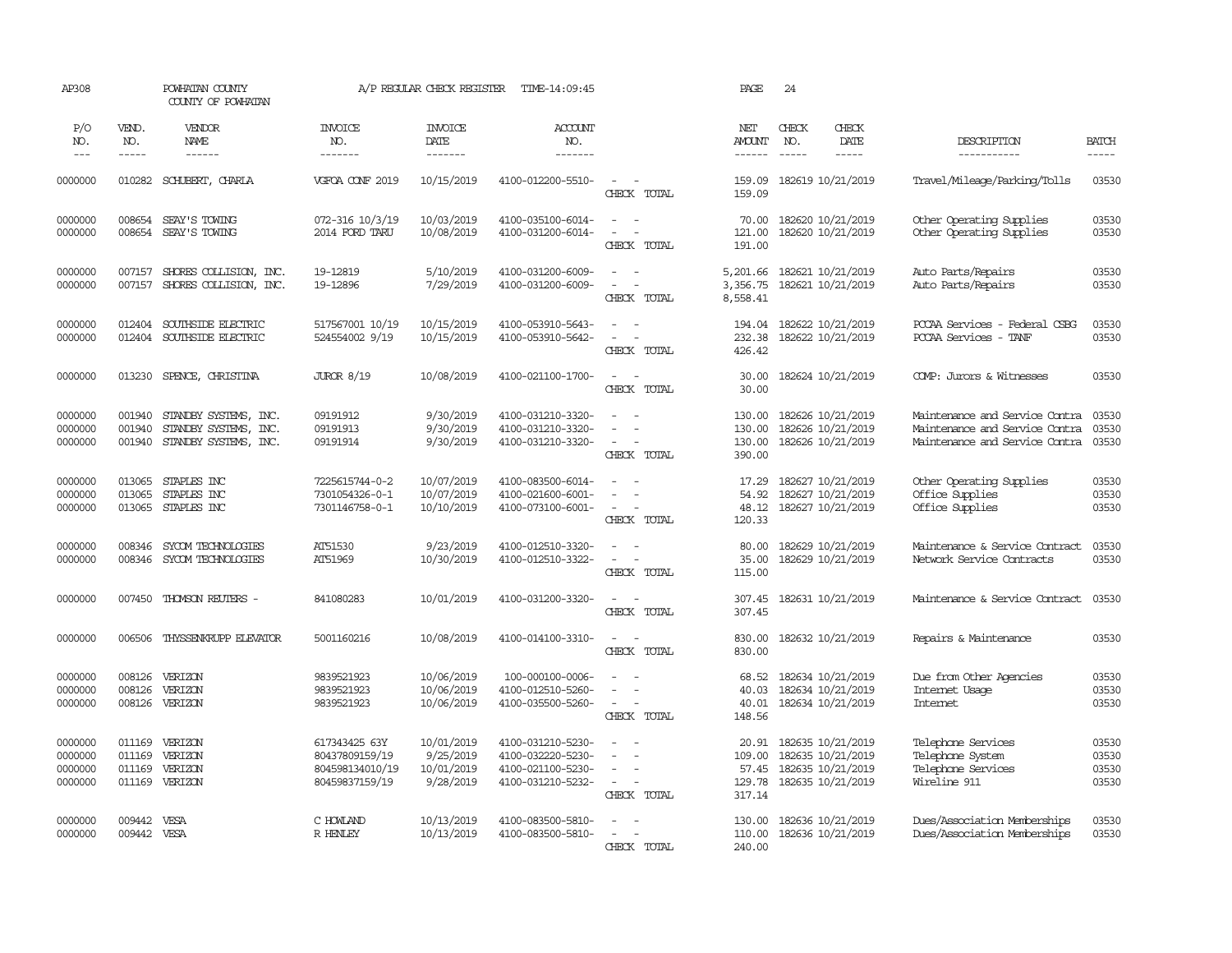AP308 POWHATAN COUNTY COUNTY OF POWHATAN A/P REGULAR CHECK REGISTER TIME-14:09:45 PAGE 24

| P/O NO. | VEND. NO. | VENDOR NAME | INVOICE NO. | INVOICE DATE | ACCOUNT NO. | | NET AMOUNT | CHECK NO. | CHECK DATE | DESCRIPTION | BATCH |
|---|---|---|---|---|---|---|---|---|---|---|---|
| 0000000 | 010282 | SCHUBERT, CHARLA | VGFOA CONF 2019 | 10/15/2019 | 4100-012200-5510- | - - | 159.09 | 182619 | 10/21/2019 | Travel/Mileage/Parking/Tolls | 03530 |
| | | | | | | CHECK TOTAL | 159.09 | | | | |
| 0000000 | 008654 | SEAY'S TOWING | 072-316 10/3/19 | 10/03/2019 | 4100-035100-6014- | - - | 70.00 | 182620 | 10/21/2019 | Other Operating Supplies | 03530 |
| 0000000 | 008654 | SEAY'S TOWING | 2014 FORD TARU | 10/08/2019 | 4100-031200-6014- | - - | 121.00 | 182620 | 10/21/2019 | Other Operating Supplies | 03530 |
| | | | | | | CHECK TOTAL | 191.00 | | | | |
| 0000000 | 007157 | SHORES COLLISION, INC. | 19-12819 | 5/10/2019 | 4100-031200-6009- | - - | 5,201.66 | 182621 | 10/21/2019 | Auto Parts/Repairs | 03530 |
| 0000000 | 007157 | SHORES COLLISION, INC. | 19-12896 | 7/29/2019 | 4100-031200-6009- | - - | 3,356.75 | 182621 | 10/21/2019 | Auto Parts/Repairs | 03530 |
| | | | | | | CHECK TOTAL | 8,558.41 | | | | |
| 0000000 | 012404 | SOUTHSIDE ELECTRIC | 517567001 10/19 | 10/15/2019 | 4100-053910-5643- | - - | 194.04 | 182622 | 10/21/2019 | PCCAA Services - Federal CSBG | 03530 |
| 0000000 | 012404 | SOUTHSIDE ELECTRIC | 524554002 9/19 | 10/15/2019 | 4100-053910-5642- | - - | 232.38 | 182622 | 10/21/2019 | PCCAA Services - TANF | 03530 |
| | | | | | | CHECK TOTAL | 426.42 | | | | |
| 0000000 | 013230 | SPENCE, CHRISTINA | JUROR 8/19 | 10/08/2019 | 4100-021100-1700- | - - | 30.00 | 182624 | 10/21/2019 | COMP: Jurors & Witnesses | 03530 |
| | | | | | | CHECK TOTAL | 30.00 | | | | |
| 0000000 | 001940 | STANDBY SYSTEMS, INC. | 09191912 | 9/30/2019 | 4100-031210-3320- | - - | 130.00 | 182626 | 10/21/2019 | Maintenance and Service Contra | 03530 |
| 0000000 | 001940 | STANDBY SYSTEMS, INC. | 09191913 | 9/30/2019 | 4100-031210-3320- | - - | 130.00 | 182626 | 10/21/2019 | Maintenance and Service Contra | 03530 |
| 0000000 | 001940 | STANDBY SYSTEMS, INC. | 09191914 | 9/30/2019 | 4100-031210-3320- | - - | 130.00 | 182626 | 10/21/2019 | Maintenance and Service Contra | 03530 |
| | | | | | | CHECK TOTAL | 390.00 | | | | |
| 0000000 | 013065 | STAPLES INC | 7225615744-0-2 | 10/07/2019 | 4100-083500-6014- | - - | 17.29 | 182627 | 10/21/2019 | Other Operating Supplies | 03530 |
| 0000000 | 013065 | STAPLES INC | 7301054326-0-1 | 10/07/2019 | 4100-021600-6001- | - - | 54.92 | 182627 | 10/21/2019 | Office Supplies | 03530 |
| 0000000 | 013065 | STAPLES INC | 7301146758-0-1 | 10/10/2019 | 4100-073100-6001- | - - | 48.12 | 182627 | 10/21/2019 | Office Supplies | 03530 |
| | | | | | | CHECK TOTAL | 120.33 | | | | |
| 0000000 | 008346 | SYCOM TECHNOLOGIES | AT51530 | 9/23/2019 | 4100-012510-3320- | - - | 80.00 | 182629 | 10/21/2019 | Maintenance & Service Contract | 03530 |
| 0000000 | 008346 | SYCOM TECHNOLOGIES | AT51969 | 10/30/2019 | 4100-012510-3322- | - - | 35.00 | 182629 | 10/21/2019 | Network Service Contracts | 03530 |
| | | | | | | CHECK TOTAL | 115.00 | | | | |
| 0000000 | 007450 | THOMSON REUTERS - | 841080283 | 10/01/2019 | 4100-031200-3320- | - - | 307.45 | 182631 | 10/21/2019 | Maintenance & Service Contract | 03530 |
| | | | | | | CHECK TOTAL | 307.45 | | | | |
| 0000000 | 006506 | THYSSENKRUPP ELEVATOR | 5001160216 | 10/08/2019 | 4100-014100-3310- | - - | 830.00 | 182632 | 10/21/2019 | Repairs & Maintenance | 03530 |
| | | | | | | CHECK TOTAL | 830.00 | | | | |
| 0000000 | 008126 | VERIZON | 9839521923 | 10/06/2019 | 100-000100-0006- | - - | 68.52 | 182634 | 10/21/2019 | Due from Other Agencies | 03530 |
| 0000000 | 008126 | VERIZON | 9839521923 | 10/06/2019 | 4100-012510-5260- | - - | 40.03 | 182634 | 10/21/2019 | Internet Usage | 03530 |
| 0000000 | 008126 | VERIZON | 9839521923 | 10/06/2019 | 4100-035500-5260- | - - | 40.01 | 182634 | 10/21/2019 | Internet | 03530 |
| | | | | | | CHECK TOTAL | 148.56 | | | | |
| 0000000 | 011169 | VERIZON | 617343425 63Y | 10/01/2019 | 4100-031210-5230- | - - | 20.91 | 182635 | 10/21/2019 | Telephone Services | 03530 |
| 0000000 | 011169 | VERIZON | 80437809159/19 | 9/25/2019 | 4100-032220-5230- | - - | 109.00 | 182635 | 10/21/2019 | Telephone System | 03530 |
| 0000000 | 011169 | VERIZON | 804598134010/19 | 10/01/2019 | 4100-021100-5230- | - - | 57.45 | 182635 | 10/21/2019 | Telephone Services | 03530 |
| 0000000 | 011169 | VERIZON | 80459837159/19 | 9/28/2019 | 4100-031210-5232- | - - | 129.78 | 182635 | 10/21/2019 | Wireline 911 | 03530 |
| | | | | | | CHECK TOTAL | 317.14 | | | | |
| 0000000 | 009442 | VESA | C HOWLAND | 10/13/2019 | 4100-083500-5810- | - - | 130.00 | 182636 | 10/21/2019 | Dues/Association Memberships | 03530 |
| 0000000 | 009442 | VESA | R HENLEY | 10/13/2019 | 4100-083500-5810- | - - | 110.00 | 182636 | 10/21/2019 | Dues/Association Memberships | 03530 |
| | | | | | | CHECK TOTAL | 240.00 | | | | |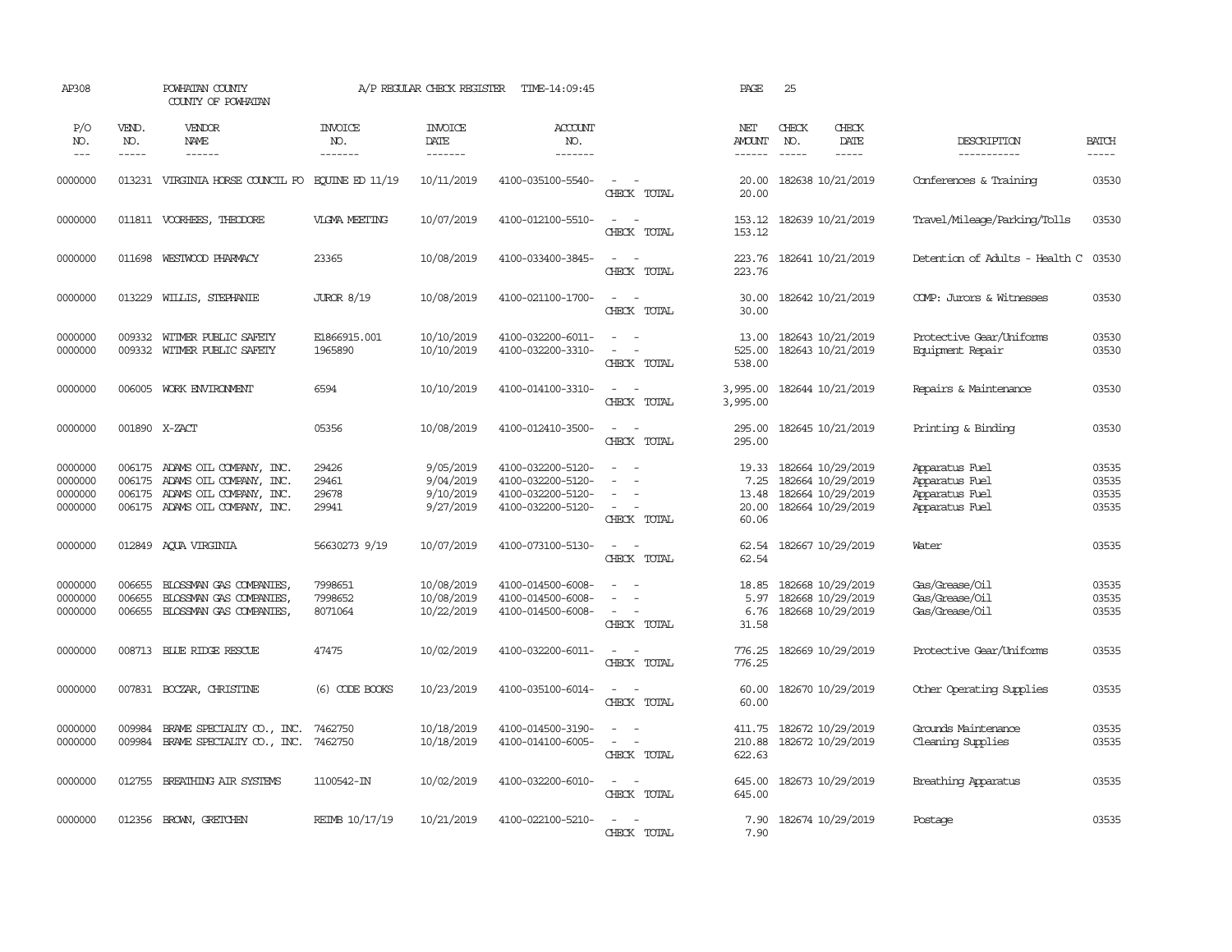AP308 POWHATAN COUNTY A/P REGULAR CHECK REGISTER TIME-14:09:45 PAGE 25

COUNTY OF POWHATAN

| P/O NO. | VEND. NO. | VENDOR NAME | INVOICE NO. | INVOICE DATE | ACCOUNT NO. | | NET AMOUNT | CHECK NO. | CHECK DATE | DESCRIPTION | BATCH |
|---|---|---|---|---|---|---|---|---|---|---|---|
| 0000000 | 013231 | VIRGINIA HORSE COUNCIL FO | EQUINE ED 11/19 | 10/11/2019 | 4100-035100-5540- | - - | 20.00 | 182638 | 10/21/2019 | Conferences & Training | 03530 |
| | | | | | | CHECK TOTAL | 20.00 | | | | |
| 0000000 | 011811 | VOORHEES, THEODORE | VLGMA MEETING | 10/07/2019 | 4100-012100-5510- | - - | 153.12 | 182639 | 10/21/2019 | Travel/Mileage/Parking/Tolls | 03530 |
| | | | | | | CHECK TOTAL | 153.12 | | | | |
| 0000000 | 011698 | WESTWOOD PHARMACY | 23365 | 10/08/2019 | 4100-033400-3845- | - - | 223.76 | 182641 | 10/21/2019 | Detention of Adults - Health C | 03530 |
| | | | | | | CHECK TOTAL | 223.76 | | | | |
| 0000000 | 013229 | WILLIS, STEPHANIE | JUROR 8/19 | 10/08/2019 | 4100-021100-1700- | - - | 30.00 | 182642 | 10/21/2019 | COMP: Jurors & Witnesses | 03530 |
| | | | | | | CHECK TOTAL | 30.00 | | | | |
| 0000000 | 009332 | WITMER PUBLIC SAFETY | E1866915.001 | 10/10/2019 | 4100-032200-6011- | - - | 13.00 | 182643 | 10/21/2019 | Protective Gear/Uniforms | 03530 |
| 0000000 | 009332 | WITMER PUBLIC SAFETY | 1965890 | 10/10/2019 | 4100-032200-3310- | - - | 525.00 | 182643 | 10/21/2019 | Equipment Repair | 03530 |
| | | | | | | CHECK TOTAL | 538.00 | | | | |
| 0000000 | 006005 | WORK ENVIRONMENT | 6594 | 10/10/2019 | 4100-014100-3310- | - - | 3,995.00 | 182644 | 10/21/2019 | Repairs & Maintenance | 03530 |
| | | | | | | CHECK TOTAL | 3,995.00 | | | | |
| 0000000 | 001890 | X-ZACT | 05356 | 10/08/2019 | 4100-012410-3500- | - - | 295.00 | 182645 | 10/21/2019 | Printing & Binding | 03530 |
| | | | | | | CHECK TOTAL | 295.00 | | | | |
| 0000000 | 006175 | ADAMS OIL COMPANY, INC. | 29426 | 9/05/2019 | 4100-032200-5120- | - - | 19.33 | 182664 | 10/29/2019 | Apparatus Fuel | 03535 |
| 0000000 | 006175 | ADAMS OIL COMPANY, INC. | 29461 | 9/04/2019 | 4100-032200-5120- | - - | 7.25 | 182664 | 10/29/2019 | Apparatus Fuel | 03535 |
| 0000000 | 006175 | ADAMS OIL COMPANY, INC. | 29678 | 9/10/2019 | 4100-032200-5120- | - - | 13.48 | 182664 | 10/29/2019 | Apparatus Fuel | 03535 |
| 0000000 | 006175 | ADAMS OIL COMPANY, INC. | 29941 | 9/27/2019 | 4100-032200-5120- | - - | 20.00 | 182664 | 10/29/2019 | Apparatus Fuel | 03535 |
| | | | | | | CHECK TOTAL | 60.06 | | | | |
| 0000000 | 012849 | AQUA VIRGINIA | 56630273 9/19 | 10/07/2019 | 4100-073100-5130- | - - | 62.54 | 182667 | 10/29/2019 | Water | 03535 |
| | | | | | | CHECK TOTAL | 62.54 | | | | |
| 0000000 | 006655 | BLOSSMAN GAS COMPANIES, | 7998651 | 10/08/2019 | 4100-014500-6008- | - - | 18.85 | 182668 | 10/29/2019 | Gas/Grease/Oil | 03535 |
| 0000000 | 006655 | BLOSSMAN GAS COMPANIES, | 7998652 | 10/08/2019 | 4100-014500-6008- | - - | 5.97 | 182668 | 10/29/2019 | Gas/Grease/Oil | 03535 |
| 0000000 | 006655 | BLOSSMAN GAS COMPANIES, | 8071064 | 10/22/2019 | 4100-014500-6008- | - - | 6.76 | 182668 | 10/29/2019 | Gas/Grease/Oil | 03535 |
| | | | | | | CHECK TOTAL | 31.58 | | | | |
| 0000000 | 008713 | BLUE RIDGE RESCUE | 47475 | 10/02/2019 | 4100-032200-6011- | - - | 776.25 | 182669 | 10/29/2019 | Protective Gear/Uniforms | 03535 |
| | | | | | | CHECK TOTAL | 776.25 | | | | |
| 0000000 | 007831 | BOCZAR, CHRISTINE | (6) CODE BOOKS | 10/23/2019 | 4100-035100-6014- | - - | 60.00 | 182670 | 10/29/2019 | Other Operating Supplies | 03535 |
| | | | | | | CHECK TOTAL | 60.00 | | | | |
| 0000000 | 009984 | BRAME SPECIALTY CO., INC. | 7462750 | 10/18/2019 | 4100-014500-3190- | - - | 411.75 | 182672 | 10/29/2019 | Grounds Maintenance | 03535 |
| 0000000 | 009984 | BRAME SPECIALTY CO., INC. | 7462750 | 10/18/2019 | 4100-014100-6005- | - - | 210.88 | 182672 | 10/29/2019 | Cleaning Supplies | 03535 |
| | | | | | | CHECK TOTAL | 622.63 | | | | |
| 0000000 | 012755 | BREATHING AIR SYSTEMS | 1100542-IN | 10/02/2019 | 4100-032200-6010- | - - | 645.00 | 182673 | 10/29/2019 | Breathing Apparatus | 03535 |
| | | | | | | CHECK TOTAL | 645.00 | | | | |
| 0000000 | 012356 | BROWN, GRETCHEN | REIMB 10/17/19 | 10/21/2019 | 4100-022100-5210- | - - | 7.90 | 182674 | 10/29/2019 | Postage | 03535 |
| | | | | | | CHECK TOTAL | 7.90 | | | | |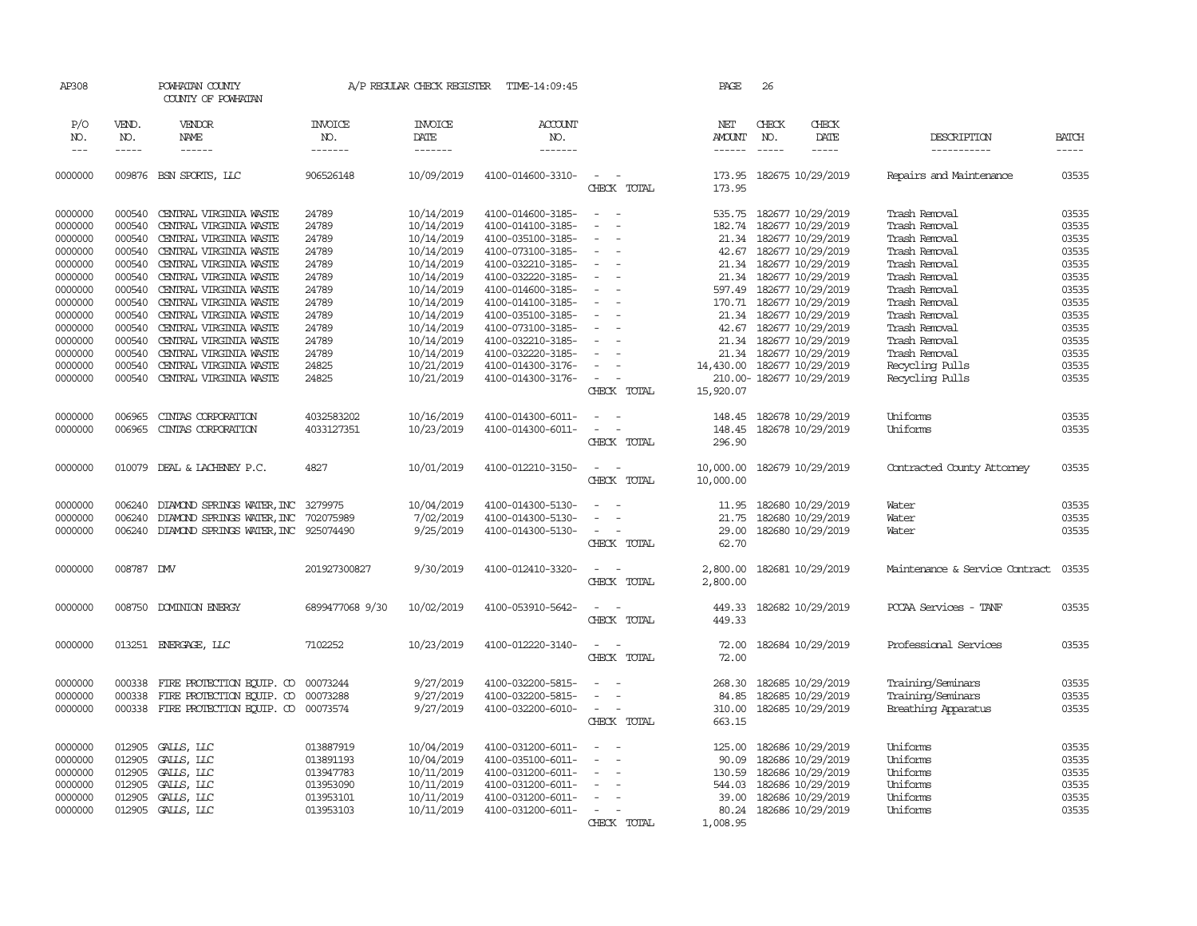AP308 POWHATAN COUNTY A/P REGULAR CHECK REGISTER TIME-14:09:45 PAGE 26

COUNTY OF POWHATAN

| P/O NO. | VEND. NO. | VENDOR NAME | INVOICE NO. | INVOICE DATE | ACCOUNT NO. | | NET AMOUNT | CHECK NO. | CHECK DATE | DESCRIPTION | BATCH |
|---|---|---|---|---|---|---|---|---|---|---|---|
| --- | ----- | ------ | ------- | ------- | ------- | | ------ | ----- | ----- | ----------- | ----- |
| 0000000 | 009876 | BSN SPORTS, LLC | 906526148 | 10/09/2019 | 4100-014600-3310- | - - | 173.95 | 182675 | 10/29/2019 | Repairs and Maintenance | 03535 |
| | | | | | | CHECK TOTAL | 173.95 | | | | |
| 0000000 | 000540 | CENTRAL VIRGINIA WASTE | 24789 | 10/14/2019 | 4100-014600-3185- | - - | 535.75 | 182677 | 10/29/2019 | Trash Removal | 03535 |
| 0000000 | 000540 | CENTRAL VIRGINIA WASTE | 24789 | 10/14/2019 | 4100-014100-3185- | - - | 182.74 | 182677 | 10/29/2019 | Trash Removal | 03535 |
| 0000000 | 000540 | CENTRAL VIRGINIA WASTE | 24789 | 10/14/2019 | 4100-035100-3185- | - - | 21.34 | 182677 | 10/29/2019 | Trash Removal | 03535 |
| 0000000 | 000540 | CENTRAL VIRGINIA WASTE | 24789 | 10/14/2019 | 4100-073100-3185- | - - | 42.67 | 182677 | 10/29/2019 | Trash Removal | 03535 |
| 0000000 | 000540 | CENTRAL VIRGINIA WASTE | 24789 | 10/14/2019 | 4100-032210-3185- | - - | 21.34 | 182677 | 10/29/2019 | Trash Removal | 03535 |
| 0000000 | 000540 | CENTRAL VIRGINIA WASTE | 24789 | 10/14/2019 | 4100-032220-3185- | - - | 21.34 | 182677 | 10/29/2019 | Trash Removal | 03535 |
| 0000000 | 000540 | CENTRAL VIRGINIA WASTE | 24789 | 10/14/2019 | 4100-014600-3185- | - - | 597.49 | 182677 | 10/29/2019 | Trash Removal | 03535 |
| 0000000 | 000540 | CENTRAL VIRGINIA WASTE | 24789 | 10/14/2019 | 4100-014100-3185- | - - | 170.71 | 182677 | 10/29/2019 | Trash Removal | 03535 |
| 0000000 | 000540 | CENTRAL VIRGINIA WASTE | 24789 | 10/14/2019 | 4100-035100-3185- | - - | 21.34 | 182677 | 10/29/2019 | Trash Removal | 03535 |
| 0000000 | 000540 | CENTRAL VIRGINIA WASTE | 24789 | 10/14/2019 | 4100-073100-3185- | - - | 42.67 | 182677 | 10/29/2019 | Trash Removal | 03535 |
| 0000000 | 000540 | CENTRAL VIRGINIA WASTE | 24789 | 10/14/2019 | 4100-032210-3185- | - - | 21.34 | 182677 | 10/29/2019 | Trash Removal | 03535 |
| 0000000 | 000540 | CENTRAL VIRGINIA WASTE | 24789 | 10/14/2019 | 4100-032220-3185- | - - | 21.34 | 182677 | 10/29/2019 | Trash Removal | 03535 |
| 0000000 | 000540 | CENTRAL VIRGINIA WASTE | 24825 | 10/21/2019 | 4100-014300-3176- | - - | 14,430.00 | 182677 | 10/29/2019 | Recycling Pulls | 03535 |
| 0000000 | 000540 | CENTRAL VIRGINIA WASTE | 24825 | 10/21/2019 | 4100-014300-3176- | - - | 210.00- | 182677 | 10/29/2019 | Recycling Pulls | 03535 |
| | | | | | | CHECK TOTAL | 15,920.07 | | | | |
| 0000000 | 006965 | CINTAS CORPORATION | 4032583202 | 10/16/2019 | 4100-014300-6011- | - - | 148.45 | 182678 | 10/29/2019 | Uniforms | 03535 |
| 0000000 | 006965 | CINTAS CORPORATION | 4033127351 | 10/23/2019 | 4100-014300-6011- | - - | 148.45 | 182678 | 10/29/2019 | Uniforms | 03535 |
| | | | | | | CHECK TOTAL | 296.90 | | | | |
| 0000000 | 010079 | DEAL & LACHENEY P.C. | 4827 | 10/01/2019 | 4100-012210-3150- | - - | 10,000.00 | 182679 | 10/29/2019 | Contracted County Attorney | 03535 |
| | | | | | | CHECK TOTAL | 10,000.00 | | | | |
| 0000000 | 006240 | DIAMOND SPRINGS WATER, INC | 3279975 | 10/04/2019 | 4100-014300-5130- | - - | 11.95 | 182680 | 10/29/2019 | Water | 03535 |
| 0000000 | 006240 | DIAMOND SPRINGS WATER, INC | 702075989 | 7/02/2019 | 4100-014300-5130- | - - | 21.75 | 182680 | 10/29/2019 | Water | 03535 |
| 0000000 | 006240 | DIAMOND SPRINGS WATER, INC | 925074490 | 9/25/2019 | 4100-014300-5130- | - - | 29.00 | 182680 | 10/29/2019 | Water | 03535 |
| | | | | | | CHECK TOTAL | 62.70 | | | | |
| 0000000 | 008787 | DMV | 201927300827 | 9/30/2019 | 4100-012410-3320- | - - | 2,800.00 | 182681 | 10/29/2019 | Maintenance & Service Contract | 03535 |
| | | | | | | CHECK TOTAL | 2,800.00 | | | | |
| 0000000 | 008750 | DOMINION ENERGY | 6899477068 9/30 | 10/02/2019 | 4100-053910-5642- | - - | 449.33 | 182682 | 10/29/2019 | PCCAA Services - TANF | 03535 |
| | | | | | | CHECK TOTAL | 449.33 | | | | |
| 0000000 | 013251 | ENERGAGE, LLC | 7102252 | 10/23/2019 | 4100-012220-3140- | - - | 72.00 | 182684 | 10/29/2019 | Professional Services | 03535 |
| | | | | | | CHECK TOTAL | 72.00 | | | | |
| 0000000 | 000338 | FIRE PROTECTION EQUIP. CO | 00073244 | 9/27/2019 | 4100-032200-5815- | - - | 268.30 | 182685 | 10/29/2019 | Training/Seminars | 03535 |
| 0000000 | 000338 | FIRE PROTECTION EQUIP. CO | 00073288 | 9/27/2019 | 4100-032200-5815- | - - | 84.85 | 182685 | 10/29/2019 | Training/Seminars | 03535 |
| 0000000 | 000338 | FIRE PROTECTION EQUIP. CO | 00073574 | 9/27/2019 | 4100-032200-6010- | - - | 310.00 | 182685 | 10/29/2019 | Breathing Apparatus | 03535 |
| | | | | | | CHECK TOTAL | 663.15 | | | | |
| 0000000 | 012905 | GALLS, LLC | 013887919 | 10/04/2019 | 4100-031200-6011- | - - | 125.00 | 182686 | 10/29/2019 | Uniforms | 03535 |
| 0000000 | 012905 | GALLS, LLC | 013891193 | 10/04/2019 | 4100-035100-6011- | - - | 90.09 | 182686 | 10/29/2019 | Uniforms | 03535 |
| 0000000 | 012905 | GALLS, LLC | 013947783 | 10/11/2019 | 4100-031200-6011- | - - | 130.59 | 182686 | 10/29/2019 | Uniforms | 03535 |
| 0000000 | 012905 | GALLS, LLC | 013953090 | 10/11/2019 | 4100-031200-6011- | - - | 544.03 | 182686 | 10/29/2019 | Uniforms | 03535 |
| 0000000 | 012905 | GALLS, LLC | 013953101 | 10/11/2019 | 4100-031200-6011- | - - | 39.00 | 182686 | 10/29/2019 | Uniforms | 03535 |
| 0000000 | 012905 | GALLS, LLC | 013953103 | 10/11/2019 | 4100-031200-6011- | - - | 80.24 | 182686 | 10/29/2019 | Uniforms | 03535 |
| | | | | | | CHECK TOTAL | 1,008.95 | | | | |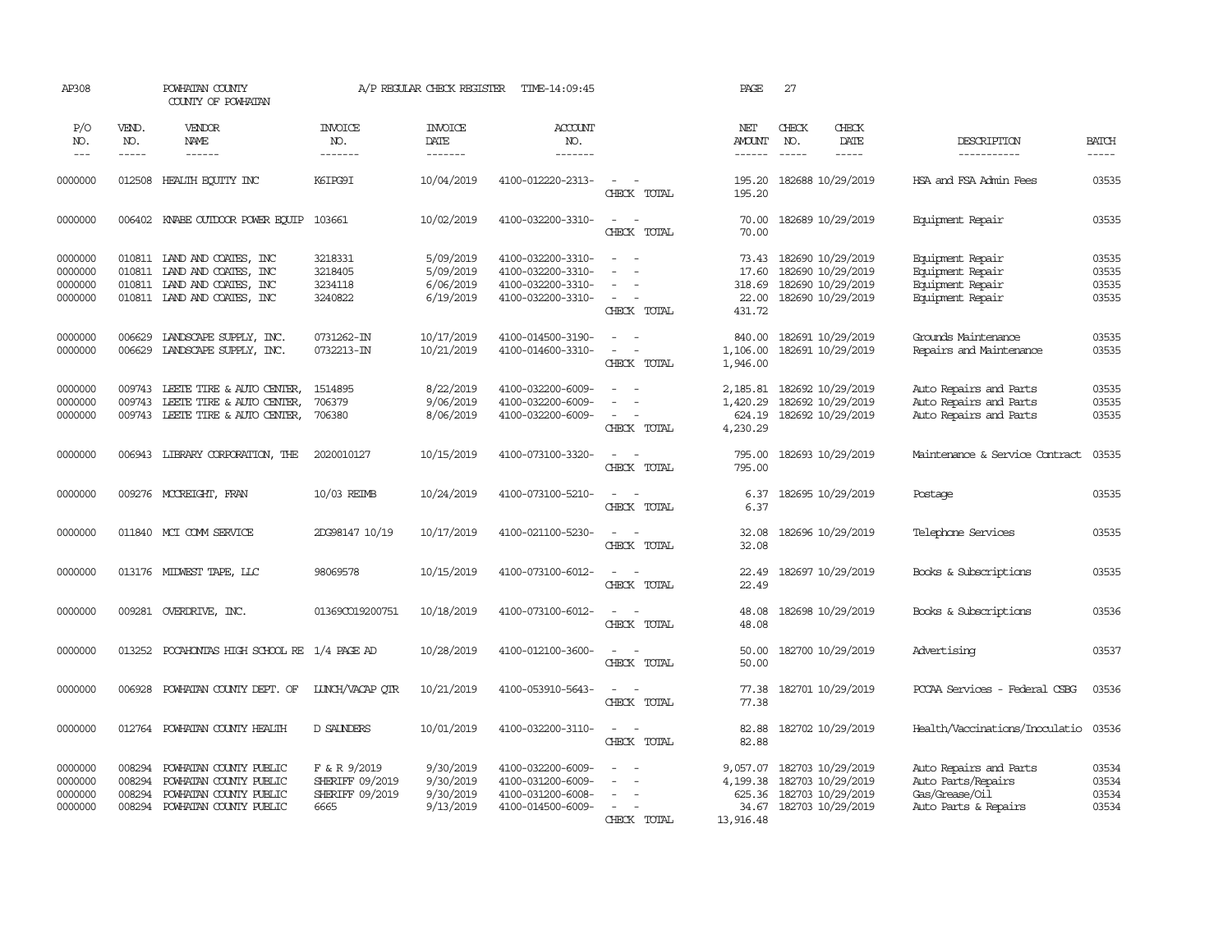AP308 POWHATAN COUNTY A/P REGULAR CHECK REGISTER TIME-14:09:45 PAGE 27

COUNTY OF POWHATAN

| P/O NO. | VEND. NO. | VENDOR NAME | INVOICE NO. | INVOICE DATE | ACCOUNT NO. | | NET AMOUNT | CHECK NO. | CHECK DATE | DESCRIPTION | BATCH |
|---|---|---|---|---|---|---|---|---|---|---|---|
| 0000000 | 012508 | HEALTH EQUITY INC | K6IPG9I | 10/04/2019 | 4100-012220-2313- | - - | 195.20 | 182688 | 10/29/2019 | HSA and FSA Admin Fees | 03535 |
| | | | | | | CHECK TOTAL | 195.20 | | | | |
| 0000000 | 006402 | KNABE OUTDOOR POWER EQUIP | 103661 | 10/02/2019 | 4100-032200-3310- | - - | 70.00 | 182689 | 10/29/2019 | Equipment Repair | 03535 |
| | | | | | | CHECK TOTAL | 70.00 | | | | |
| 0000000 | 010811 | LAND AND COATES, INC | 3218331 | 5/09/2019 | 4100-032200-3310- | - - | 73.43 | 182690 | 10/29/2019 | Equipment Repair | 03535 |
| 0000000 | 010811 | LAND AND COATES, INC | 3218405 | 5/09/2019 | 4100-032200-3310- | - - | 17.60 | 182690 | 10/29/2019 | Equipment Repair | 03535 |
| 0000000 | 010811 | LAND AND COATES, INC | 3234118 | 6/06/2019 | 4100-032200-3310- | - - | 318.69 | 182690 | 10/29/2019 | Equipment Repair | 03535 |
| 0000000 | 010811 | LAND AND COATES, INC | 3240822 | 6/19/2019 | 4100-032200-3310- | - - | 22.00 | 182690 | 10/29/2019 | Equipment Repair | 03535 |
| | | | | | | CHECK TOTAL | 431.72 | | | | |
| 0000000 | 006629 | LANDSCAPE SUPPLY, INC. | 0731262-IN | 10/17/2019 | 4100-014500-3190- | - - | 840.00 | 182691 | 10/29/2019 | Grounds Maintenance | 03535 |
| 0000000 | 006629 | LANDSCAPE SUPPLY, INC. | 0732213-IN | 10/21/2019 | 4100-014600-3310- | - - | 1,106.00 | 182691 | 10/29/2019 | Repairs and Maintenance | 03535 |
| | | | | | | CHECK TOTAL | 1,946.00 | | | | |
| 0000000 | 009743 | LEETE TIRE & AUTO CENTER, | 1514895 | 8/22/2019 | 4100-032200-6009- | - - | 2,185.81 | 182692 | 10/29/2019 | Auto Repairs and Parts | 03535 |
| 0000000 | 009743 | LEETE TIRE & AUTO CENTER, | 706379 | 9/06/2019 | 4100-032200-6009- | - - | 1,420.29 | 182692 | 10/29/2019 | Auto Repairs and Parts | 03535 |
| 0000000 | 009743 | LEETE TIRE & AUTO CENTER, | 706380 | 8/06/2019 | 4100-032200-6009- | - - | 624.19 | 182692 | 10/29/2019 | Auto Repairs and Parts | 03535 |
| | | | | | | CHECK TOTAL | 4,230.29 | | | | |
| 0000000 | 006943 | LIBRARY CORPORATION, THE | 2020010127 | 10/15/2019 | 4100-073100-3320- | - - | 795.00 | 182693 | 10/29/2019 | Maintenance & Service Contract | 03535 |
| | | | | | | CHECK TOTAL | 795.00 | | | | |
| 0000000 | 009276 | MCCREIGHT, FRAN | 10/03 REIMB | 10/24/2019 | 4100-073100-5210- | - - | 6.37 | 182695 | 10/29/2019 | Postage | 03535 |
| | | | | | | CHECK TOTAL | 6.37 | | | | |
| 0000000 | 011840 | MCI COMM SERVICE | 2DG98147 10/19 | 10/17/2019 | 4100-021100-5230- | - - | 32.08 | 182696 | 10/29/2019 | Telephone Services | 03535 |
| | | | | | | CHECK TOTAL | 32.08 | | | | |
| 0000000 | 013176 | MIDWEST TAPE, LLC | 98069578 | 10/15/2019 | 4100-073100-6012- | - - | 22.49 | 182697 | 10/29/2019 | Books & Subscriptions | 03535 |
| | | | | | | CHECK TOTAL | 22.49 | | | | |
| 0000000 | 009281 | OVERDRIVE, INC. | 01369CO19200751 | 10/18/2019 | 4100-073100-6012- | - - | 48.08 | 182698 | 10/29/2019 | Books & Subscriptions | 03536 |
| | | | | | | CHECK TOTAL | 48.08 | | | | |
| 0000000 | 013252 | POCAHONTAS HIGH SCHOOL RE | 1/4 PAGE AD | 10/28/2019 | 4100-012100-3600- | - - | 50.00 | 182700 | 10/29/2019 | Advertising | 03537 |
| | | | | | | CHECK TOTAL | 50.00 | | | | |
| 0000000 | 006928 | POWHATAN COUNTY DEPT. OF | LUNCH/VACAP QTR | 10/21/2019 | 4100-053910-5643- | - - | 77.38 | 182701 | 10/29/2019 | PCCAA Services - Federal CSBG | 03536 |
| | | | | | | CHECK TOTAL | 77.38 | | | | |
| 0000000 | 012764 | POWHATAN COUNTY HEALTH | D SAUNDERS | 10/01/2019 | 4100-032200-3110- | - - | 82.88 | 182702 | 10/29/2019 | Health/Vaccinations/Inoculatio | 03536 |
| | | | | | | CHECK TOTAL | 82.88 | | | | |
| 0000000 | 008294 | POWHATAN COUNTY PUBLIC | F & R 9/2019 | 9/30/2019 | 4100-032200-6009- | - - | 9,057.07 | 182703 | 10/29/2019 | Auto Repairs and Parts | 03534 |
| 0000000 | 008294 | POWHATAN COUNTY PUBLIC | SHERIFF 09/2019 | 9/30/2019 | 4100-031200-6009- | - - | 4,199.38 | 182703 | 10/29/2019 | Auto Parts/Repairs | 03534 |
| 0000000 | 008294 | POWHATAN COUNTY PUBLIC | SHERIFF 09/2019 | 9/30/2019 | 4100-031200-6008- | - - | 625.36 | 182703 | 10/29/2019 | Gas/Grease/Oil | 03534 |
| 0000000 | 008294 | POWHATAN COUNTY PUBLIC | 6665 | 9/13/2019 | 4100-014500-6009- | - - | 34.67 | 182703 | 10/29/2019 | Auto Parts & Repairs | 03534 |
| | | | | | | CHECK TOTAL | 13,916.48 | | | | |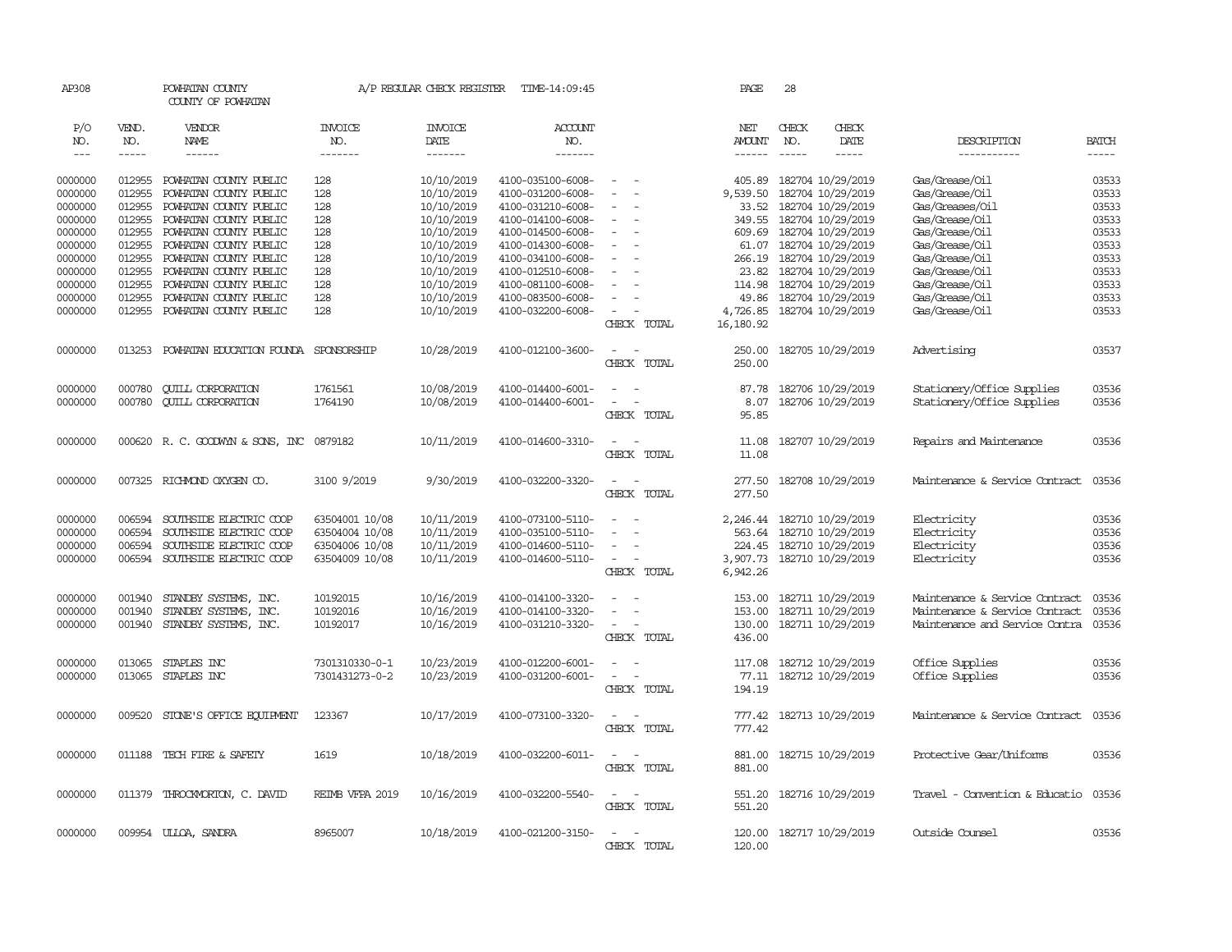AP308 POWHATAN COUNTY A/P REGULAR CHECK REGISTER TIME-14:09:45 PAGE 28
COUNTY OF POWHATAN

| P/O NO. | VEND. NO. | VENDOR NAME | INVOICE NO. | INVOICE DATE | ACCOUNT NO. | | NET AMOUNT | CHECK NO. | CHECK DATE | DESCRIPTION | BATCH |
|---|---|---|---|---|---|---|---|---|---|---|---|
| 0000000 | 012955 | POWHATAN COUNTY PUBLIC | 128 | 10/10/2019 | 4100-035100-6008- | - - | 405.89 | 182704 | 10/29/2019 | Gas/Grease/Oil | 03533 |
| 0000000 | 012955 | POWHATAN COUNTY PUBLIC | 128 | 10/10/2019 | 4100-031200-6008- | - - | 9,539.50 | 182704 | 10/29/2019 | Gas/Grease/Oil | 03533 |
| 0000000 | 012955 | POWHATAN COUNTY PUBLIC | 128 | 10/10/2019 | 4100-031210-6008- | - - | 33.52 | 182704 | 10/29/2019 | Gas/Greases/Oil | 03533 |
| 0000000 | 012955 | POWHATAN COUNTY PUBLIC | 128 | 10/10/2019 | 4100-014100-6008- | - - | 349.55 | 182704 | 10/29/2019 | Gas/Grease/Oil | 03533 |
| 0000000 | 012955 | POWHATAN COUNTY PUBLIC | 128 | 10/10/2019 | 4100-014500-6008- | - - | 609.69 | 182704 | 10/29/2019 | Gas/Grease/Oil | 03533 |
| 0000000 | 012955 | POWHATAN COUNTY PUBLIC | 128 | 10/10/2019 | 4100-014300-6008- | - - | 61.07 | 182704 | 10/29/2019 | Gas/Grease/Oil | 03533 |
| 0000000 | 012955 | POWHATAN COUNTY PUBLIC | 128 | 10/10/2019 | 4100-034100-6008- | - - | 266.19 | 182704 | 10/29/2019 | Gas/Grease/Oil | 03533 |
| 0000000 | 012955 | POWHATAN COUNTY PUBLIC | 128 | 10/10/2019 | 4100-012510-6008- | - - | 23.82 | 182704 | 10/29/2019 | Gas/Grease/Oil | 03533 |
| 0000000 | 012955 | POWHATAN COUNTY PUBLIC | 128 | 10/10/2019 | 4100-081100-6008- | - - | 114.98 | 182704 | 10/29/2019 | Gas/Grease/Oil | 03533 |
| 0000000 | 012955 | POWHATAN COUNTY PUBLIC | 128 | 10/10/2019 | 4100-083500-6008- | - - | 49.86 | 182704 | 10/29/2019 | Gas/Grease/Oil | 03533 |
| 0000000 | 012955 | POWHATAN COUNTY PUBLIC | 128 | 10/10/2019 | 4100-032200-6008- | - - | 4,726.85 | 182704 | 10/29/2019 | Gas/Grease/Oil | 03533 |
| | | | | | | CHECK TOTAL | 16,180.92 | | | | |
| 0000000 | 013253 | POWHATAN EDUCATION FOUNDA | SPONSORSHIP | 10/28/2019 | 4100-012100-3600- | - - | 250.00 | 182705 | 10/29/2019 | Advertising | 03537 |
| | | | | | | CHECK TOTAL | 250.00 | | | | |
| 0000000 | 000780 | QUILL CORPORATION | 1761561 | 10/08/2019 | 4100-014400-6001- | - - | 87.78 | 182706 | 10/29/2019 | Stationery/Office Supplies | 03536 |
| 0000000 | 000780 | QUILL CORPORATION | 1764190 | 10/08/2019 | 4100-014400-6001- | - - | 8.07 | 182706 | 10/29/2019 | Stationery/Office Supplies | 03536 |
| | | | | | | CHECK TOTAL | 95.85 | | | | |
| 0000000 | 000620 | R. C. GOODWYN & SONS, INC | 0879182 | 10/11/2019 | 4100-014600-3310- | - - | 11.08 | 182707 | 10/29/2019 | Repairs and Maintenance | 03536 |
| | | | | | | CHECK TOTAL | 11.08 | | | | |
| 0000000 | 007325 | RICHMOND OXYGEN CO. | 3100 9/2019 | 9/30/2019 | 4100-032200-3320- | - - | 277.50 | 182708 | 10/29/2019 | Maintenance & Service Contract | 03536 |
| | | | | | | CHECK TOTAL | 277.50 | | | | |
| 0000000 | 006594 | SOUTHSIDE ELECTRIC COOP | 63504001 10/08 | 10/11/2019 | 4100-073100-5110- | - - | 2,246.44 | 182710 | 10/29/2019 | Electricity | 03536 |
| 0000000 | 006594 | SOUTHSIDE ELECTRIC COOP | 63504004 10/08 | 10/11/2019 | 4100-035100-5110- | - - | 563.64 | 182710 | 10/29/2019 | Electricity | 03536 |
| 0000000 | 006594 | SOUTHSIDE ELECTRIC COOP | 63504006 10/08 | 10/11/2019 | 4100-014600-5110- | - - | 224.45 | 182710 | 10/29/2019 | Electricity | 03536 |
| 0000000 | 006594 | SOUTHSIDE ELECTRIC COOP | 63504009 10/08 | 10/11/2019 | 4100-014600-5110- | - - | 3,907.73 | 182710 | 10/29/2019 | Electricity | 03536 |
| | | | | | | CHECK TOTAL | 6,942.26 | | | | |
| 0000000 | 001940 | STANDBY SYSTEMS, INC. | 10192015 | 10/16/2019 | 4100-014100-3320- | - - | 153.00 | 182711 | 10/29/2019 | Maintenance & Service Contract | 03536 |
| 0000000 | 001940 | STANDBY SYSTEMS, INC. | 10192016 | 10/16/2019 | 4100-014100-3320- | - - | 153.00 | 182711 | 10/29/2019 | Maintenance & Service Contract | 03536 |
| 0000000 | 001940 | STANDBY SYSTEMS, INC. | 10192017 | 10/16/2019 | 4100-031210-3320- | - - | 130.00 | 182711 | 10/29/2019 | Maintenance and Service Contra | 03536 |
| | | | | | | CHECK TOTAL | 436.00 | | | | |
| 0000000 | 013065 | STAPLES INC | 7301310330-0-1 | 10/23/2019 | 4100-012200-6001- | - - | 117.08 | 182712 | 10/29/2019 | Office Supplies | 03536 |
| 0000000 | 013065 | STAPLES INC | 7301431273-0-2 | 10/23/2019 | 4100-031200-6001- | - - | 77.11 | 182712 | 10/29/2019 | Office Supplies | 03536 |
| | | | | | | CHECK TOTAL | 194.19 | | | | |
| 0000000 | 009520 | STONE'S OFFICE EQUIPMENT | 123367 | 10/17/2019 | 4100-073100-3320- | - - | 777.42 | 182713 | 10/29/2019 | Maintenance & Service Contract | 03536 |
| | | | | | | CHECK TOTAL | 777.42 | | | | |
| 0000000 | 011188 | TECH FIRE & SAFETY | 1619 | 10/18/2019 | 4100-032200-6011- | - - | 881.00 | 182715 | 10/29/2019 | Protective Gear/Uniforms | 03536 |
| | | | | | | CHECK TOTAL | 881.00 | | | | |
| 0000000 | 011379 | THROCKMORTON, C. DAVID | REIMB VFPA 2019 | 10/16/2019 | 4100-032200-5540- | - - | 551.20 | 182716 | 10/29/2019 | Travel - Convention & Educatio | 03536 |
| | | | | | | CHECK TOTAL | 551.20 | | | | |
| 0000000 | 009954 | ULLOA, SANDRA | 8965007 | 10/18/2019 | 4100-021200-3150- | - - | 120.00 | 182717 | 10/29/2019 | Outside Counsel | 03536 |
| | | | | | | CHECK TOTAL | 120.00 | | | | |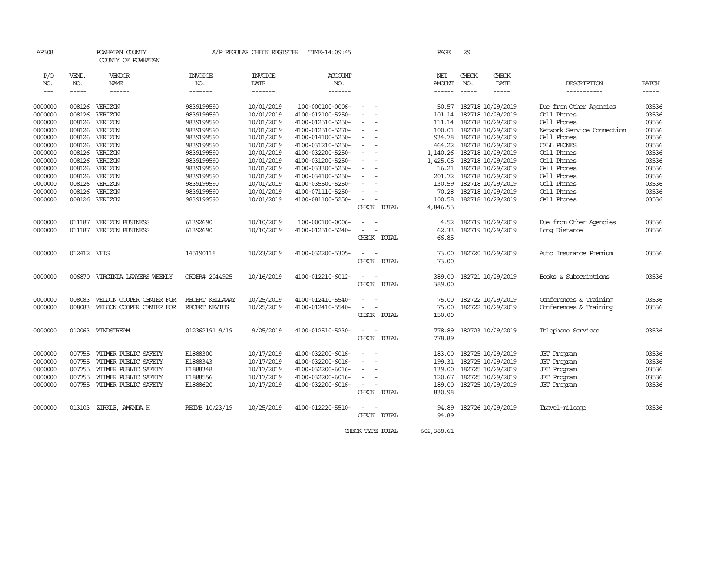AP308 POWHATAN COUNTY A/P REGULAR CHECK REGISTER TIME-14:09:45 PAGE 29
COUNTY OF POWHATAN

| P/O NO. | VEND. NO. | VENDOR NAME | INVOICE NO. | INVOICE DATE | ACCOUNT NO. | | NET AMOUNT | CHECK NO. | CHECK DATE | DESCRIPTION | BATCH |
|---|---|---|---|---|---|---|---|---|---|---|---|
| 0000000 | 008126 | VERIZON | 9839199590 | 10/01/2019 | 100-000100-0006- | - - | 50.57 | 182718 | 10/29/2019 | Due from Other Agencies | 03536 |
| 0000000 | 008126 | VERIZON | 9839199590 | 10/01/2019 | 4100-012100-5250- | - - | 101.14 | 182718 | 10/29/2019 | Cell Phones | 03536 |
| 0000000 | 008126 | VERIZON | 9839199590 | 10/01/2019 | 4100-012510-5250- | - - | 111.14 | 182718 | 10/29/2019 | Cell Phones | 03536 |
| 0000000 | 008126 | VERIZON | 9839199590 | 10/01/2019 | 4100-012510-5270- | - - | 100.01 | 182718 | 10/29/2019 | Network Service Connection | 03536 |
| 0000000 | 008126 | VERIZON | 9839199590 | 10/01/2019 | 4100-014100-5250- | - - | 934.78 | 182718 | 10/29/2019 | Cell Phones | 03536 |
| 0000000 | 008126 | VERIZON | 9839199590 | 10/01/2019 | 4100-031210-5250- | - - | 464.22 | 182718 | 10/29/2019 | CELL PHONES | 03536 |
| 0000000 | 008126 | VERIZON | 9839199590 | 10/01/2019 | 4100-032200-5250- | - - | 1,140.26 | 182718 | 10/29/2019 | Cell Phones | 03536 |
| 0000000 | 008126 | VERIZON | 9839199590 | 10/01/2019 | 4100-031200-5250- | - - | 1,425.05 | 182718 | 10/29/2019 | Cell Phones | 03536 |
| 0000000 | 008126 | VERIZON | 9839199590 | 10/01/2019 | 4100-033300-5250- | - - | 16.21 | 182718 | 10/29/2019 | Cell Phones | 03536 |
| 0000000 | 008126 | VERIZON | 9839199590 | 10/01/2019 | 4100-034100-5250- | - - | 201.72 | 182718 | 10/29/2019 | Cell Phones | 03536 |
| 0000000 | 008126 | VERIZON | 9839199590 | 10/01/2019 | 4100-035500-5250- | - - | 130.59 | 182718 | 10/29/2019 | Cell Phones | 03536 |
| 0000000 | 008126 | VERIZON | 9839199590 | 10/01/2019 | 4100-071110-5250- | - - | 70.28 | 182718 | 10/29/2019 | Cell Phones | 03536 |
| 0000000 | 008126 | VERIZON | 9839199590 | 10/01/2019 | 4100-081100-5250- | - - | 100.58 | 182718 | 10/29/2019 | Cell Phones | 03536 |
| | | | | | | CHECK TOTAL | 4,846.55 | | | | |
| 0000000 | 011187 | VERIZON BUSINESS | 61392690 | 10/10/2019 | 100-000100-0006- | - - | 4.52 | 182719 | 10/29/2019 | Due from Other Agencies | 03536 |
| 0000000 | 011187 | VERIZON BUSINESS | 61392690 | 10/10/2019 | 4100-012510-5240- | - - | 62.33 | 182719 | 10/29/2019 | Long Distance | 03536 |
| | | | | | | CHECK TOTAL | 66.85 | | | | |
| 0000000 | 012412 | VFIS | 145190118 | 10/23/2019 | 4100-032200-5305- | - - | 73.00 | 182720 | 10/29/2019 | Auto Insurance Premium | 03536 |
| | | | | | | CHECK TOTAL | 73.00 | | | | |
| 0000000 | 006870 | VIRGINIA LAWYERS WEEKLY | ORDER# 2044925 | 10/16/2019 | 4100-012210-6012- | - - | 389.00 | 182721 | 10/29/2019 | Books & Subscriptions | 03536 |
| | | | | | | CHECK TOTAL | 389.00 | | | | |
| 0000000 | 008083 | WELDON COOPER CENTER FOR | RECERT KELLAWAY | 10/25/2019 | 4100-012410-5540- | - - | 75.00 | 182722 | 10/29/2019 | Conferences & Training | 03536 |
| 0000000 | 008083 | WELDON COOPER CENTER FOR | RECERT NEVIUS | 10/25/2019 | 4100-012410-5540- | - - | 75.00 | 182722 | 10/29/2019 | Conferences & Training | 03536 |
| | | | | | | CHECK TOTAL | 150.00 | | | | |
| 0000000 | 012063 | WINDSTREAM | 012362191 9/19 | 9/25/2019 | 4100-012510-5230- | - - | 778.89 | 182723 | 10/29/2019 | Telephone Services | 03536 |
| | | | | | | CHECK TOTAL | 778.89 | | | | |
| 0000000 | 007755 | WITMER PUBLIC SAFETY | E1888300 | 10/17/2019 | 4100-032200-6016- | - - | 183.00 | 182725 | 10/29/2019 | JET Program | 03536 |
| 0000000 | 007755 | WITMER PUBLIC SAFETY | E1888343 | 10/17/2019 | 4100-032200-6016- | - - | 199.31 | 182725 | 10/29/2019 | JET Program | 03536 |
| 0000000 | 007755 | WITMER PUBLIC SAFETY | E1888348 | 10/17/2019 | 4100-032200-6016- | - - | 139.00 | 182725 | 10/29/2019 | JET Program | 03536 |
| 0000000 | 007755 | WITMER PUBLIC SAFETY | E1888556 | 10/17/2019 | 4100-032200-6016- | - - | 120.67 | 182725 | 10/29/2019 | JET Program | 03536 |
| 0000000 | 007755 | WITMER PUBLIC SAFETY | E1888620 | 10/17/2019 | 4100-032200-6016- | - - | 189.00 | 182725 | 10/29/2019 | JET Program | 03536 |
| | | | | | | CHECK TOTAL | 830.98 | | | | |
| 0000000 | 013103 | ZIRKLE, AMANDA H | REIMB 10/23/19 | 10/25/2019 | 4100-012220-5510- | - - | 94.89 | 182726 | 10/29/2019 | Travel-mileage | 03536 |
| | | | | | | CHECK TOTAL | 94.89 | | | | |
| | | | | | | CHECK TYPE TOTAL | 602,388.61 | | | | |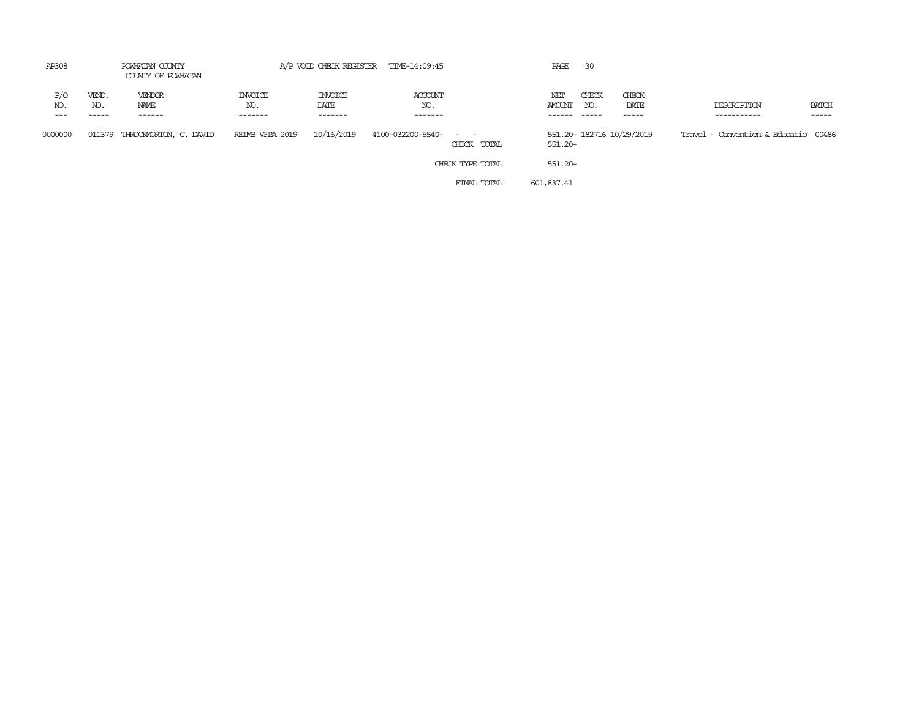AP308 POWHATAN COUNTY A/P VOID CHECK REGISTER TIME-14:09:45

COUNTY OF POWHATAN

| P/O NO. | VEND. NO. | VENDOR NAME | INVOICE NO. | INVOICE DATE | ACCOUNT NO. | | NET AMOUNT | CHECK NO. | CHECK DATE | DESCRIPTION | BATCH |
|---|---|---|---|---|---|---|---|---|---|---|---|
| 0000000 | 011379 | THROCKMORTON, C. DAVID | REIMB VFPA 2019 | 10/16/2019 | 4100-032200-5540- | - - | 551.20- | 182716 | 10/29/2019 | Travel - Convention & Educatio | 00486 |
| | | | | | | CHECK TOTAL | 551.20- | | | | |
| | | | | | | CHECK TYPE TOTAL | 551.20- | | | | |
| | | | | | | FINAL TOTAL | 601,837.41 | | | | |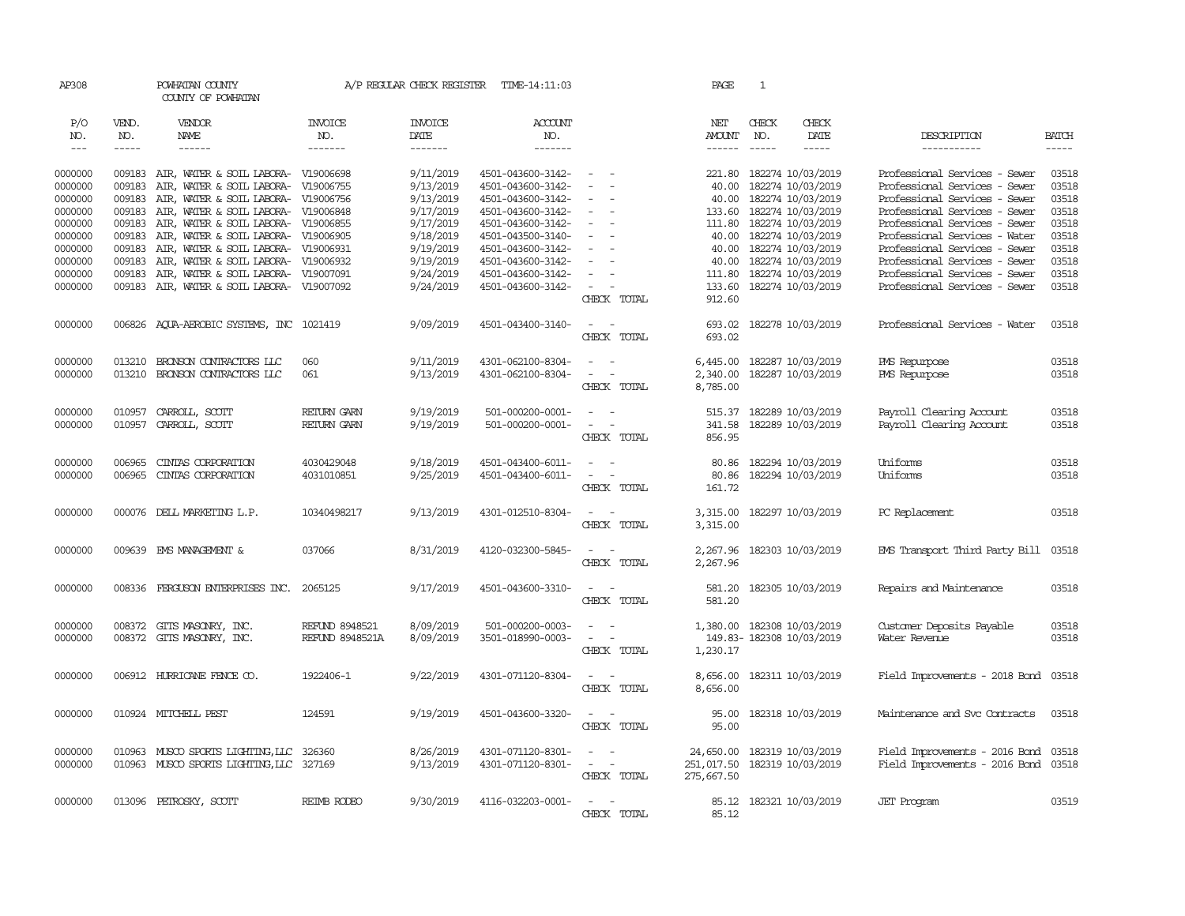AP308 POWHATAN COUNTY A/P REGULAR CHECK REGISTER TIME-14:11:03

COUNTY OF POWHATAN

| P/O NO. | VEND. NO. | VENDOR NAME | INVOICE NO. | INVOICE DATE | ACCOUNT NO. | | NET AMOUNT | CHECK NO. | CHECK DATE | DESCRIPTION | BATCH |
|---|---|---|---|---|---|---|---|---|---|---|---|
| 0000000 | 009183 | AIR, WATER & SOIL LABORA- | V19006698 | 9/11/2019 | 4501-043600-3142- | - - | 221.80 | 182274 | 10/03/2019 | Professional Services - Sewer | 03518 |
| 0000000 | 009183 | AIR, WATER & SOIL LABORA- | V19006755 | 9/13/2019 | 4501-043600-3142- | - - | 40.00 | 182274 | 10/03/2019 | Professional Services - Sewer | 03518 |
| 0000000 | 009183 | AIR, WATER & SOIL LABORA- | V19006756 | 9/13/2019 | 4501-043600-3142- | - - | 40.00 | 182274 | 10/03/2019 | Professional Services - Sewer | 03518 |
| 0000000 | 009183 | AIR, WATER & SOIL LABORA- | V19006848 | 9/17/2019 | 4501-043600-3142- | - - | 133.60 | 182274 | 10/03/2019 | Professional Services - Sewer | 03518 |
| 0000000 | 009183 | AIR, WATER & SOIL LABORA- | V19006855 | 9/17/2019 | 4501-043600-3142- | - - | 111.80 | 182274 | 10/03/2019 | Professional Services - Sewer | 03518 |
| 0000000 | 009183 | AIR, WATER & SOIL LABORA- | V19006905 | 9/18/2019 | 4501-043500-3140- | - - | 40.00 | 182274 | 10/03/2019 | Professional Services - Water | 03518 |
| 0000000 | 009183 | AIR, WATER & SOIL LABORA- | V19006931 | 9/19/2019 | 4501-043600-3142- | - - | 40.00 | 182274 | 10/03/2019 | Professional Services - Sewer | 03518 |
| 0000000 | 009183 | AIR, WATER & SOIL LABORA- | V19006932 | 9/19/2019 | 4501-043600-3142- | - - | 40.00 | 182274 | 10/03/2019 | Professional Services - Sewer | 03518 |
| 0000000 | 009183 | AIR, WATER & SOIL LABORA- | V19007091 | 9/24/2019 | 4501-043600-3142- | - - | 111.80 | 182274 | 10/03/2019 | Professional Services - Sewer | 03518 |
| 0000000 | 009183 | AIR, WATER & SOIL LABORA- | V19007092 | 9/24/2019 | 4501-043600-3142- | - - | 133.60 | 182274 | 10/03/2019 | Professional Services - Sewer | 03518 |
| | | | | | | CHECK TOTAL | 912.60 | | | | |
| 0000000 | 006826 | AQUA-AEROBIC SYSTEMS, INC | 1021419 | 9/09/2019 | 4501-043400-3140- | - - | 693.02 | 182278 | 10/03/2019 | Professional Services - Water | 03518 |
| | | | | | | CHECK TOTAL | 693.02 | | | | |
| 0000000 | 013210 | BRONSON CONTRACTORS LLC | 060 | 9/11/2019 | 4301-062100-8304- | - - | 6,445.00 | 182287 | 10/03/2019 | PMS Repurpose | 03518 |
| 0000000 | 013210 | BRONSON CONTRACTORS LLC | 061 | 9/13/2019 | 4301-062100-8304- | - - | 2,340.00 | 182287 | 10/03/2019 | PMS Repurpose | 03518 |
| | | | | | | CHECK TOTAL | 8,785.00 | | | | |
| 0000000 | 010957 | CARROLL, SCOTT | RETURN GARN | 9/19/2019 | 501-000200-0001- | - - | 515.37 | 182289 | 10/03/2019 | Payroll Clearing Account | 03518 |
| 0000000 | 010957 | CARROLL, SCOTT | RETURN GARN | 9/19/2019 | 501-000200-0001- | - - | 341.58 | 182289 | 10/03/2019 | Payroll Clearing Account | 03518 |
| | | | | | | CHECK TOTAL | 856.95 | | | | |
| 0000000 | 006965 | CINTAS CORPORATION | 4030429048 | 9/18/2019 | 4501-043400-6011- | - - | 80.86 | 182294 | 10/03/2019 | Uniforms | 03518 |
| 0000000 | 006965 | CINTAS CORPORATION | 4031010851 | 9/25/2019 | 4501-043400-6011- | - - | 80.86 | 182294 | 10/03/2019 | Uniforms | 03518 |
| | | | | | | CHECK TOTAL | 161.72 | | | | |
| 0000000 | 000076 | DELL MARKETING L.P. | 10340498217 | 9/13/2019 | 4301-012510-8304- | - - | 3,315.00 | 182297 | 10/03/2019 | PC Replacement | 03518 |
| | | | | | | CHECK TOTAL | 3,315.00 | | | | |
| 0000000 | 009639 | EMS MANAGEMENT & | 037066 | 8/31/2019 | 4120-032300-5845- | - - | 2,267.96 | 182303 | 10/03/2019 | EMS Transport Third Party Bill | 03518 |
| | | | | | | CHECK TOTAL | 2,267.96 | | | | |
| 0000000 | 008336 | FERGUSON ENTERPRISES INC. | 2065125 | 9/17/2019 | 4501-043600-3310- | - - | 581.20 | 182305 | 10/03/2019 | Repairs and Maintenance | 03518 |
| | | | | | | CHECK TOTAL | 581.20 | | | | |
| 0000000 | 008372 | GITS MASONRY, INC. | REFUND 8948521 | 8/09/2019 | 501-000200-0003- | - - | 1,380.00 | 182308 | 10/03/2019 | Customer Deposits Payable | 03518 |
| 0000000 | 008372 | GITS MASONRY, INC. | REFUND 8948521A | 8/09/2019 | 3501-018990-0003- | - - | 149.83- | 182308 | 10/03/2019 | Water Revenue | 03518 |
| | | | | | | CHECK TOTAL | 1,230.17 | | | | |
| 0000000 | 006912 | HURRICANE FENCE CO. | 1922406-1 | 9/22/2019 | 4301-071120-8304- | - - | 8,656.00 | 182311 | 10/03/2019 | Field Improvements - 2018 Bond | 03518 |
| | | | | | | CHECK TOTAL | 8,656.00 | | | | |
| 0000000 | 010924 | MITCHELL PEST | 124591 | 9/19/2019 | 4501-043600-3320- | - - | 95.00 | 182318 | 10/03/2019 | Maintenance and Svc Contracts | 03518 |
| | | | | | | CHECK TOTAL | 95.00 | | | | |
| 0000000 | 010963 | MUSCO SPORTS LIGHTING,LLC | 326360 | 8/26/2019 | 4301-071120-8301- | - - | 24,650.00 | 182319 | 10/03/2019 | Field Improvements - 2016 Bond | 03518 |
| 0000000 | 010963 | MUSCO SPORTS LIGHTING,LLC | 327169 | 9/13/2019 | 4301-071120-8301- | - - | 251,017.50 | 182319 | 10/03/2019 | Field Improvements - 2016 Bond | 03518 |
| | | | | | | CHECK TOTAL | 275,667.50 | | | | |
| 0000000 | 013096 | PETROSKY, SCOTT | REIMB RODEO | 9/30/2019 | 4116-032203-0001- | - - | 85.12 | 182321 | 10/03/2019 | JET Program | 03519 |
| | | | | | | CHECK TOTAL | 85.12 | | | | |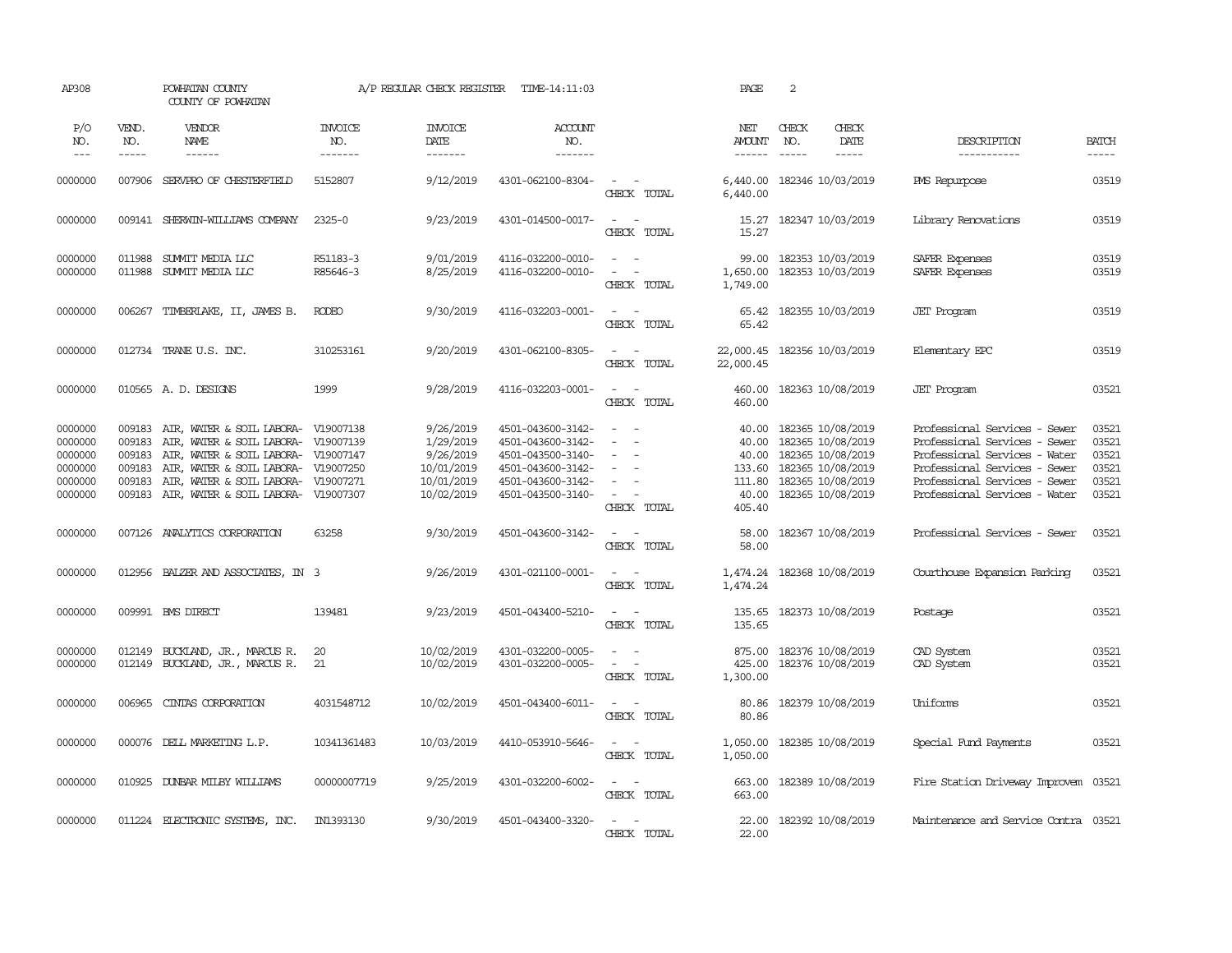AP308 POWHATAN COUNTY A/P REGULAR CHECK REGISTER TIME-14:11:03 PAGE 2

COUNTY OF POWHATAN

| P/O NO. | VEND. NO. | VENDOR NAME | INVOICE NO. | INVOICE DATE | ACCOUNT NO. | | NET AMOUNT | CHECK NO. | CHECK DATE | DESCRIPTION | BATCH |
|---|---|---|---|---|---|---|---|---|---|---|---|
| 0000000 | 007906 | SERVPRO OF CHESTERFIELD | 5152807 | 9/12/2019 | 4301-062100-8304- | - - | 6,440.00 | 182346 | 10/03/2019 | PMS Repurpose | 03519 |
| | | | | | | CHECK TOTAL | 6,440.00 | | | | |
| 0000000 | 009141 | SHERWIN-WILLIAMS COMPANY | 2325-0 | 9/23/2019 | 4301-014500-0017- | - - | 15.27 | 182347 | 10/03/2019 | Library Renovations | 03519 |
| | | | | | | CHECK TOTAL | 15.27 | | | | |
| 0000000 | 011988 | SUMMIT MEDIA LLC | R51183-3 | 9/01/2019 | 4116-032200-0010- | - - | 99.00 | 182353 | 10/03/2019 | SAFER Expenses | 03519 |
| 0000000 | 011988 | SUMMIT MEDIA LLC | R85646-3 | 8/25/2019 | 4116-032200-0010- | - - | 1,650.00 | 182353 | 10/03/2019 | SAFER Expenses | 03519 |
| | | | | | | CHECK TOTAL | 1,749.00 | | | | |
| 0000000 | 006267 | TIMBERLAKE, II, JAMES B. | RODEO | 9/30/2019 | 4116-032203-0001- | - - | 65.42 | 182355 | 10/03/2019 | JET Program | 03519 |
| | | | | | | CHECK TOTAL | 65.42 | | | | |
| 0000000 | 012734 | TRANE U.S. INC. | 310253161 | 9/20/2019 | 4301-062100-8305- | - - | 22,000.45 | 182356 | 10/03/2019 | Elementary EPC | 03519 |
| | | | | | | CHECK TOTAL | 22,000.45 | | | | |
| 0000000 | 010565 | A. D. DESIGNS | 1999 | 9/28/2019 | 4116-032203-0001- | - - | 460.00 | 182363 | 10/08/2019 | JET Program | 03521 |
| | | | | | | CHECK TOTAL | 460.00 | | | | |
| 0000000 | 009183 | AIR, WATER & SOIL LABORA- | V19007138 | 9/26/2019 | 4501-043600-3142- | - - | 40.00 | 182365 | 10/08/2019 | Professional Services - Sewer | 03521 |
| 0000000 | 009183 | AIR, WATER & SOIL LABORA- | V19007139 | 1/29/2019 | 4501-043600-3142- | - - | 40.00 | 182365 | 10/08/2019 | Professional Services - Sewer | 03521 |
| 0000000 | 009183 | AIR, WATER & SOIL LABORA- | V19007147 | 9/26/2019 | 4501-043500-3140- | - - | 40.00 | 182365 | 10/08/2019 | Professional Services - Water | 03521 |
| 0000000 | 009183 | AIR, WATER & SOIL LABORA- | V19007250 | 10/01/2019 | 4501-043600-3142- | - - | 133.60 | 182365 | 10/08/2019 | Professional Services - Sewer | 03521 |
| 0000000 | 009183 | AIR, WATER & SOIL LABORA- | V19007271 | 10/01/2019 | 4501-043600-3142- | - - | 111.80 | 182365 | 10/08/2019 | Professional Services - Sewer | 03521 |
| 0000000 | 009183 | AIR, WATER & SOIL LABORA- | V19007307 | 10/02/2019 | 4501-043500-3140- | - - | 40.00 | 182365 | 10/08/2019 | Professional Services - Water | 03521 |
| | | | | | | CHECK TOTAL | 405.40 | | | | |
| 0000000 | 007126 | ANALYTICS CORPORATION | 63258 | 9/30/2019 | 4501-043600-3142- | - - | 58.00 | 182367 | 10/08/2019 | Professional Services - Sewer | 03521 |
| | | | | | | CHECK TOTAL | 58.00 | | | | |
| 0000000 | 012956 | BALZER AND ASSOCIATES, IN | 3 | 9/26/2019 | 4301-021100-0001- | - - | 1,474.24 | 182368 | 10/08/2019 | Courthouse Expansion Parking | 03521 |
| | | | | | | CHECK TOTAL | 1,474.24 | | | | |
| 0000000 | 009991 | BMS DIRECT | 139481 | 9/23/2019 | 4501-043400-5210- | - - | 135.65 | 182373 | 10/08/2019 | Postage | 03521 |
| | | | | | | CHECK TOTAL | 135.65 | | | | |
| 0000000 | 012149 | BUCKLAND, JR., MARCUS R. | 20 | 10/02/2019 | 4301-032200-0005- | - - | 875.00 | 182376 | 10/08/2019 | CAD System | 03521 |
| 0000000 | 012149 | BUCKLAND, JR., MARCUS R. | 21 | 10/02/2019 | 4301-032200-0005- | - - | 425.00 | 182376 | 10/08/2019 | CAD System | 03521 |
| | | | | | | CHECK TOTAL | 1,300.00 | | | | |
| 0000000 | 006965 | CINTAS CORPORATION | 4031548712 | 10/02/2019 | 4501-043400-6011- | - - | 80.86 | 182379 | 10/08/2019 | Uniforms | 03521 |
| | | | | | | CHECK TOTAL | 80.86 | | | | |
| 0000000 | 000076 | DELL MARKETING L.P. | 10341361483 | 10/03/2019 | 4410-053910-5646- | - - | 1,050.00 | 182385 | 10/08/2019 | Special Fund Payments | 03521 |
| | | | | | | CHECK TOTAL | 1,050.00 | | | | |
| 0000000 | 010925 | DUNBAR MILBY WILLIAMS | 00000007719 | 9/25/2019 | 4301-032200-6002- | - - | 663.00 | 182389 | 10/08/2019 | Fire Station Driveway Improvem | 03521 |
| | | | | | | CHECK TOTAL | 663.00 | | | | |
| 0000000 | 011224 | ELECTRONIC SYSTEMS, INC. | IN1393130 | 9/30/2019 | 4501-043400-3320- | - - | 22.00 | 182392 | 10/08/2019 | Maintenance and Service Contra | 03521 |
| | | | | | | CHECK TOTAL | 22.00 | | | | |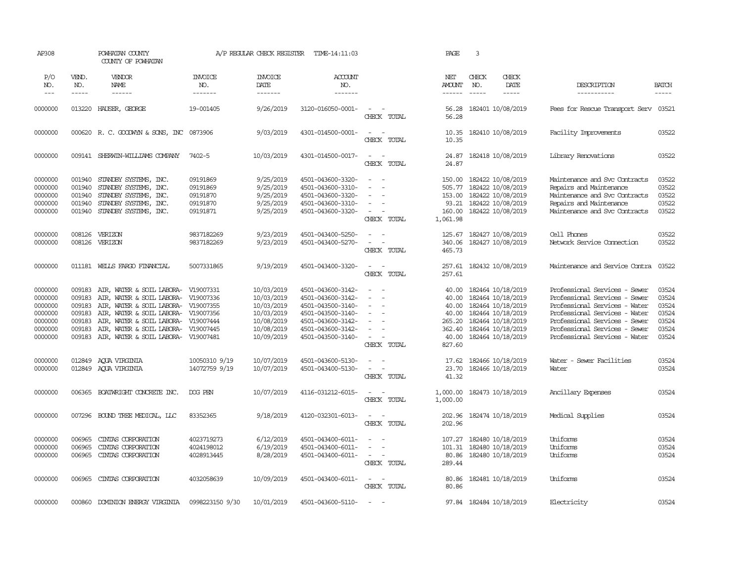AP308 POWHATAN COUNTY A/P REGULAR CHECK REGISTER TIME-14:11:03 PAGE 3

COUNTY OF POWHATAN

| P/O NO. | VEND. NO. | VENDOR NAME | INVOICE NO. | INVOICE DATE | ACCOUNT NO. | | NET AMOUNT | CHECK NO. | CHECK DATE | DESCRIPTION | BATCH |
|---|---|---|---|---|---|---|---|---|---|---|---|
| 0000000 | 013220 | HAUSER, GEORGE | 19-001405 | 9/26/2019 | 3120-016050-0001- | - - | 56.28 | 182401 | 10/08/2019 | Fees for Rescue Transport Serv | 03521 |
| | | | | | | CHECK TOTAL | 56.28 | | | | |
| 0000000 | 000620 | R. C. GOODWYN & SONS, INC | 0873906 | 9/03/2019 | 4301-014500-0001- | - - | 10.35 | 182410 | 10/08/2019 | Facility Improvements | 03522 |
| | | | | | | CHECK TOTAL | 10.35 | | | | |
| 0000000 | 009141 | SHERWIN-WILLIAMS COMPANY | 7402-5 | 10/03/2019 | 4301-014500-0017- | - - | 24.87 | 182418 | 10/08/2019 | Library Renovations | 03522 |
| | | | | | | CHECK TOTAL | 24.87 | | | | |
| 0000000 | 001940 | STANDBY SYSTEMS, INC. | 09191869 | 9/25/2019 | 4501-043600-3320- | - - | 150.00 | 182422 | 10/08/2019 | Maintenance and Svc Contracts | 03522 |
| 0000000 | 001940 | STANDBY SYSTEMS, INC. | 09191869 | 9/25/2019 | 4501-043600-3310- | - - | 505.77 | 182422 | 10/08/2019 | Repairs and Maintenance | 03522 |
| 0000000 | 001940 | STANDBY SYSTEMS, INC. | 09191870 | 9/25/2019 | 4501-043600-3320- | - - | 153.00 | 182422 | 10/08/2019 | Maintenance and Svc Contracts | 03522 |
| 0000000 | 001940 | STANDBY SYSTEMS, INC. | 09191870 | 9/25/2019 | 4501-043600-3310- | - - | 93.21 | 182422 | 10/08/2019 | Repairs and Maintenance | 03522 |
| 0000000 | 001940 | STANDBY SYSTEMS, INC. | 09191871 | 9/25/2019 | 4501-043600-3320- | - - | 160.00 | 182422 | 10/08/2019 | Maintenance and Svc Contracts | 03522 |
| | | | | | | CHECK TOTAL | 1,061.98 | | | | |
| 0000000 | 008126 | VERIZON | 9837182269 | 9/23/2019 | 4501-043400-5250- | - - | 125.67 | 182427 | 10/08/2019 | Cell Phones | 03522 |
| 0000000 | 008126 | VERIZON | 9837182269 | 9/23/2019 | 4501-043400-5270- | - - | 340.06 | 182427 | 10/08/2019 | Network Service Connection | 03522 |
| | | | | | | CHECK TOTAL | 465.73 | | | | |
| 0000000 | 011181 | WELLS FARGO FINANCIAL | 5007331865 | 9/19/2019 | 4501-043400-3320- | - - | 257.61 | 182432 | 10/08/2019 | Maintenance and Service Contra | 03522 |
| | | | | | | CHECK TOTAL | 257.61 | | | | |
| 0000000 | 009183 | AIR, WATER & SOIL LABORA- | V19007331 | 10/03/2019 | 4501-043600-3142- | - - | 40.00 | 182464 | 10/18/2019 | Professional Services - Sewer | 03524 |
| 0000000 | 009183 | AIR, WATER & SOIL LABORA- | V19007336 | 10/03/2019 | 4501-043600-3142- | - - | 40.00 | 182464 | 10/18/2019 | Professional Services - Sewer | 03524 |
| 0000000 | 009183 | AIR, WATER & SOIL LABORA- | V19007355 | 10/03/2019 | 4501-043500-3140- | - - | 40.00 | 182464 | 10/18/2019 | Professional Services - Water | 03524 |
| 0000000 | 009183 | AIR, WATER & SOIL LABORA- | V19007356 | 10/03/2019 | 4501-043500-3140- | - - | 40.00 | 182464 | 10/18/2019 | Professional Services - Water | 03524 |
| 0000000 | 009183 | AIR, WATER & SOIL LABORA- | V19007444 | 10/08/2019 | 4501-043600-3142- | - - | 265.20 | 182464 | 10/18/2019 | Professional Services - Sewer | 03524 |
| 0000000 | 009183 | AIR, WATER & SOIL LABORA- | V19007445 | 10/08/2019 | 4501-043600-3142- | - - | 362.40 | 182464 | 10/18/2019 | Professional Services - Sewer | 03524 |
| 0000000 | 009183 | AIR, WATER & SOIL LABORA- | V19007481 | 10/09/2019 | 4501-043500-3140- | - - | 40.00 | 182464 | 10/18/2019 | Professional Services - Water | 03524 |
| | | | | | | CHECK TOTAL | 827.60 | | | | |
| 0000000 | 012849 | AQUA VIRGINIA | 10050310 9/19 | 10/07/2019 | 4501-043600-5130- | - - | 17.62 | 182466 | 10/18/2019 | Water - Sewer Facilities | 03524 |
| 0000000 | 012849 | AQUA VIRGINIA | 14072759 9/19 | 10/07/2019 | 4501-043400-5130- | - - | 23.70 | 182466 | 10/18/2019 | Water | 03524 |
| | | | | | | CHECK TOTAL | 41.32 | | | | |
| 0000000 | 006365 | BOATWRIGHT CONCRETE INC. | DOG PEN | 10/07/2019 | 4116-031212-6015- | - - | 1,000.00 | 182473 | 10/18/2019 | Ancillary Expenses | 03524 |
| | | | | | | CHECK TOTAL | 1,000.00 | | | | |
| 0000000 | 007296 | BOUND TREE MEDICAL, LLC | 83352365 | 9/18/2019 | 4120-032301-6013- | - - | 202.96 | 182474 | 10/18/2019 | Medical Supplies | 03524 |
| | | | | | | CHECK TOTAL | 202.96 | | | | |
| 0000000 | 006965 | CINTAS CORPORATION | 4023719273 | 6/12/2019 | 4501-043400-6011- | - - | 107.27 | 182480 | 10/18/2019 | Uniforms | 03524 |
| 0000000 | 006965 | CINTAS CORPORATION | 4024198012 | 6/19/2019 | 4501-043400-6011- | - - | 101.31 | 182480 | 10/18/2019 | Uniforms | 03524 |
| 0000000 | 006965 | CINTAS CORPORATION | 4028913445 | 8/28/2019 | 4501-043400-6011- | - - | 80.86 | 182480 | 10/18/2019 | Uniforms | 03524 |
| | | | | | | CHECK TOTAL | 289.44 | | | | |
| 0000000 | 006965 | CINTAS CORPORATION | 4032058639 | 10/09/2019 | 4501-043400-6011- | - - | 80.86 | 182481 | 10/18/2019 | Uniforms | 03524 |
| | | | | | | CHECK TOTAL | 80.86 | | | | |
| 0000000 | 000860 | DOMINION ENERGY VIRGINIA | 0998223150 9/30 | 10/01/2019 | 4501-043600-5110- | - - | 97.84 | 182484 | 10/18/2019 | Electricity | 03524 |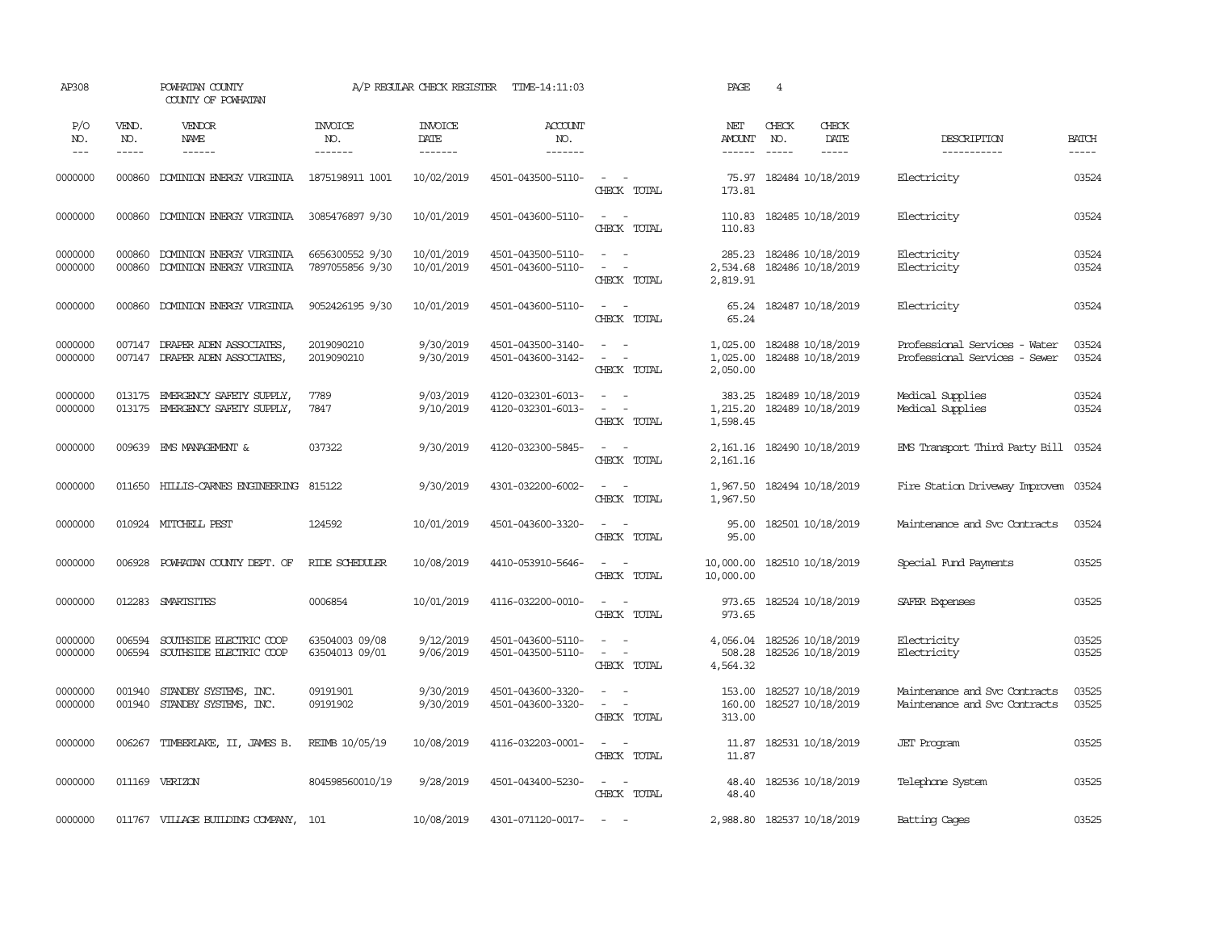AP308 POWHATAN COUNTY A/P REGULAR CHECK REGISTER TIME-14:11:03 PAGE 4

COUNTY OF POWHATAN

| P/O NO. | VEND. NO. | VENDOR NAME | INVOICE NO. | INVOICE DATE | ACCOUNT NO. | | NET AMOUNT | CHECK NO. | CHECK DATE | DESCRIPTION | BATCH |
|---|---|---|---|---|---|---|---|---|---|---|---|
| 0000000 | 000860 | DOMINION ENERGY VIRGINIA | 1875198911 1001 | 10/02/2019 | 4501-043500-5110- | - - | 75.97 | 182484 | 10/18/2019 | Electricity | 03524 |
| | | | | | | CHECK TOTAL | 173.81 | | | | |
| 0000000 | 000860 | DOMINION ENERGY VIRGINIA | 3085476897 9/30 | 10/01/2019 | 4501-043600-5110- | - - | 110.83 | 182485 | 10/18/2019 | Electricity | 03524 |
| | | | | | | CHECK TOTAL | 110.83 | | | | |
| 0000000 | 000860 | DOMINION ENERGY VIRGINIA | 6656300552 9/30 | 10/01/2019 | 4501-043500-5110- | - - | 285.23 | 182486 | 10/18/2019 | Electricity | 03524 |
| 0000000 | 000860 | DOMINION ENERGY VIRGINIA | 7897055856 9/30 | 10/01/2019 | 4501-043600-5110- | - - | 2,534.68 | 182486 | 10/18/2019 | Electricity | 03524 |
| | | | | | | CHECK TOTAL | 2,819.91 | | | | |
| 0000000 | 000860 | DOMINION ENERGY VIRGINIA | 9052426195 9/30 | 10/01/2019 | 4501-043600-5110- | - - | 65.24 | 182487 | 10/18/2019 | Electricity | 03524 |
| | | | | | | CHECK TOTAL | 65.24 | | | | |
| 0000000 | 007147 | DRAPER ADEN ASSOCIATES, | 2019090210 | 9/30/2019 | 4501-043500-3140- | - - | 1,025.00 | 182488 | 10/18/2019 | Professional Services - Water | 03524 |
| 0000000 | 007147 | DRAPER ADEN ASSOCIATES, | 2019090210 | 9/30/2019 | 4501-043600-3142- | - - | 1,025.00 | 182488 | 10/18/2019 | Professional Services - Sewer | 03524 |
| | | | | | | CHECK TOTAL | 2,050.00 | | | | |
| 0000000 | 013175 | EMERGENCY SAFETY SUPPLY, | 7789 | 9/03/2019 | 4120-032301-6013- | - - | 383.25 | 182489 | 10/18/2019 | Medical Supplies | 03524 |
| 0000000 | 013175 | EMERGENCY SAFETY SUPPLY, | 7847 | 9/10/2019 | 4120-032301-6013- | - - | 1,215.20 | 182489 | 10/18/2019 | Medical Supplies | 03524 |
| | | | | | | CHECK TOTAL | 1,598.45 | | | | |
| 0000000 | 009639 | EMS MANAGEMENT & | 037322 | 9/30/2019 | 4120-032300-5845- | - - | 2,161.16 | 182490 | 10/18/2019 | EMS Transport Third Party Bill | 03524 |
| | | | | | | CHECK TOTAL | 2,161.16 | | | | |
| 0000000 | 011650 | HILLIS-CARNES ENGINEERING | 815122 | 9/30/2019 | 4301-032200-6002- | - - | 1,967.50 | 182494 | 10/18/2019 | Fire Station Driveway Improvem | 03524 |
| | | | | | | CHECK TOTAL | 1,967.50 | | | | |
| 0000000 | 010924 | MITCHELL PEST | 124592 | 10/01/2019 | 4501-043600-3320- | - - | 95.00 | 182501 | 10/18/2019 | Maintenance and Svc Contracts | 03524 |
| | | | | | | CHECK TOTAL | 95.00 | | | | |
| 0000000 | 006928 | POWHATAN COUNTY DEPT. OF | RIDE SCHEDULER | 10/08/2019 | 4410-053910-5646- | - - | 10,000.00 | 182510 | 10/18/2019 | Special Fund Payments | 03525 |
| | | | | | | CHECK TOTAL | 10,000.00 | | | | |
| 0000000 | 012283 | SMARTSITES | 0006854 | 10/01/2019 | 4116-032200-0010- | - - | 973.65 | 182524 | 10/18/2019 | SAFER Expenses | 03525 |
| | | | | | | CHECK TOTAL | 973.65 | | | | |
| 0000000 | 006594 | SOUTHSIDE ELECTRIC COOP | 63504003 09/08 | 9/12/2019 | 4501-043600-5110- | - - | 4,056.04 | 182526 | 10/18/2019 | Electricity | 03525 |
| 0000000 | 006594 | SOUTHSIDE ELECTRIC COOP | 63504013 09/01 | 9/06/2019 | 4501-043500-5110- | - - | 508.28 | 182526 | 10/18/2019 | Electricity | 03525 |
| | | | | | | CHECK TOTAL | 4,564.32 | | | | |
| 0000000 | 001940 | STANDBY SYSTEMS, INC. | 09191901 | 9/30/2019 | 4501-043600-3320- | - - | 153.00 | 182527 | 10/18/2019 | Maintenance and Svc Contracts | 03525 |
| 0000000 | 001940 | STANDBY SYSTEMS, INC. | 09191902 | 9/30/2019 | 4501-043600-3320- | - - | 160.00 | 182527 | 10/18/2019 | Maintenance and Svc Contracts | 03525 |
| | | | | | | CHECK TOTAL | 313.00 | | | | |
| 0000000 | 006267 | TIMBERLAKE, II, JAMES B. | REIMB 10/05/19 | 10/08/2019 | 4116-032203-0001- | - - | 11.87 | 182531 | 10/18/2019 | JET Program | 03525 |
| | | | | | | CHECK TOTAL | 11.87 | | | | |
| 0000000 | 011169 | VERIZON | 804598560010/19 | 9/28/2019 | 4501-043400-5230- | - - | 48.40 | 182536 | 10/18/2019 | Telephone System | 03525 |
| | | | | | | CHECK TOTAL | 48.40 | | | | |
| 0000000 | 011767 | VILLAGE BUILDING COMPANY, | 101 | 10/08/2019 | 4301-071120-0017- | - - | 2,988.80 | 182537 | 10/18/2019 | Batting Cages | 03525 |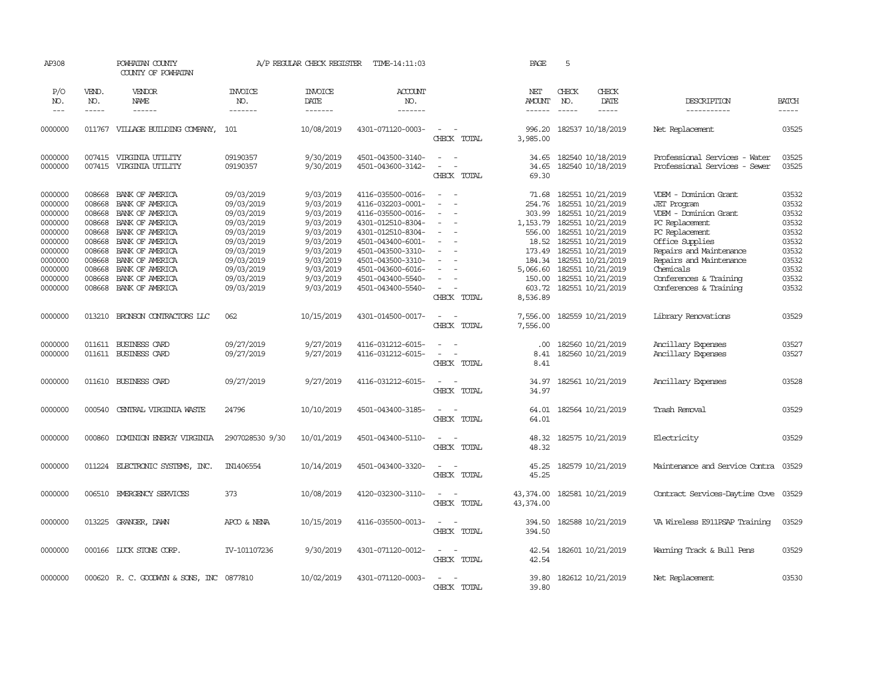AP308 POWHATAN COUNTY A/P REGULAR CHECK REGISTER TIME-14:11:03 PAGE 5

COUNTY OF POWHATAN

| P/O NO. | VEND. NO. | VENDOR NAME | INVOICE NO. | INVOICE DATE | ACCOUNT NO. | | NET AMOUNT | CHECK NO. | CHECK DATE | DESCRIPTION | BATCH |
|---|---|---|---|---|---|---|---|---|---|---|---|
| --- | ----- | ------ | ------- | ------- | ------- | | ------ | ----- | ----- | ----------- | ----- |
| 0000000 | 011767 | VILLAGE BUILDING COMPANY, | 101 | 10/08/2019 | 4301-071120-0003- | - - | 996.20 | 182537 | 10/18/2019 | Net Replacement | 03525 |
| | | | | | | CHECK TOTAL | 3,985.00 | | | | |
| 0000000 | 007415 | VIRGINIA UTILITY | 09190357 | 9/30/2019 | 4501-043500-3140- | - - | 34.65 | 182540 | 10/18/2019 | Professional Services - Water | 03525 |
| 0000000 | 007415 | VIRGINIA UTILITY | 09190357 | 9/30/2019 | 4501-043600-3142- | - - | 34.65 | 182540 | 10/18/2019 | Professional Services - Sewer | 03525 |
| | | | | | | CHECK TOTAL | 69.30 | | | | |
| 0000000 | 008668 | BANK OF AMERICA | 09/03/2019 | 9/03/2019 | 4116-035500-0016- | - - | 71.68 | 182551 | 10/21/2019 | VDEM - Dominion Grant | 03532 |
| 0000000 | 008668 | BANK OF AMERICA | 09/03/2019 | 9/03/2019 | 4116-032203-0001- | - - | 254.76 | 182551 | 10/21/2019 | JET Program | 03532 |
| 0000000 | 008668 | BANK OF AMERICA | 09/03/2019 | 9/03/2019 | 4116-035500-0016- | - - | 303.99 | 182551 | 10/21/2019 | VDEM - Dominion Grant | 03532 |
| 0000000 | 008668 | BANK OF AMERICA | 09/03/2019 | 9/03/2019 | 4301-012510-8304- | - - | 1,153.79 | 182551 | 10/21/2019 | PC Replacement | 03532 |
| 0000000 | 008668 | BANK OF AMERICA | 09/03/2019 | 9/03/2019 | 4301-012510-8304- | - - | 556.00 | 182551 | 10/21/2019 | PC Replacement | 03532 |
| 0000000 | 008668 | BANK OF AMERICA | 09/03/2019 | 9/03/2019 | 4501-043400-6001- | - - | 18.52 | 182551 | 10/21/2019 | Office Supplies | 03532 |
| 0000000 | 008668 | BANK OF AMERICA | 09/03/2019 | 9/03/2019 | 4501-043500-3310- | - - | 173.49 | 182551 | 10/21/2019 | Repairs and Maintenance | 03532 |
| 0000000 | 008668 | BANK OF AMERICA | 09/03/2019 | 9/03/2019 | 4501-043500-3310- | - - | 184.34 | 182551 | 10/21/2019 | Repairs and Maintenance | 03532 |
| 0000000 | 008668 | BANK OF AMERICA | 09/03/2019 | 9/03/2019 | 4501-043600-6016- | - - | 5,066.60 | 182551 | 10/21/2019 | Chemicals | 03532 |
| 0000000 | 008668 | BANK OF AMERICA | 09/03/2019 | 9/03/2019 | 4501-043400-5540- | - - | 150.00 | 182551 | 10/21/2019 | Conferences & Training | 03532 |
| 0000000 | 008668 | BANK OF AMERICA | 09/03/2019 | 9/03/2019 | 4501-043400-5540- | - - | 603.72 | 182551 | 10/21/2019 | Conferences & Training | 03532 |
| | | | | | | CHECK TOTAL | 8,536.89 | | | | |
| 0000000 | 013210 | BRONSON CONTRACTORS LLC | 062 | 10/15/2019 | 4301-014500-0017- | - - | 7,556.00 | 182559 | 10/21/2019 | Library Renovations | 03529 |
| | | | | | | CHECK TOTAL | 7,556.00 | | | | |
| 0000000 | 011611 | BUSINESS CARD | 09/27/2019 | 9/27/2019 | 4116-031212-6015- | - - | .00 | 182560 | 10/21/2019 | Ancillary Expenses | 03527 |
| 0000000 | 011611 | BUSINESS CARD | 09/27/2019 | 9/27/2019 | 4116-031212-6015- | - - | 8.41 | 182560 | 10/21/2019 | Ancillary Expenses | 03527 |
| | | | | | | CHECK TOTAL | 8.41 | | | | |
| 0000000 | 011610 | BUSINESS CARD | 09/27/2019 | 9/27/2019 | 4116-031212-6015- | - - | 34.97 | 182561 | 10/21/2019 | Ancillary Expenses | 03528 |
| | | | | | | CHECK TOTAL | 34.97 | | | | |
| 0000000 | 000540 | CENTRAL VIRGINIA WASTE | 24796 | 10/10/2019 | 4501-043400-3185- | - - | 64.01 | 182564 | 10/21/2019 | Trash Removal | 03529 |
| | | | | | | CHECK TOTAL | 64.01 | | | | |
| 0000000 | 000860 | DOMINION ENERGY VIRGINIA | 2907028530 9/30 | 10/01/2019 | 4501-043400-5110- | - - | 48.32 | 182575 | 10/21/2019 | Electricity | 03529 |
| | | | | | | CHECK TOTAL | 48.32 | | | | |
| 0000000 | 011224 | ELECTRONIC SYSTEMS, INC. | IN1406554 | 10/14/2019 | 4501-043400-3320- | - - | 45.25 | 182579 | 10/21/2019 | Maintenance and Service Contra | 03529 |
| | | | | | | CHECK TOTAL | 45.25 | | | | |
| 0000000 | 006510 | EMERGENCY SERVICES | 373 | 10/08/2019 | 4120-032300-3110- | - - | 43,374.00 | 182581 | 10/21/2019 | Contract Services-Daytime Cove | 03529 |
| | | | | | | CHECK TOTAL | 43,374.00 | | | | |
| 0000000 | 013225 | GRANGER, DAWN | APCO & NENA | 10/15/2019 | 4116-035500-0013- | - - | 394.50 | 182588 | 10/21/2019 | VA Wireless E911PSAP Training | 03529 |
| | | | | | | CHECK TOTAL | 394.50 | | | | |
| 0000000 | 000166 | LUCK STONE CORP. | IV-101107236 | 9/30/2019 | 4301-071120-0012- | - - | 42.54 | 182601 | 10/21/2019 | Warning Track & Bull Pens | 03529 |
| | | | | | | CHECK TOTAL | 42.54 | | | | |
| 0000000 | 000620 | R. C. GOODWYN & SONS, INC | 0877810 | 10/02/2019 | 4301-071120-0003- | - - | 39.80 | 182612 | 10/21/2019 | Net Replacement | 03530 |
| | | | | | | CHECK TOTAL | 39.80 | | | | |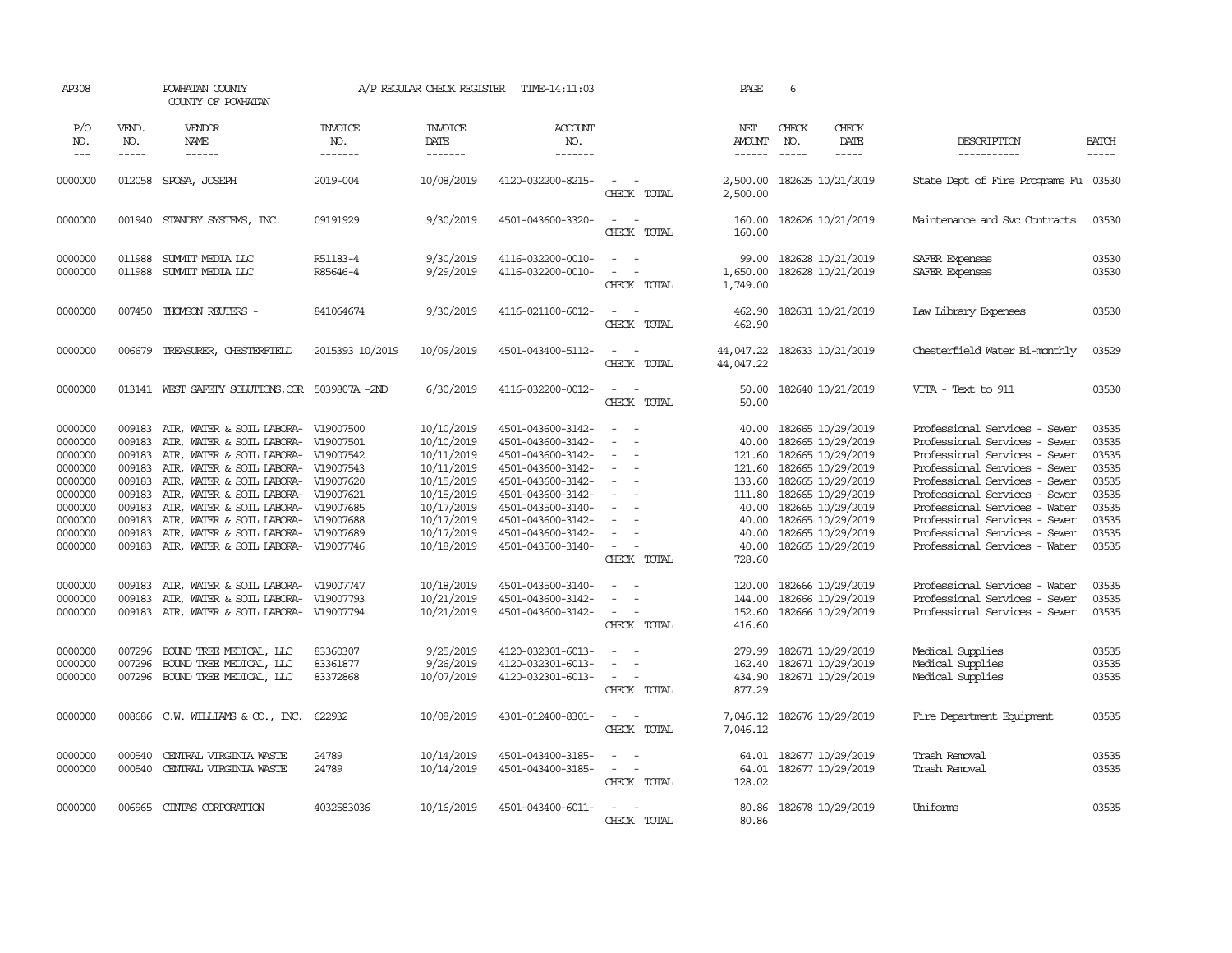AP308 POWHATAN COUNTY A/P REGULAR CHECK REGISTER TIME-14:11:03 PAGE 6
COUNTY OF POWHATAN

| P/O NO. | VEND. NO. | VENDOR NAME | INVOICE NO. | INVOICE DATE | ACCOUNT NO. | | NET AMOUNT | CHECK NO. | CHECK DATE | DESCRIPTION | BATCH |
|---|---|---|---|---|---|---|---|---|---|---|---|
| 0000000 | 012058 | SPOSA, JOSEPH | 2019-004 | 10/08/2019 | 4120-032200-8215- | - - | 2,500.00 | 182625 | 10/21/2019 | State Dept of Fire Programs Fu | 03530 |
| | | | | | | CHECK TOTAL | 2,500.00 | | | | |
| 0000000 | 001940 | STANDBY SYSTEMS, INC. | 09191929 | 9/30/2019 | 4501-043600-3320- | - - | 160.00 | 182626 | 10/21/2019 | Maintenance and Svc Contracts | 03530 |
| | | | | | | CHECK TOTAL | 160.00 | | | | |
| 0000000 | 011988 | SUMMIT MEDIA LLC | R51183-4 | 9/30/2019 | 4116-032200-0010- | - - | 99.00 | 182628 | 10/21/2019 | SAFER Expenses | 03530 |
| 0000000 | 011988 | SUMMIT MEDIA LLC | R85646-4 | 9/29/2019 | 4116-032200-0010- | - - | 1,650.00 | 182628 | 10/21/2019 | SAFER Expenses | 03530 |
| | | | | | | CHECK TOTAL | 1,749.00 | | | | |
| 0000000 | 007450 | THOMSON REUTERS - | 841064674 | 9/30/2019 | 4116-021100-6012- | - - | 462.90 | 182631 | 10/21/2019 | Law Library Expenses | 03530 |
| | | | | | | CHECK TOTAL | 462.90 | | | | |
| 0000000 | 006679 | TREASURER, CHESTERFIELD | 2015393 10/2019 | 10/09/2019 | 4501-043400-5112- | - - | 44,047.22 | 182633 | 10/21/2019 | Chesterfield Water Bi-monthly | 03529 |
| | | | | | | CHECK TOTAL | 44,047.22 | | | | |
| 0000000 | 013141 | WEST SAFETY SOLUTIONS,COR | 5039807A -2ND | 6/30/2019 | 4116-032200-0012- | - - | 50.00 | 182640 | 10/21/2019 | VITA - Text to 911 | 03530 |
| | | | | | | CHECK TOTAL | 50.00 | | | | |
| 0000000 | 009183 | AIR, WATER & SOIL LABORA- | V19007500 | 10/10/2019 | 4501-043600-3142- | - - | 40.00 | 182665 | 10/29/2019 | Professional Services - Sewer | 03535 |
| 0000000 | 009183 | AIR, WATER & SOIL LABORA- | V19007501 | 10/10/2019 | 4501-043600-3142- | - - | 40.00 | 182665 | 10/29/2019 | Professional Services - Sewer | 03535 |
| 0000000 | 009183 | AIR, WATER & SOIL LABORA- | V19007542 | 10/11/2019 | 4501-043600-3142- | - - | 121.60 | 182665 | 10/29/2019 | Professional Services - Sewer | 03535 |
| 0000000 | 009183 | AIR, WATER & SOIL LABORA- | V19007543 | 10/11/2019 | 4501-043600-3142- | - - | 121.60 | 182665 | 10/29/2019 | Professional Services - Sewer | 03535 |
| 0000000 | 009183 | AIR, WATER & SOIL LABORA- | V19007620 | 10/15/2019 | 4501-043600-3142- | - - | 133.60 | 182665 | 10/29/2019 | Professional Services - Sewer | 03535 |
| 0000000 | 009183 | AIR, WATER & SOIL LABORA- | V19007621 | 10/15/2019 | 4501-043600-3142- | - - | 111.80 | 182665 | 10/29/2019 | Professional Services - Sewer | 03535 |
| 0000000 | 009183 | AIR, WATER & SOIL LABORA- | V19007685 | 10/17/2019 | 4501-043500-3140- | - - | 40.00 | 182665 | 10/29/2019 | Professional Services - Water | 03535 |
| 0000000 | 009183 | AIR, WATER & SOIL LABORA- | V19007688 | 10/17/2019 | 4501-043600-3142- | - - | 40.00 | 182665 | 10/29/2019 | Professional Services - Sewer | 03535 |
| 0000000 | 009183 | AIR, WATER & SOIL LABORA- | V19007689 | 10/17/2019 | 4501-043600-3142- | - - | 40.00 | 182665 | 10/29/2019 | Professional Services - Sewer | 03535 |
| 0000000 | 009183 | AIR, WATER & SOIL LABORA- | V19007746 | 10/18/2019 | 4501-043500-3140- | - - | 40.00 | 182665 | 10/29/2019 | Professional Services - Water | 03535 |
| | | | | | | CHECK TOTAL | 728.60 | | | | |
| 0000000 | 009183 | AIR, WATER & SOIL LABORA- | V19007747 | 10/18/2019 | 4501-043500-3140- | - - | 120.00 | 182666 | 10/29/2019 | Professional Services - Water | 03535 |
| 0000000 | 009183 | AIR, WATER & SOIL LABORA- | V19007793 | 10/21/2019 | 4501-043600-3142- | - - | 144.00 | 182666 | 10/29/2019 | Professional Services - Sewer | 03535 |
| 0000000 | 009183 | AIR, WATER & SOIL LABORA- | V19007794 | 10/21/2019 | 4501-043600-3142- | - - | 152.60 | 182666 | 10/29/2019 | Professional Services - Sewer | 03535 |
| | | | | | | CHECK TOTAL | 416.60 | | | | |
| 0000000 | 007296 | BOUND TREE MEDICAL, LLC | 83360307 | 9/25/2019 | 4120-032301-6013- | - - | 279.99 | 182671 | 10/29/2019 | Medical Supplies | 03535 |
| 0000000 | 007296 | BOUND TREE MEDICAL, LLC | 83361877 | 9/26/2019 | 4120-032301-6013- | - - | 162.40 | 182671 | 10/29/2019 | Medical Supplies | 03535 |
| 0000000 | 007296 | BOUND TREE MEDICAL, LLC | 83372868 | 10/07/2019 | 4120-032301-6013- | - - | 434.90 | 182671 | 10/29/2019 | Medical Supplies | 03535 |
| | | | | | | CHECK TOTAL | 877.29 | | | | |
| 0000000 | 008686 | C.W. WILLIAMS & CO., INC. | 622932 | 10/08/2019 | 4301-012400-8301- | - - | 7,046.12 | 182676 | 10/29/2019 | Fire Department Equipment | 03535 |
| | | | | | | CHECK TOTAL | 7,046.12 | | | | |
| 0000000 | 000540 | CENTRAL VIRGINIA WASTE | 24789 | 10/14/2019 | 4501-043400-3185- | - - | 64.01 | 182677 | 10/29/2019 | Trash Removal | 03535 |
| 0000000 | 000540 | CENTRAL VIRGINIA WASTE | 24789 | 10/14/2019 | 4501-043400-3185- | - - | 64.01 | 182677 | 10/29/2019 | Trash Removal | 03535 |
| | | | | | | CHECK TOTAL | 128.02 | | | | |
| 0000000 | 006965 | CINTAS CORPORATION | 4032583036 | 10/16/2019 | 4501-043400-6011- | - - | 80.86 | 182678 | 10/29/2019 | Uniforms | 03535 |
| | | | | | | CHECK TOTAL | 80.86 | | | | |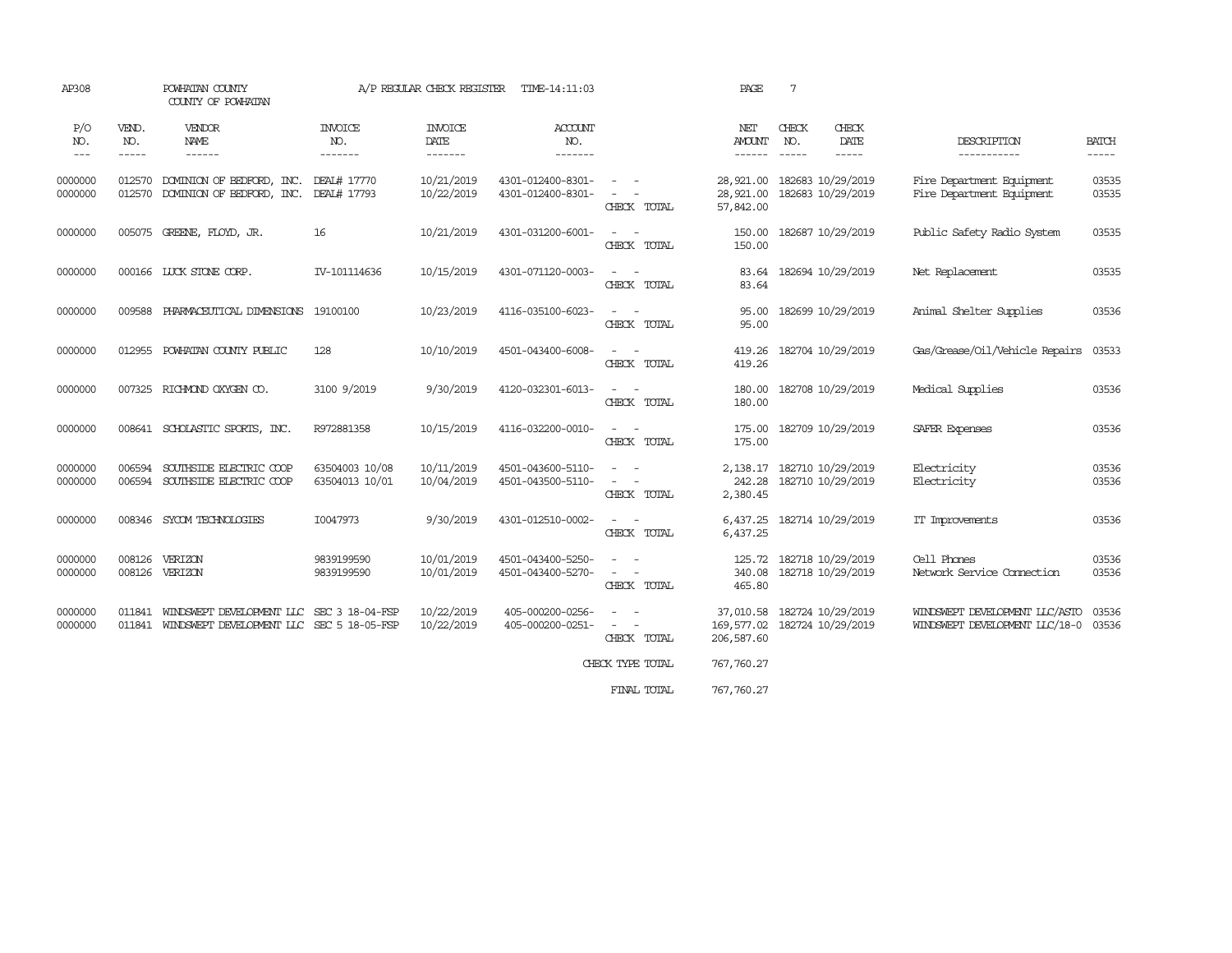AP308 POWHATAN COUNTY A/P REGULAR CHECK REGISTER TIME-14:11:03 PAGE 7

COUNTY OF POWHATAN

| P/O NO. | VEND. NO. | VENDOR NAME | INVOICE NO. | INVOICE DATE | ACCOUNT NO. | | NET AMOUNT | CHECK NO. | CHECK DATE | DESCRIPTION | BATCH |
|---|---|---|---|---|---|---|---|---|---|---|---|
| --- | ----- | ------ | ------- | ------- | ------- | | ------ | ----- | ----- | ----------- | ----- |
| 0000000 | 012570 | DOMINION OF BEDFORD, INC. | DEAL# 17770 | 10/21/2019 | 4301-012400-8301- | - - | 28,921.00 | 182683 | 10/29/2019 | Fire Department Equipment | 03535 |
| 0000000 | 012570 | DOMINION OF BEDFORD, INC. | DEAL# 17793 | 10/22/2019 | 4301-012400-8301- | - - | 28,921.00 | 182683 | 10/29/2019 | Fire Department Equipment | 03535 |
| | | | | | | CHECK TOTAL | 57,842.00 | | | | |
| 0000000 | 005075 | GREENE, FLOYD, JR. | 16 | 10/21/2019 | 4301-031200-6001- | - - | 150.00 | 182687 | 10/29/2019 | Public Safety Radio System | 03535 |
| | | | | | | CHECK TOTAL | 150.00 | | | | |
| 0000000 | 000166 | LUCK STONE CORP. | IV-101114636 | 10/15/2019 | 4301-071120-0003- | - - | 83.64 | 182694 | 10/29/2019 | Net Replacement | 03535 |
| | | | | | | CHECK TOTAL | 83.64 | | | | |
| 0000000 | 009588 | PHARMACEUTICAL DIMENSIONS | 19100100 | 10/23/2019 | 4116-035100-6023- | - - | 95.00 | 182699 | 10/29/2019 | Animal Shelter Supplies | 03536 |
| | | | | | | CHECK TOTAL | 95.00 | | | | |
| 0000000 | 012955 | POWHATAN COUNTY PUBLIC | 128 | 10/10/2019 | 4501-043400-6008- | - - | 419.26 | 182704 | 10/29/2019 | Gas/Grease/Oil/Vehicle Repairs | 03533 |
| | | | | | | CHECK TOTAL | 419.26 | | | | |
| 0000000 | 007325 | RICHMOND OXYGEN CO. | 3100 9/2019 | 9/30/2019 | 4120-032301-6013- | - - | 180.00 | 182708 | 10/29/2019 | Medical Supplies | 03536 |
| | | | | | | CHECK TOTAL | 180.00 | | | | |
| 0000000 | 008641 | SCHOLASTIC SPORTS, INC. | R972881358 | 10/15/2019 | 4116-032200-0010- | - - | 175.00 | 182709 | 10/29/2019 | SAFER Expenses | 03536 |
| | | | | | | CHECK TOTAL | 175.00 | | | | |
| 0000000 | 006594 | SOUTHSIDE ELECTRIC COOP | 63504003 10/08 | 10/11/2019 | 4501-043600-5110- | - - | 2,138.17 | 182710 | 10/29/2019 | Electricity | 03536 |
| 0000000 | 006594 | SOUTHSIDE ELECTRIC COOP | 63504013 10/01 | 10/04/2019 | 4501-043500-5110- | - - | 242.28 | 182710 | 10/29/2019 | Electricity | 03536 |
| | | | | | | CHECK TOTAL | 2,380.45 | | | | |
| 0000000 | 008346 | SYCOM TECHNOLOGIES | I0047973 | 9/30/2019 | 4301-012510-0002- | - - | 6,437.25 | 182714 | 10/29/2019 | IT Improvements | 03536 |
| | | | | | | CHECK TOTAL | 6,437.25 | | | | |
| 0000000 | 008126 | VERIZON | 9839199590 | 10/01/2019 | 4501-043400-5250- | - - | 125.72 | 182718 | 10/29/2019 | Cell Phones | 03536 |
| 0000000 | 008126 | VERIZON | 9839199590 | 10/01/2019 | 4501-043400-5270- | - - | 340.08 | 182718 | 10/29/2019 | Network Service Connection | 03536 |
| | | | | | | CHECK TOTAL | 465.80 | | | | |
| 0000000 | 011841 | WINDSWEPT DEVELOPMENT LLC | SEC 3 18-04-FSP | 10/22/2019 | 405-000200-0256- | - - | 37,010.58 | 182724 | 10/29/2019 | WINDSWEPT DEVELOPMENT LLC/ASTO | 03536 |
| 0000000 | 011841 | WINDSWEPT DEVELOPMENT LLC | SEC 5 18-05-FSP | 10/22/2019 | 405-000200-0251- | - - | 169,577.02 | 182724 | 10/29/2019 | WINDSWEPT DEVELOPMENT LLC/18-0 | 03536 |
| | | | | | | CHECK TOTAL | 206,587.60 | | | | |
| | | | | | | CHECK TYPE TOTAL | 767,760.27 | | | | |
| | | | | | | FINAL TOTAL | 767,760.27 | | | | |